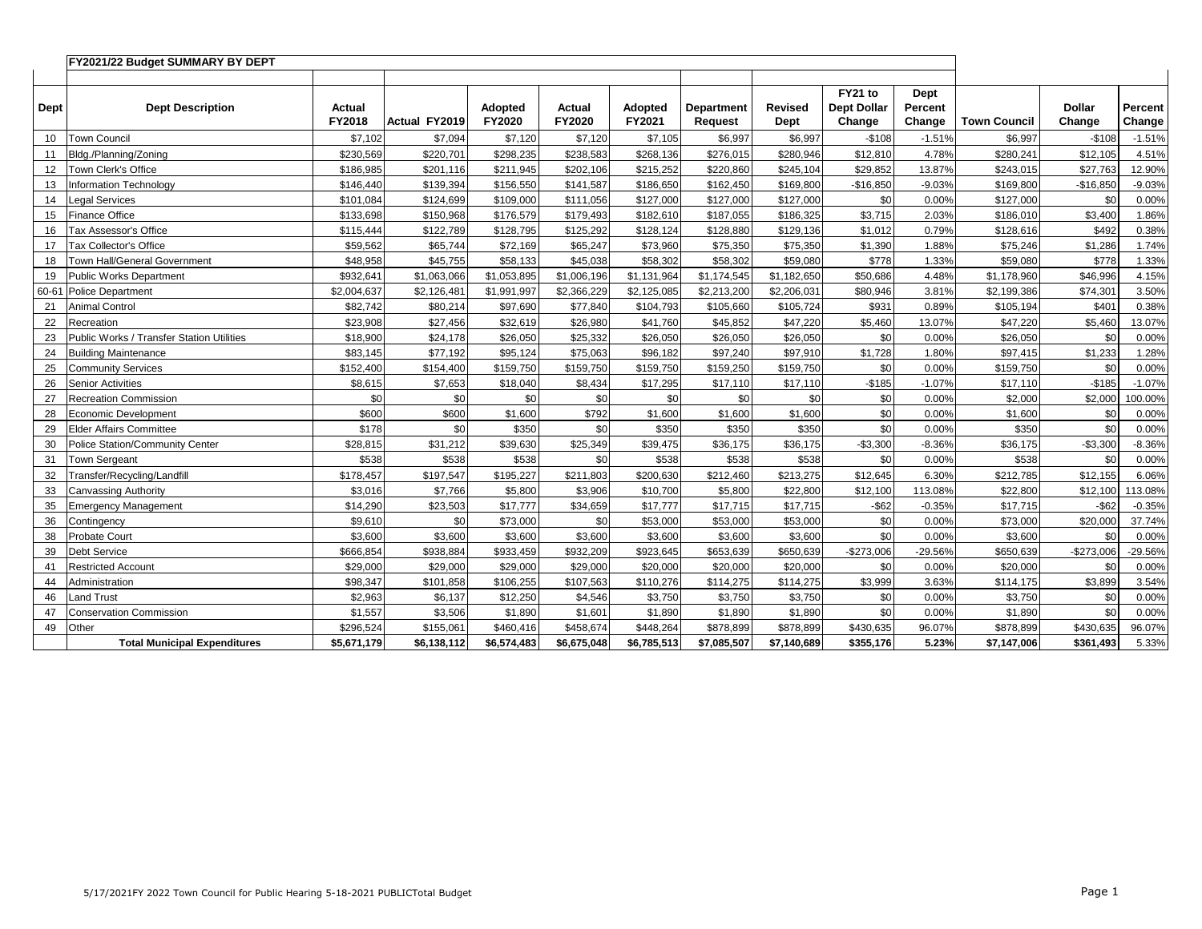## FY2021/22 Budget SUMMARY BY DEPT

| Dept | Dept Description | Actual FY2018 | Actual FY2019 | Adopted FY2020 | Actual FY2020 | Adopted FY2021 | Department Request | Revised Dept | FY21 to Dept Dollar Change | Dept Percent Change | Town Council | Dollar Change | Percent Change |
|---|---|---|---|---|---|---|---|---|---|---|---|---|---|
| 10 | Town Council | $7,102 | $7,094 | $7,120 | $7,120 | $7,105 | $6,997 | $6,997 | -$108 | -1.51% | $6,997 | -$108 | -1.51% |
| 11 | Bldg./Planning/Zoning | $230,569 | $220,701 | $298,235 | $238,583 | $268,136 | $276,015 | $280,946 | $12,810 | 4.78% | $280,241 | $12,105 | 4.51% |
| 12 | Town Clerk's Office | $186,985 | $201,116 | $211,945 | $202,106 | $215,252 | $220,860 | $245,104 | $29,852 | 13.87% | $243,015 | $27,763 | 12.90% |
| 13 | Information Technology | $146,440 | $139,394 | $156,550 | $141,587 | $186,650 | $162,450 | $169,800 | -$16,850 | -9.03% | $169,800 | -$16,850 | -9.03% |
| 14 | Legal Services | $101,084 | $124,699 | $109,000 | $111,056 | $127,000 | $127,000 | $127,000 | $0 | 0.00% | $127,000 | $0 | 0.00% |
| 15 | Finance Office | $133,698 | $150,968 | $176,579 | $179,493 | $182,610 | $187,055 | $186,325 | $3,715 | 2.03% | $186,010 | $3,400 | 1.86% |
| 16 | Tax Assessor's Office | $115,444 | $122,789 | $128,795 | $125,292 | $128,124 | $128,880 | $129,136 | $1,012 | 0.79% | $128,616 | $492 | 0.38% |
| 17 | Tax Collector's Office | $59,562 | $65,744 | $72,169 | $65,247 | $73,960 | $75,350 | $75,350 | $1,390 | 1.88% | $75,246 | $1,286 | 1.74% |
| 18 | Town Hall/General Government | $48,958 | $45,755 | $58,133 | $45,038 | $58,302 | $58,302 | $59,080 | $778 | 1.33% | $59,080 | $778 | 1.33% |
| 19 | Public Works Department | $932,641 | $1,063,066 | $1,053,895 | $1,006,196 | $1,131,964 | $1,174,545 | $1,182,650 | $50,686 | 4.48% | $1,178,960 | $46,996 | 4.15% |
| 60-61 | Police Department | $2,004,637 | $2,126,481 | $1,991,997 | $2,366,229 | $2,125,085 | $2,213,200 | $2,206,031 | $80,946 | 3.81% | $2,199,386 | $74,301 | 3.50% |
| 21 | Animal Control | $82,742 | $80,214 | $97,690 | $77,840 | $104,793 | $105,660 | $105,724 | $931 | 0.89% | $105,194 | $401 | 0.38% |
| 22 | Recreation | $23,908 | $27,456 | $32,619 | $26,980 | $41,760 | $45,852 | $47,220 | $5,460 | 13.07% | $47,220 | $5,460 | 13.07% |
| 23 | Public Works / Transfer Station Utilities | $18,900 | $24,178 | $26,050 | $25,332 | $26,050 | $26,050 | $26,050 | $0 | 0.00% | $26,050 | $0 | 0.00% |
| 24 | Building Maintenance | $83,145 | $77,192 | $95,124 | $75,063 | $96,182 | $97,240 | $97,910 | $1,728 | 1.80% | $97,415 | $1,233 | 1.28% |
| 25 | Community Services | $152,400 | $154,400 | $159,750 | $159,750 | $159,750 | $159,250 | $159,750 | $0 | 0.00% | $159,750 | $0 | 0.00% |
| 26 | Senior Activities | $8,615 | $7,653 | $18,040 | $8,434 | $17,295 | $17,110 | $17,110 | -$185 | -1.07% | $17,110 | -$185 | -1.07% |
| 27 | Recreation Commission | $0 | $0 | $0 | $0 | $0 | $0 | $0 | $0 | 0.00% | $2,000 | $2,000 | 100.00% |
| 28 | Economic Development | $600 | $600 | $1,600 | $792 | $1,600 | $1,600 | $1,600 | $0 | 0.00% | $1,600 | $0 | 0.00% |
| 29 | Elder Affairs Committee | $178 | $0 | $350 | $0 | $350 | $350 | $350 | $0 | 0.00% | $350 | $0 | 0.00% |
| 30 | Police Station/Community Center | $28,815 | $31,212 | $39,630 | $25,349 | $39,475 | $36,175 | $36,175 | -$3,300 | -8.36% | $36,175 | -$3,300 | -8.36% |
| 31 | Town Sergeant | $538 | $538 | $538 | $0 | $538 | $538 | $538 | $0 | 0.00% | $538 | $0 | 0.00% |
| 32 | Transfer/Recycling/Landfill | $178,457 | $197,547 | $195,227 | $211,803 | $200,630 | $212,460 | $213,275 | $12,645 | 6.30% | $212,785 | $12,155 | 6.06% |
| 33 | Canvassing Authority | $3,016 | $7,766 | $5,800 | $3,906 | $10,700 | $5,800 | $22,800 | $12,100 | 113.08% | $22,800 | $12,100 | 113.08% |
| 35 | Emergency Management | $14,290 | $23,503 | $17,777 | $34,659 | $17,777 | $17,715 | $17,715 | -$62 | -0.35% | $17,715 | -$62 | -0.35% |
| 36 | Contingency | $9,610 | $0 | $73,000 | $0 | $53,000 | $53,000 | $53,000 | $0 | 0.00% | $73,000 | $20,000 | 37.74% |
| 38 | Probate Court | $3,600 | $3,600 | $3,600 | $3,600 | $3,600 | $3,600 | $3,600 | $0 | 0.00% | $3,600 | $0 | 0.00% |
| 39 | Debt Service | $666,854 | $938,884 | $933,459 | $932,209 | $923,645 | $653,639 | $650,639 | -$273,006 | -29.56% | $650,639 | -$273,006 | -29.56% |
| 41 | Restricted Account | $29,000 | $29,000 | $29,000 | $29,000 | $20,000 | $20,000 | $20,000 | $0 | 0.00% | $20,000 | $0 | 0.00% |
| 44 | Administration | $98,347 | $101,858 | $106,255 | $107,563 | $110,276 | $114,275 | $114,275 | $3,999 | 3.63% | $114,175 | $3,899 | 3.54% |
| 46 | Land Trust | $2,963 | $6,137 | $12,250 | $4,546 | $3,750 | $3,750 | $3,750 | $0 | 0.00% | $3,750 | $0 | 0.00% |
| 47 | Conservation Commission | $1,557 | $3,506 | $1,890 | $1,601 | $1,890 | $1,890 | $1,890 | $0 | 0.00% | $1,890 | $0 | 0.00% |
| 49 | Other | $296,524 | $155,061 | $460,416 | $458,674 | $448,264 | $878,899 | $878,899 | $430,635 | 96.07% | $878,899 | $430,635 | 96.07% |
| | **Total Municipal Expenditures** | **$5,671,179** | **$6,138,112** | **$6,574,483** | **$6,675,048** | **$6,785,513** | **$7,085,507** | **$7,140,689** | **$355,176** | **5.23%** | **$7,147,006** | **$361,493** | **5.33%** |

5/17/2021FY 2022 Town Council for Public Hearing 5-18-2021 PUBLICTotal Budget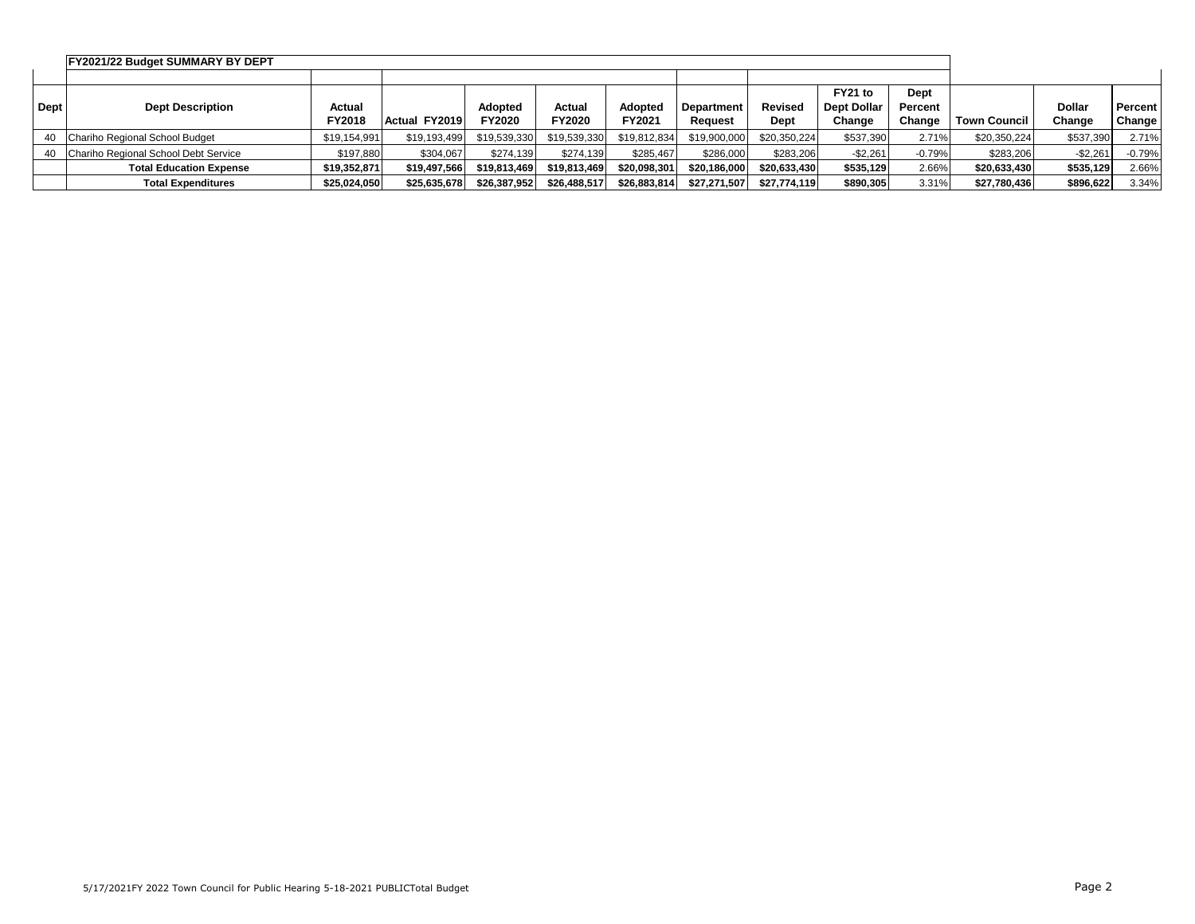## FY2021/22 Budget SUMMARY BY DEPT

| Dept | Dept Description | Actual FY2018 | Actual FY2019 | Adopted FY2020 | Actual FY2020 | Adopted FY2021 | Department Request | Revised Dept | FY21 to Dept Dollar Change | Dept Percent Change | Town Council | Dollar Change | Percent Change |
|---|---|---|---|---|---|---|---|---|---|---|---|---|---|
| 40 | Chariho Regional School Budget | $19,154,991 | $19,193,499 | $19,539,330 | $19,539,330 | $19,812,834 | $19,900,000 | $20,350,224 | $537,390 | 2.71% | $20,350,224 | $537,390 | 2.71% |
| 40 | Chariho Regional School Debt Service | $197,880 | $304,067 | $274,139 | $274,139 | $285,467 | $286,000 | $283,206 | -$2,261 | -0.79% | $283,206 | -$2,261 | -0.79% |
| | **Total Education Expense** | **$19,352,871** | **$19,497,566** | **$19,813,469** | **$19,813,469** | **$20,098,301** | **$20,186,000** | **$20,633,430** | **$535,129** | 2.66% | **$20,633,430** | **$535,129** | 2.66% |
| | **Total Expenditures** | **$25,024,050** | **$25,635,678** | **$26,387,952** | **$26,488,517** | **$26,883,814** | **$27,271,507** | **$27,774,119** | **$890,305** | 3.31% | **$27,780,436** | **$896,622** | 3.34% |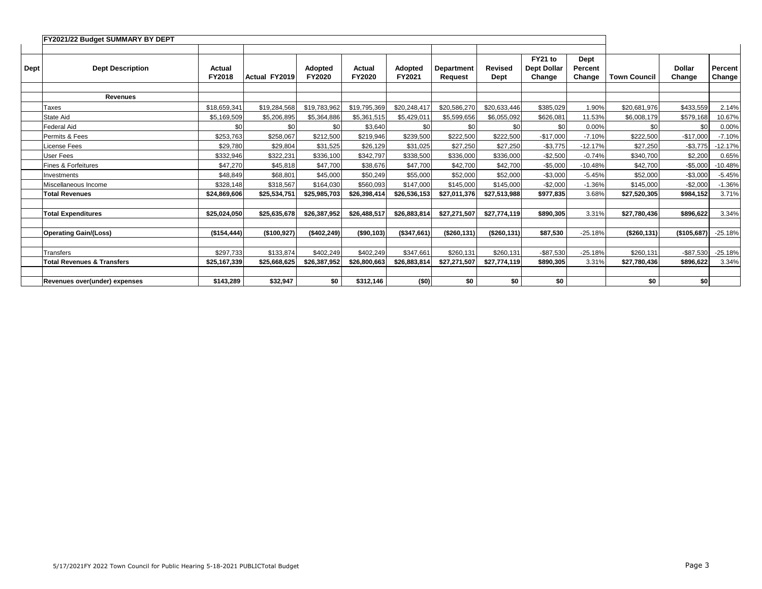**FY2021/22 Budget SUMMARY BY DEPT**

| Dept | Dept Description | Actual FY2018 | Actual FY2019 | Adopted FY2020 | Actual FY2020 | Adopted FY2021 | Department Request | Revised Dept | FY21 to Dept Dollar Change | Dept Percent Change | Town Council | Dollar Change | Percent Change |
|---|---|---|---|---|---|---|---|---|---|---|---|---|---|
| | **Revenues** | | | | | | | | | | | | |
| | Taxes | $18,659,341 | $19,284,568 | $19,783,962 | $19,795,369 | $20,248,417 | $20,586,270 | $20,633,446 | $385,029 | 1.90% | $20,681,976 | $433,559 | 2.14% |
| | State Aid | $5,169,509 | $5,206,895 | $5,364,886 | $5,361,515 | $5,429,011 | $5,599,656 | $6,055,092 | $626,081 | 11.53% | $6,008,179 | $579,168 | 10.67% |
| | Federal Aid | $0 | $0 | $0 | $3,640 | $0 | $0 | $0 | $0 | 0.00% | $0 | $0 | 0.00% |
| | Permits & Fees | $253,763 | $258,067 | $212,500 | $219,946 | $239,500 | $222,500 | $222,500 | -$17,000 | -7.10% | $222,500 | -$17,000 | -7.10% |
| | License Fees | $29,780 | $29,804 | $31,525 | $26,129 | $31,025 | $27,250 | $27,250 | -$3,775 | -12.17% | $27,250 | -$3,775 | -12.17% |
| | User Fees | $332,946 | $322,231 | $336,100 | $342,797 | $338,500 | $336,000 | $336,000 | -$2,500 | -0.74% | $340,700 | $2,200 | 0.65% |
| | Fines & Forfeitures | $47,270 | $45,818 | $47,700 | $38,676 | $47,700 | $42,700 | $42,700 | -$5,000 | -10.48% | $42,700 | -$5,000 | -10.48% |
| | Investments | $48,849 | $68,801 | $45,000 | $50,249 | $55,000 | $52,000 | $52,000 | -$3,000 | -5.45% | $52,000 | -$3,000 | -5.45% |
| | Miscellaneous Income | $328,148 | $318,567 | $164,030 | $560,093 | $147,000 | $145,000 | $145,000 | -$2,000 | -1.36% | $145,000 | -$2,000 | -1.36% |
| | **Total Revenues** | **$24,869,606** | **$25,534,751** | **$25,985,703** | **$26,398,414** | **$26,536,153** | **$27,011,376** | **$27,513,988** | **$977,835** | 3.68% | **$27,520,305** | **$984,152** | 3.71% |
| | | | | | | | | | | | | | |
| | **Total Expenditures** | **$25,024,050** | **$25,635,678** | **$26,387,952** | **$26,488,517** | **$26,883,814** | **$27,271,507** | **$27,774,119** | **$890,305** | 3.31% | **$27,780,436** | **$896,622** | 3.34% |
| | | | | | | | | | | | | | |
| | **Operating Gain/(Loss)** | **($154,444)** | **($100,927)** | **($402,249)** | **($90,103)** | **($347,661)** | **($260,131)** | **($260,131)** | **$87,530** | -25.18% | **($260,131)** | **($105,687)** | -25.18% |
| | | | | | | | | | | | | | |
| | Transfers | $297,733 | $133,874 | $402,249 | $402,249 | $347,661 | $260,131 | $260,131 | -$87,530 | -25.18% | $260,131 | -$87,530 | -25.18% |
| | **Total Revenues & Transfers** | **$25,167,339** | **$25,668,625** | **$26,387,952** | **$26,800,663** | **$26,883,814** | **$27,271,507** | **$27,774,119** | **$890,305** | 3.31% | **$27,780,436** | **$896,622** | 3.34% |
| | | | | | | | | | | | | | |
| | **Revenues over(under) expenses** | **$143,289** | **$32,947** | **$0** | **$312,146** | **($0)** | **$0** | **$0** | **$0** | | **$0** | **$0** | |

5/17/2021FY 2022 Town Council for Public Hearing 5-18-2021 PUBLICTotal Budget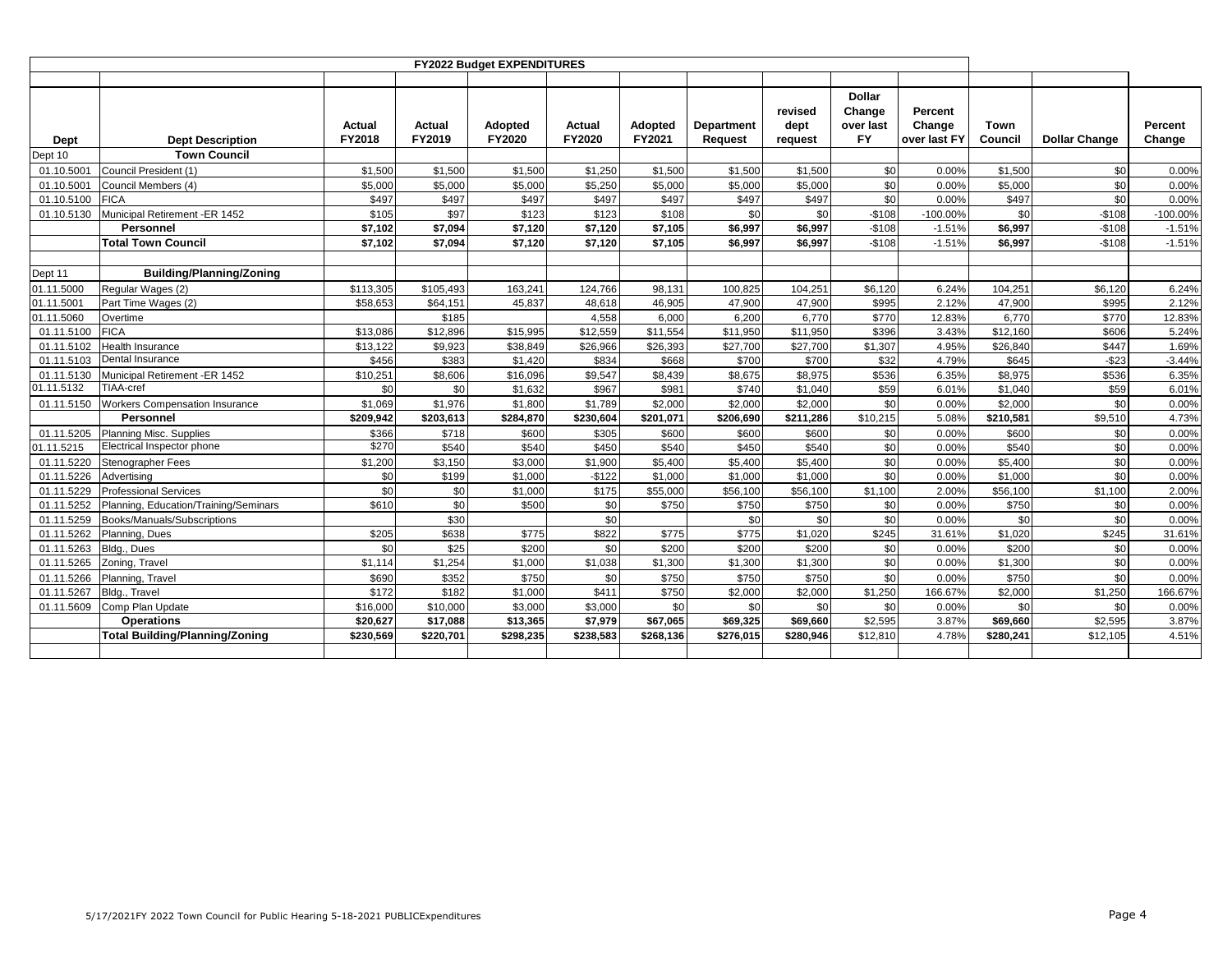| FY2022 Budget EXPENDITURES | | | | | | | | | | | | | |
|---|---|---|---|---|---|---|---|---|---|---|---|---|---|
| **Dept** | **Dept Description** | **Actual FY2018** | **Actual FY2019** | **Adopted FY2020** | **Actual FY2020** | **Adopted FY2021** | **Department Request** | **revised dept request** | **Dollar Change over last FY** | **Percent Change over last FY** | **Town Council** | **Dollar Change** | **Percent Change** |
| Dept 10 | **Town Council** | | | | | | | | | | | | |
| 01.10.5001 | Council President (1) | $1,500 | $1,500 | $1,500 | $1,250 | $1,500 | $1,500 | $1,500 | $0 | 0.00% | $1,500 | $0 | 0.00% |
| 01.10.5001 | Council Members (4) | $5,000 | $5,000 | $5,000 | $5,250 | $5,000 | $5,000 | $5,000 | $0 | 0.00% | $5,000 | $0 | 0.00% |
| 01.10.5100 | FICA | $497 | $497 | $497 | $497 | $497 | $497 | $497 | $0 | 0.00% | $497 | $0 | 0.00% |
| 01.10.5130 | Municipal Retirement -ER 1452 | $105 | $97 | $123 | $123 | $108 | $0 | $0 | -$108 | -100.00% | $0 | -$108 | -100.00% |
| | **Personnel** | **$7,102** | **$7,094** | **$7,120** | **$7,120** | **$7,105** | **$6,997** | **$6,997** | -$108 | -1.51% | **$6,997** | -$108 | -1.51% |
| | **Total Town Council** | **$7,102** | **$7,094** | **$7,120** | **$7,120** | **$7,105** | **$6,997** | **$6,997** | -$108 | -1.51% | **$6,997** | -$108 | -1.51% |
| | | | | | | | | | | | | | |
| Dept 11 | **Building/Planning/Zoning** | | | | | | | | | | | | |
| 01.11.5000 | Regular Wages (2) | $113,305 | $105,493 | 163,241 | 124,766 | 98,131 | 100,825 | 104,251 | $6,120 | 6.24% | 104,251 | $6,120 | 6.24% |
| 01.11.5001 | Part Time Wages (2) | $58,653 | $64,151 | 45,837 | 48,618 | 46,905 | 47,900 | 47,900 | $995 | 2.12% | 47,900 | $995 | 2.12% |
| 01.11.5060 | Overtime | | $185 | | 4,558 | 6,000 | 6,200 | 6,770 | $770 | 12.83% | 6,770 | $770 | 12.83% |
| 01.11.5100 | FICA | $13,086 | $12,896 | $15,995 | $12,559 | $11,554 | $11,950 | $11,950 | $396 | 3.43% | $12,160 | $606 | 5.24% |
| 01.11.5102 | Health Insurance | $13,122 | $9,923 | $38,849 | $26,966 | $26,393 | $27,700 | $27,700 | $1,307 | 4.95% | $26,840 | $447 | 1.69% |
| 01.11.5103 | Dental Insurance | $456 | $383 | $1,420 | $834 | $668 | $700 | $700 | $32 | 4.79% | $645 | -$23 | -3.44% |
| 01.11.5130 | Municipal Retirement -ER 1452 | $10,251 | $8,606 | $16,096 | $9,547 | $8,439 | $8,675 | $8,975 | $536 | 6.35% | $8,975 | $536 | 6.35% |
| 01.11.5132 | TIAA-cref | $0 | $0 | $1,632 | $967 | $981 | $740 | $1,040 | $59 | 6.01% | $1,040 | $59 | 6.01% |
| 01.11.5150 | Workers Compensation Insurance | $1,069 | $1,976 | $1,800 | $1,789 | $2,000 | $2,000 | $2,000 | $0 | 0.00% | $2,000 | $0 | 0.00% |
| | **Personnel** | **$209,942** | **$203,613** | **$284,870** | **$230,604** | **$201,071** | **$206,690** | **$211,286** | $10,215 | 5.08% | **$210,581** | $9,510 | 4.73% |
| 01.11.5205 | Planning Misc. Supplies | $366 | $718 | $600 | $305 | $600 | $600 | $600 | $0 | 0.00% | $600 | $0 | 0.00% |
| 01.11.5215 | Electrical Inspector phone | $270 | $540 | $540 | $450 | $540 | $450 | $540 | $0 | 0.00% | $540 | $0 | 0.00% |
| 01.11.5220 | Stenographer Fees | $1,200 | $3,150 | $3,000 | $1,900 | $5,400 | $5,400 | $5,400 | $0 | 0.00% | $5,400 | $0 | 0.00% |
| 01.11.5226 | Advertising | $0 | $199 | $1,000 | -$122 | $1,000 | $1,000 | $1,000 | $0 | 0.00% | $1,000 | $0 | 0.00% |
| 01.11.5229 | Professional Services | $0 | $0 | $1,000 | $175 | $55,000 | $56,100 | $56,100 | $1,100 | 2.00% | $56,100 | $1,100 | 2.00% |
| 01.11.5252 | Planning, Education/Training/Seminars | $610 | $0 | $500 | $0 | $750 | $750 | $750 | $0 | 0.00% | $750 | $0 | 0.00% |
| 01.11.5259 | Books/Manuals/Subscriptions | | $30 | | $0 | | $0 | $0 | $0 | 0.00% | $0 | $0 | 0.00% |
| 01.11.5262 | Planning, Dues | $205 | $638 | $775 | $822 | $775 | $775 | $1,020 | $245 | 31.61% | $1,020 | $245 | 31.61% |
| 01.11.5263 | Bldg., Dues | $0 | $25 | $200 | $0 | $200 | $200 | $200 | $0 | 0.00% | $200 | $0 | 0.00% |
| 01.11.5265 | Zoning, Travel | $1,114 | $1,254 | $1,000 | $1,038 | $1,300 | $1,300 | $1,300 | $0 | 0.00% | $1,300 | $0 | 0.00% |
| 01.11.5266 | Planning, Travel | $690 | $352 | $750 | $0 | $750 | $750 | $750 | $0 | 0.00% | $750 | $0 | 0.00% |
| 01.11.5267 | Bldg., Travel | $172 | $182 | $1,000 | $411 | $750 | $2,000 | $2,000 | $1,250 | 166.67% | $2,000 | $1,250 | 166.67% |
| 01.11.5609 | Comp Plan Update | $16,000 | $10,000 | $3,000 | $3,000 | $0 | $0 | $0 | $0 | 0.00% | $0 | $0 | 0.00% |
| | **Operations** | **$20,627** | **$17,088** | **$13,365** | **$7,979** | **$67,065** | **$69,325** | **$69,660** | $2,595 | 3.87% | **$69,660** | $2,595 | 3.87% |
| | **Total Building/Planning/Zoning** | **$230,569** | **$220,701** | **$298,235** | **$238,583** | **$268,136** | **$276,015** | **$280,946** | $12,810 | 4.78% | **$280,241** | $12,105 | 4.51% |

5/17/2021FY 2022 Town Council for Public Hearing 5-18-2021 PUBLICExpenditures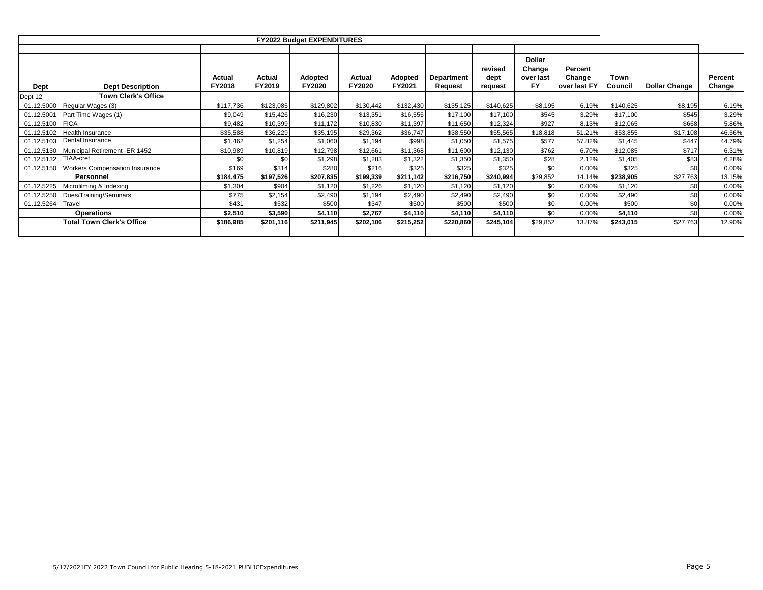| FY2022 Budget EXPENDITURES | | | | | | | | | | | | | | |
|---|---|---|---|---|---|---|---|---|---|---|---|---|---|---|
| Dept | Dept Description | Actual FY2018 | Actual FY2019 | Adopted FY2020 | Actual FY2020 | Adopted FY2021 | Department Request | revised dept request | Dollar Change over last FY | Percent Change over last FY | Town Council | Dollar Change | Percent Change |
| Dept 12 | **Town Clerk's Office** | | | | | | | | | | | | |
| 01.12.5000 | Regular Wages (3) | $117,736 | $123,085 | $129,802 | $130,442 | $132,430 | $135,125 | $140,625 | $8,195 | 6.19% | $140,625 | $8,195 | 6.19% |
| 01.12.5001 | Part Time Wages (1) | $9,049 | $15,426 | $16,230 | $13,351 | $16,555 | $17,100 | $17,100 | $545 | 3.29% | $17,100 | $545 | 3.29% |
| 01.12.5100 | FICA | $9,482 | $10,399 | $11,172 | $10,830 | $11,397 | $11,650 | $12,324 | $927 | 8.13% | $12,065 | $668 | 5.86% |
| 01.12.5102 | Health Insurance | $35,588 | $36,229 | $35,195 | $29,362 | $36,747 | $38,550 | $55,565 | $18,818 | 51.21% | $53,855 | $17,108 | 46.56% |
| 01.12.5103 | Dental Insurance | $1,462 | $1,254 | $1,060 | $1,194 | $998 | $1,050 | $1,575 | $577 | 57.82% | $1,445 | $447 | 44.79% |
| 01.12.5130 | Municipal Retirement -ER 1452 | $10,989 | $10,819 | $12,798 | $12,661 | $11,368 | $11,600 | $12,130 | $762 | 6.70% | $12,085 | $717 | 6.31% |
| 01.12.5132 | TIAA-cref | $0 | $0 | $1,298 | $1,283 | $1,322 | $1,350 | $1,350 | $28 | 2.12% | $1,405 | $83 | 6.28% |
| 01.12.5150 | Workers Compensation Insurance | $169 | $314 | $280 | $216 | $325 | $325 | $325 | $0 | 0.00% | $325 | $0 | 0.00% |
| | **Personnel** | **$184,475** | **$197,526** | **$207,835** | **$199,339** | **$211,142** | **$216,750** | **$240,994** | $29,852 | 14.14% | **$238,905** | $27,763 | 13.15% |
| 01.12.5225 | Microfilming & Indexing | $1,304 | $904 | $1,120 | $1,226 | $1,120 | $1,120 | $1,120 | $0 | 0.00% | $1,120 | $0 | 0.00% |
| 01.12.5250 | Dues/Training/Seminars | $775 | $2,154 | $2,490 | $1,194 | $2,490 | $2,490 | $2,490 | $0 | 0.00% | $2,490 | $0 | 0.00% |
| 01.12.5264 | Travel | $431 | $532 | $500 | $347 | $500 | $500 | $500 | $0 | 0.00% | $500 | $0 | 0.00% |
| | **Operations** | **$2,510** | **$3,590** | **$4,110** | **$2,767** | **$4,110** | **$4,110** | **$4,110** | $0 | 0.00% | **$4,110** | $0 | 0.00% |
| | **Total Town Clerk's Office** | **$186,985** | **$201,116** | **$211,945** | **$202,106** | **$215,252** | **$220,860** | **$245,104** | $29,852 | 13.87% | **$243,015** | $27,763 | 12.90% |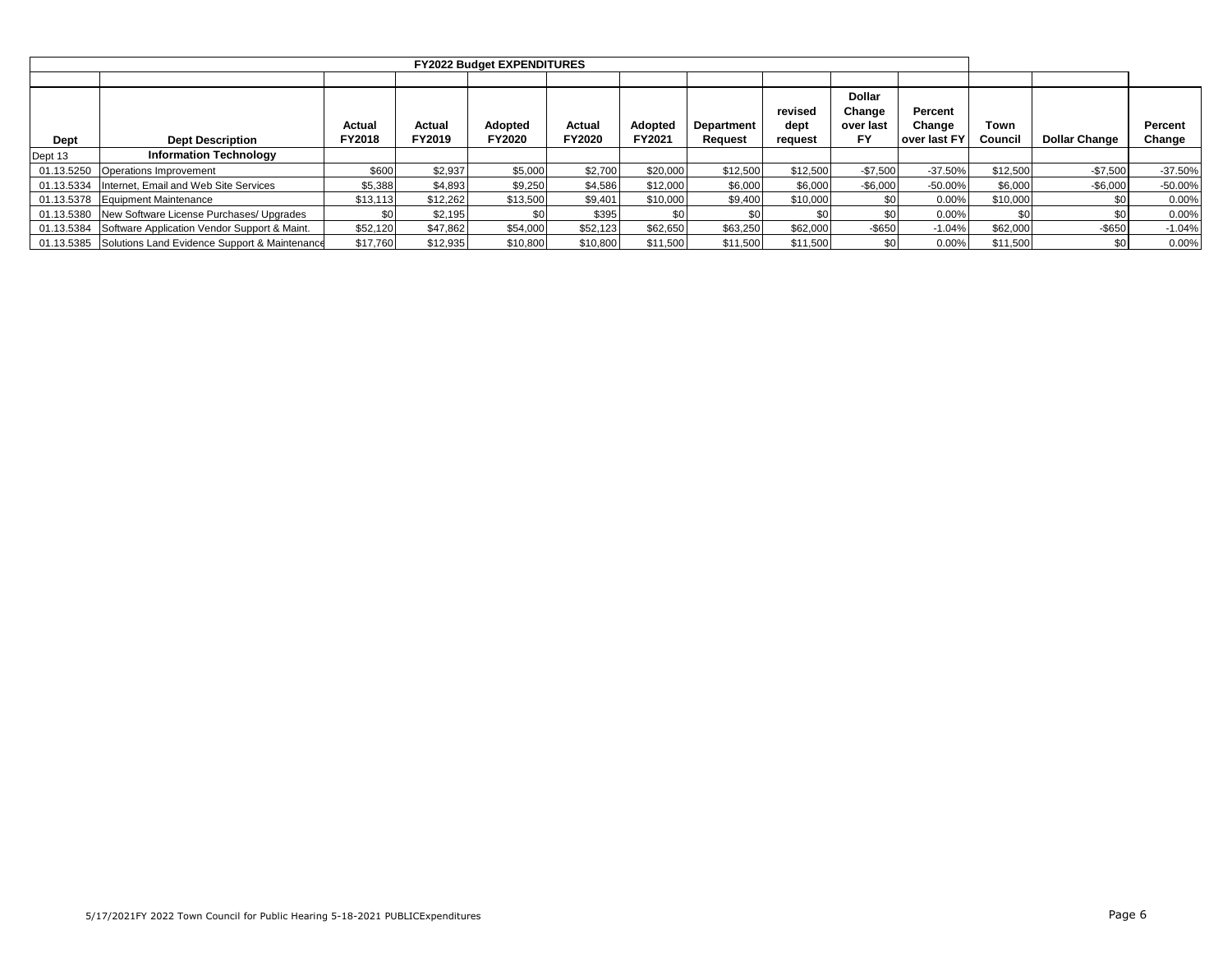| FY2022 Budget EXPENDITURES | | | | | | | | | | | | | |
|---|---|---|---|---|---|---|---|---|---|---|---|---|---|
| Dept | Dept Description | Actual FY2018 | Actual FY2019 | Adopted FY2020 | Actual FY2020 | Adopted FY2021 | Department Request | revised dept request | Dollar Change over last FY | Percent Change over last FY | Town Council | Dollar Change | Percent Change |
| Dept 13 | **Information Technology** | | | | | | | | | | | | |
| 01.13.5250 | Operations Improvement | $600 | $2,937 | $5,000 | $2,700 | $20,000 | $12,500 | $12,500 | -$7,500 | -37.50% | $12,500 | -$7,500 | -37.50% |
| 01.13.5334 | Internet, Email and Web Site Services | $5,388 | $4,893 | $9,250 | $4,586 | $12,000 | $6,000 | $6,000 | -$6,000 | -50.00% | $6,000 | -$6,000 | -50.00% |
| 01.13.5378 | Equipment Maintenance | $13,113 | $12,262 | $13,500 | $9,401 | $10,000 | $9,400 | $10,000 | $0 | 0.00% | $10,000 | $0 | 0.00% |
| 01.13.5380 | New Software License Purchases/ Upgrades | $0 | $2,195 | $0 | $395 | $0 | $0 | $0 | $0 | 0.00% | $0 | $0 | 0.00% |
| 01.13.5384 | Software Application Vendor Support & Maint. | $52,120 | $47,862 | $54,000 | $52,123 | $62,650 | $63,250 | $62,000 | -$650 | -1.04% | $62,000 | -$650 | -1.04% |
| 01.13.5385 | Solutions Land Evidence Support & Maintenance | $17,760 | $12,935 | $10,800 | $10,800 | $11,500 | $11,500 | $11,500 | $0 | 0.00% | $11,500 | $0 | 0.00% |

5/17/2021FY 2022 Town Council for Public Hearing 5-18-2021 PUBLICExpenditures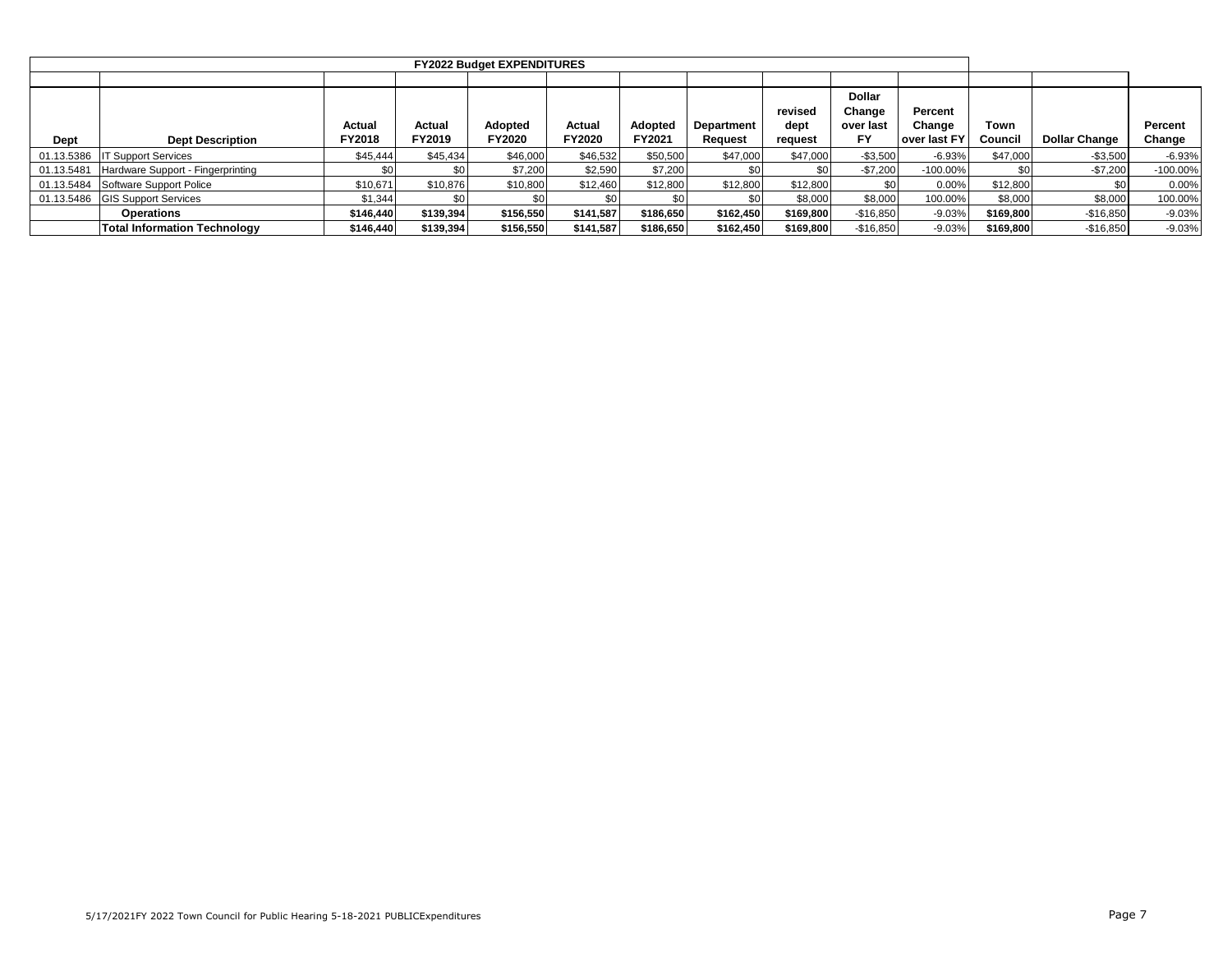| FY2022 Budget EXPENDITURES | | | | | | | | | | | | | |
|---|---|---|---|---|---|---|---|---|---|---|---|---|---|
| **Dept** | **Dept Description** | **Actual FY2018** | **Actual FY2019** | **Adopted FY2020** | **Actual FY2020** | **Adopted FY2021** | **Department Request** | **revised dept request** | **Dollar Change over last FY** | **Percent Change over last FY** | **Town Council** | **Dollar Change** | **Percent Change** |
| 01.13.5386 | IT Support Services | $45,444 | $45,434 | $46,000 | $46,532 | $50,500 | $47,000 | $47,000 | -$3,500 | -6.93% | $47,000 | -$3,500 | -6.93% |
| 01.13.5481 | Hardware Support - Fingerprinting | $0 | $0 | $7,200 | $2,590 | $7,200 | $0 | $0 | -$7,200 | -100.00% | $0 | -$7,200 | -100.00% |
| 01.13.5484 | Software Support Police | $10,671 | $10,876 | $10,800 | $12,460 | $12,800 | $12,800 | $12,800 | $0 | 0.00% | $12,800 | $0 | 0.00% |
| 01.13.5486 | GIS Support Services | $1,344 | $0 | $0 | $0 | $0 | $0 | $8,000 | $8,000 | 100.00% | $8,000 | $8,000 | 100.00% |
| | **Operations** | **$146,440** | **$139,394** | **$156,550** | **$141,587** | **$186,650** | **$162,450** | **$169,800** | -$16,850 | -9.03% | **$169,800** | -$16,850 | -9.03% |
| | **Total Information Technology** | **$146,440** | **$139,394** | **$156,550** | **$141,587** | **$186,650** | **$162,450** | **$169,800** | -$16,850 | -9.03% | **$169,800** | -$16,850 | -9.03% |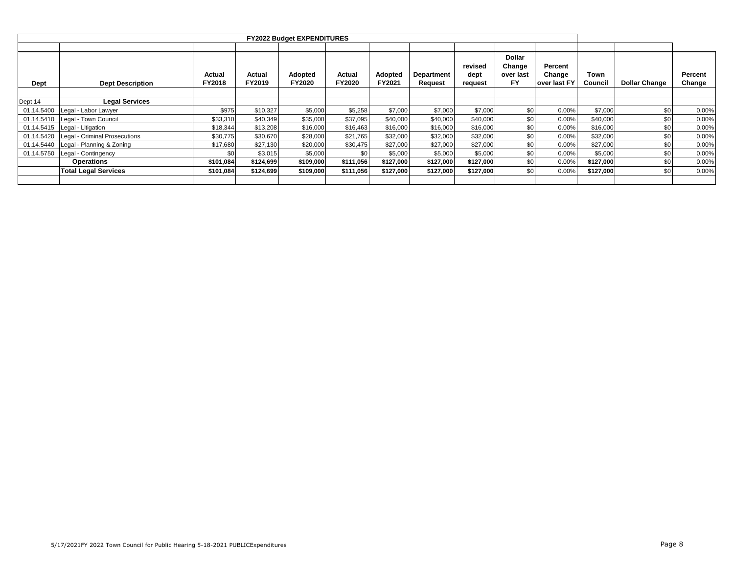| FY2022 Budget EXPENDITURES | | | | | | | | | | | | | |
|---|---|---|---|---|---|---|---|---|---|---|---|---|---|
| **Dept** | **Dept Description** | **Actual FY2018** | **Actual FY2019** | **Adopted FY2020** | **Actual FY2020** | **Adopted FY2021** | **Department Request** | **revised dept request** | **Dollar Change over last FY** | **Percent Change over last FY** | **Town Council** | **Dollar Change** | **Percent Change** |
| | | | | | | | | | | | | | |
| Dept 14 | **Legal Services** | | | | | | | | | | | | |
| 01.14.5400 | Legal - Labor Lawyer | $975 | $10,327 | $5,000 | $5,258 | $7,000 | $7,000 | $7,000 | $0 | 0.00% | $7,000 | $0 | 0.00% |
| 01.14.5410 | Legal - Town Council | $33,310 | $40,349 | $35,000 | $37,095 | $40,000 | $40,000 | $40,000 | $0 | 0.00% | $40,000 | $0 | 0.00% |
| 01.14.5415 | Legal - Litigation | $18,344 | $13,208 | $16,000 | $16,463 | $16,000 | $16,000 | $16,000 | $0 | 0.00% | $16,000 | $0 | 0.00% |
| 01.14.5420 | Legal - Criminal Prosecutions | $30,775 | $30,670 | $28,000 | $21,765 | $32,000 | $32,000 | $32,000 | $0 | 0.00% | $32,000 | $0 | 0.00% |
| 01.14.5440 | Legal - Planning & Zoning | $17,680 | $27,130 | $20,000 | $30,475 | $27,000 | $27,000 | $27,000 | $0 | 0.00% | $27,000 | $0 | 0.00% |
| 01.14.5750 | Legal - Contingency | $0 | $3,015 | $5,000 | $0 | $5,000 | $5,000 | $5,000 | $0 | 0.00% | $5,000 | $0 | 0.00% |
| | **Operations** | **$101,084** | **$124,699** | **$109,000** | **$111,056** | **$127,000** | **$127,000** | **$127,000** | $0 | 0.00% | **$127,000** | $0 | 0.00% |
| | **Total Legal Services** | **$101,084** | **$124,699** | **$109,000** | **$111,056** | **$127,000** | **$127,000** | **$127,000** | $0 | 0.00% | **$127,000** | $0 | 0.00% |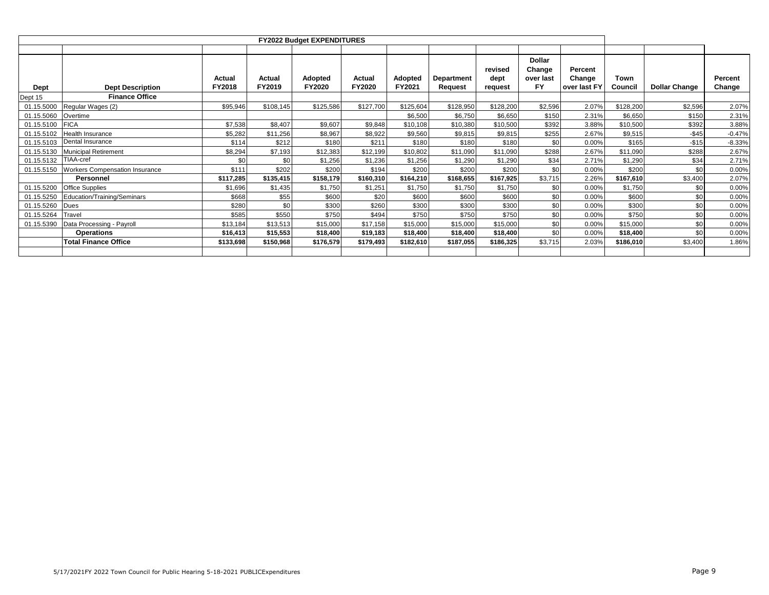| FY2022 Budget EXPENDITURES | | | | | | | | | | | | | |
|---|---|---|---|---|---|---|---|---|---|---|---|---|---|
| **Dept** | **Dept Description** | **Actual FY2018** | **Actual FY2019** | **Adopted FY2020** | **Actual FY2020** | **Adopted FY2021** | **Department Request** | **revised dept request** | **Dollar Change over last FY** | **Percent Change over last FY** | **Town Council** | **Dollar Change** | **Percent Change** |
| Dept 15 | **Finance Office** | | | | | | | | | | | | |
| 01.15.5000 | Regular Wages (2) | $95,946 | $108,145 | $125,586 | $127,700 | $125,604 | $128,950 | $128,200 | $2,596 | 2.07% | $128,200 | $2,596 | 2.07% |
| 01.15.5060 | Overtime | | | | | $6,500 | $6,750 | $6,650 | $150 | 2.31% | $6,650 | $150 | 2.31% |
| 01.15.5100 | FICA | $7,538 | $8,407 | $9,607 | $9,848 | $10,108 | $10,380 | $10,500 | $392 | 3.88% | $10,500 | $392 | 3.88% |
| 01.15.5102 | Health Insurance | $5,282 | $11,256 | $8,967 | $8,922 | $9,560 | $9,815 | $9,815 | $255 | 2.67% | $9,515 | -$45 | -0.47% |
| 01.15.5103 | Dental Insurance | $114 | $212 | $180 | $211 | $180 | $180 | $180 | $0 | 0.00% | $165 | -$15 | -8.33% |
| 01.15.5130 | Municipal Retirement | $8,294 | $7,193 | $12,383 | $12,199 | $10,802 | $11,090 | $11,090 | $288 | 2.67% | $11,090 | $288 | 2.67% |
| 01.15.5132 | TIAA-cref | $0 | $0 | $1,256 | $1,236 | $1,256 | $1,290 | $1,290 | $34 | 2.71% | $1,290 | $34 | 2.71% |
| 01.15.5150 | Workers Compensation Insurance | $111 | $202 | $200 | $194 | $200 | $200 | $200 | $0 | 0.00% | $200 | $0 | 0.00% |
| | **Personnel** | **$117,285** | **$135,415** | **$158,179** | **$160,310** | **$164,210** | **$168,655** | **$167,925** | $3,715 | 2.26% | **$167,610** | $3,400 | 2.07% |
| 01.15.5200 | Office Supplies | $1,696 | $1,435 | $1,750 | $1,251 | $1,750 | $1,750 | $1,750 | $0 | 0.00% | $1,750 | $0 | 0.00% |
| 01.15.5250 | Education/Training/Seminars | $668 | $55 | $600 | $20 | $600 | $600 | $600 | $0 | 0.00% | $600 | $0 | 0.00% |
| 01.15.5260 | Dues | $280 | $0 | $300 | $260 | $300 | $300 | $300 | $0 | 0.00% | $300 | $0 | 0.00% |
| 01.15.5264 | Travel | $585 | $550 | $750 | $494 | $750 | $750 | $750 | $0 | 0.00% | $750 | $0 | 0.00% |
| 01.15.5390 | Data Processing - Payroll | $13,184 | $13,513 | $15,000 | $17,158 | $15,000 | $15,000 | $15,000 | $0 | 0.00% | $15,000 | $0 | 0.00% |
| | **Operations** | **$16,413** | **$15,553** | **$18,400** | **$19,183** | **$18,400** | **$18,400** | **$18,400** | $0 | 0.00% | **$18,400** | $0 | 0.00% |
| | **Total Finance Office** | **$133,698** | **$150,968** | **$176,579** | **$179,493** | **$182,610** | **$187,055** | **$186,325** | $3,715 | 2.03% | **$186,010** | $3,400 | 1.86% |

5/17/2021FY 2022 Town Council for Public Hearing 5-18-2021 PUBLICExpenditures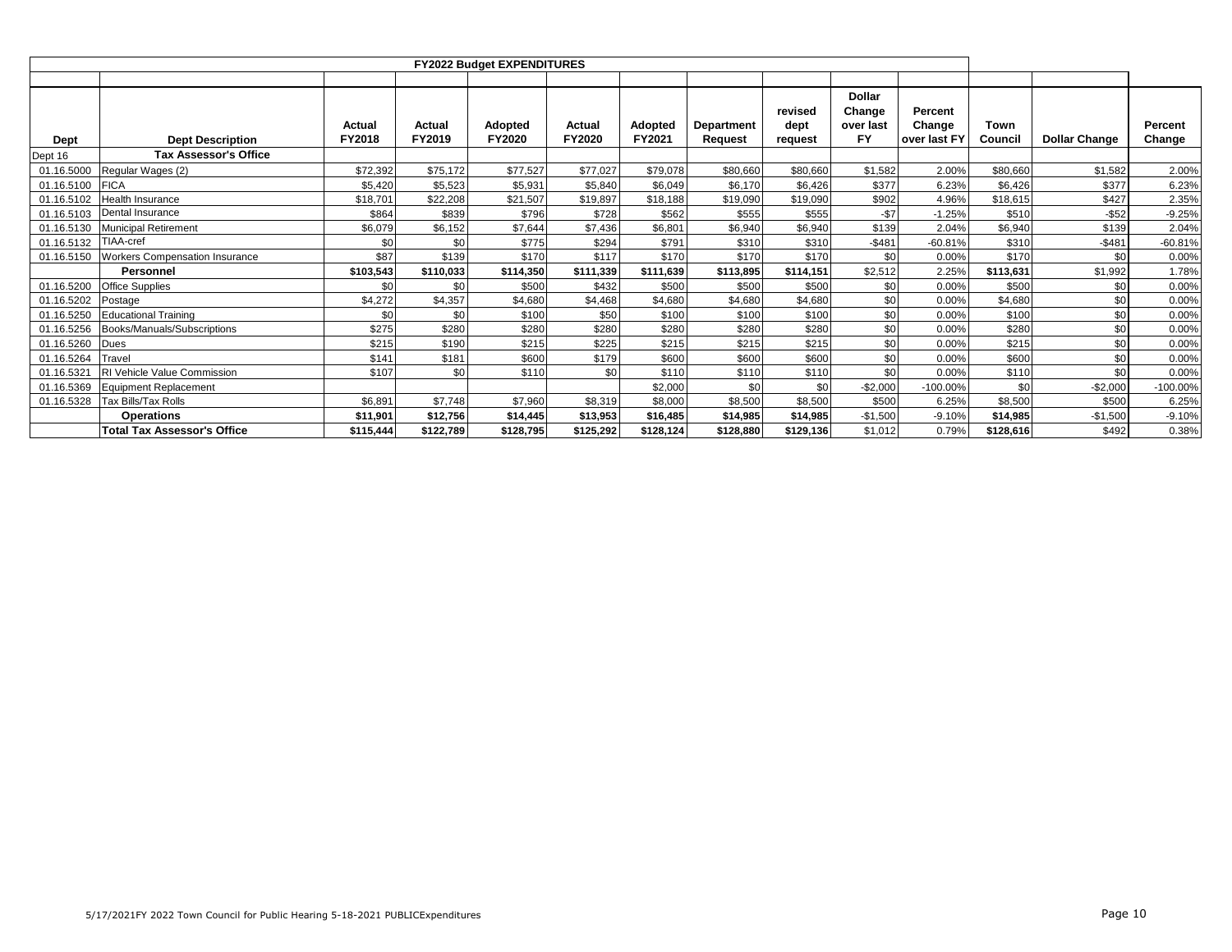## FY2022 Budget EXPENDITURES

| Dept | Dept Description | Actual FY2018 | Actual FY2019 | Adopted FY2020 | Actual FY2020 | Adopted FY2021 | Department Request | revised dept request | Dollar Change over last FY | Percent Change over last FY | Town Council | Dollar Change | Percent Change |
|---|---|---|---|---|---|---|---|---|---|---|---|---|---|
| Dept 16 | **Tax Assessor's Office** | | | | | | | | | | | | |
| 01.16.5000 | Regular Wages (2) | $72,392 | $75,172 | $77,527 | $77,027 | $79,078 | $80,660 | $80,660 | $1,582 | 2.00% | $80,660 | $1,582 | 2.00% |
| 01.16.5100 | FICA | $5,420 | $5,523 | $5,931 | $5,840 | $6,049 | $6,170 | $6,426 | $377 | 6.23% | $6,426 | $377 | 6.23% |
| 01.16.5102 | Health Insurance | $18,701 | $22,208 | $21,507 | $19,897 | $18,188 | $19,090 | $19,090 | $902 | 4.96% | $18,615 | $427 | 2.35% |
| 01.16.5103 | Dental Insurance | $864 | $839 | $796 | $728 | $562 | $555 | $555 | -$7 | -1.25% | $510 | -$52 | -9.25% |
| 01.16.5130 | Municipal Retirement | $6,079 | $6,152 | $7,644 | $7,436 | $6,801 | $6,940 | $6,940 | $139 | 2.04% | $6,940 | $139 | 2.04% |
| 01.16.5132 | TIAA-cref | $0 | $0 | $775 | $294 | $791 | $310 | $310 | -$481 | -60.81% | $310 | -$481 | -60.81% |
| 01.16.5150 | Workers Compensation Insurance | $87 | $139 | $170 | $117 | $170 | $170 | $170 | $0 | 0.00% | $170 | $0 | 0.00% |
| | **Personnel** | **$103,543** | **$110,033** | **$114,350** | **$111,339** | **$111,639** | **$113,895** | **$114,151** | $2,512 | 2.25% | **$113,631** | $1,992 | 1.78% |
| 01.16.5200 | Office Supplies | $0 | $0 | $500 | $432 | $500 | $500 | $500 | $0 | 0.00% | $500 | $0 | 0.00% |
| 01.16.5202 | Postage | $4,272 | $4,357 | $4,680 | $4,468 | $4,680 | $4,680 | $4,680 | $0 | 0.00% | $4,680 | $0 | 0.00% |
| 01.16.5250 | Educational Training | $0 | $0 | $100 | $50 | $100 | $100 | $100 | $0 | 0.00% | $100 | $0 | 0.00% |
| 01.16.5256 | Books/Manuals/Subscriptions | $275 | $280 | $280 | $280 | $280 | $280 | $280 | $0 | 0.00% | $280 | $0 | 0.00% |
| 01.16.5260 | Dues | $215 | $190 | $215 | $225 | $215 | $215 | $215 | $0 | 0.00% | $215 | $0 | 0.00% |
| 01.16.5264 | Travel | $141 | $181 | $600 | $179 | $600 | $600 | $600 | $0 | 0.00% | $600 | $0 | 0.00% |
| 01.16.5321 | RI Vehicle Value Commission | $107 | $0 | $110 | $0 | $110 | $110 | $110 | $0 | 0.00% | $110 | $0 | 0.00% |
| 01.16.5369 | Equipment Replacement | | | | | $2,000 | $0 | $0 | -$2,000 | -100.00% | $0 | -$2,000 | -100.00% |
| 01.16.5328 | Tax Bills/Tax Rolls | $6,891 | $7,748 | $7,960 | $8,319 | $8,000 | $8,500 | $8,500 | $500 | 6.25% | $8,500 | $500 | 6.25% |
| | **Operations** | **$11,901** | **$12,756** | **$14,445** | **$13,953** | **$16,485** | **$14,985** | **$14,985** | -$1,500 | -9.10% | **$14,985** | -$1,500 | -9.10% |
| | **Total Tax Assessor's Office** | **$115,444** | **$122,789** | **$128,795** | **$125,292** | **$128,124** | **$128,880** | **$129,136** | $1,012 | 0.79% | **$128,616** | $492 | 0.38% |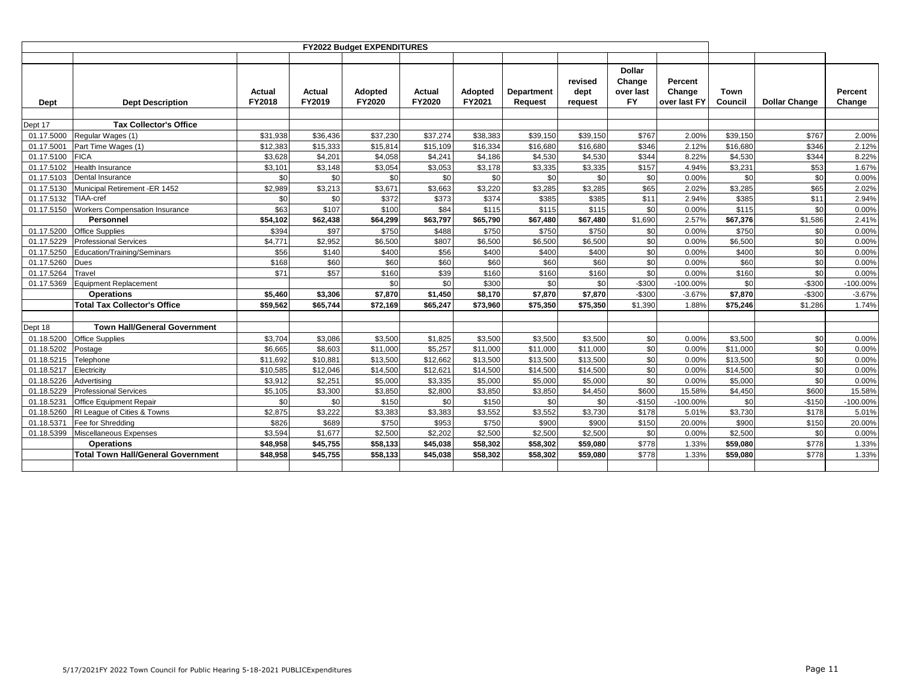## FY2022 Budget EXPENDITURES

| Dept | Dept Description | Actual FY2018 | Actual FY2019 | Adopted FY2020 | Actual FY2020 | Adopted FY2021 | Department Request | revised dept request | Dollar Change over last FY | Percent Change over last FY | Town Council | Dollar Change | Percent Change |
|---|---|---|---|---|---|---|---|---|---|---|---|---|---|
| Dept 17 | **Tax Collector's Office** | | | | | | | | | | | | |
| 01.17.5000 | Regular Wages (1) | $31,938 | $36,436 | $37,230 | $37,274 | $38,383 | $39,150 | $39,150 | $767 | 2.00% | $39,150 | $767 | 2.00% |
| 01.17.5001 | Part Time Wages (1) | $12,383 | $15,333 | $15,814 | $15,109 | $16,334 | $16,680 | $16,680 | $346 | 2.12% | $16,680 | $346 | 2.12% |
| 01.17.5100 | FICA | $3,628 | $4,201 | $4,058 | $4,241 | $4,186 | $4,530 | $4,530 | $344 | 8.22% | $4,530 | $344 | 8.22% |
| 01.17.5102 | Health Insurance | $3,101 | $3,148 | $3,054 | $3,053 | $3,178 | $3,335 | $3,335 | $157 | 4.94% | $3,231 | $53 | 1.67% |
| 01.17.5103 | Dental Insurance | $0 | $0 | $0 | $0 | $0 | $0 | $0 | $0 | 0.00% | $0 | $0 | 0.00% |
| 01.17.5130 | Municipal Retirement -ER 1452 | $2,989 | $3,213 | $3,671 | $3,663 | $3,220 | $3,285 | $3,285 | $65 | 2.02% | $3,285 | $65 | 2.02% |
| 01.17.5132 | TIAA-cref | $0 | $0 | $372 | $373 | $374 | $385 | $385 | $11 | 2.94% | $385 | $11 | 2.94% |
| 01.17.5150 | Workers Compensation Insurance | $63 | $107 | $100 | $84 | $115 | $115 | $115 | $0 | 0.00% | $115 | $0 | 0.00% |
| | **Personnel** | **$54,102** | **$62,438** | **$64,299** | **$63,797** | **$65,790** | **$67,480** | **$67,480** | $1,690 | 2.57% | **$67,376** | $1,586 | 2.41% |
| 01.17.5200 | Office Supplies | $394 | $97 | $750 | $488 | $750 | $750 | $750 | $0 | 0.00% | $750 | $0 | 0.00% |
| 01.17.5229 | Professional Services | $4,771 | $2,952 | $6,500 | $807 | $6,500 | $6,500 | $6,500 | $0 | 0.00% | $6,500 | $0 | 0.00% |
| 01.17.5250 | Education/Training/Seminars | $56 | $140 | $400 | $56 | $400 | $400 | $400 | $0 | 0.00% | $400 | $0 | 0.00% |
| 01.17.5260 | Dues | $168 | $60 | $60 | $60 | $60 | $60 | $60 | $0 | 0.00% | $60 | $0 | 0.00% |
| 01.17.5264 | Travel | $71 | $57 | $160 | $39 | $160 | $160 | $160 | $0 | 0.00% | $160 | $0 | 0.00% |
| 01.17.5369 | Equipment Replacement | | | $0 | $0 | $300 | $0 | $0 | -$300 | -100.00% | $0 | -$300 | -100.00% |
| | **Operations** | **$5,460** | **$3,306** | **$7,870** | **$1,450** | **$8,170** | **$7,870** | **$7,870** | -$300 | -3.67% | **$7,870** | -$300 | -3.67% |
| | **Total Tax Collector's Office** | **$59,562** | **$65,744** | **$72,169** | **$65,247** | **$73,960** | **$75,350** | **$75,350** | $1,390 | 1.88% | **$75,246** | $1,286 | 1.74% |
| Dept 18 | **Town Hall/General Government** | | | | | | | | | | | | |
| 01.18.5200 | Office Supplies | $3,704 | $3,086 | $3,500 | $1,825 | $3,500 | $3,500 | $3,500 | $0 | 0.00% | $3,500 | $0 | 0.00% |
| 01.18.5202 | Postage | $6,665 | $8,603 | $11,000 | $5,257 | $11,000 | $11,000 | $11,000 | $0 | 0.00% | $11,000 | $0 | 0.00% |
| 01.18.5215 | Telephone | $11,692 | $10,881 | $13,500 | $12,662 | $13,500 | $13,500 | $13,500 | $0 | 0.00% | $13,500 | $0 | 0.00% |
| 01.18.5217 | Electricity | $10,585 | $12,046 | $14,500 | $12,621 | $14,500 | $14,500 | $14,500 | $0 | 0.00% | $14,500 | $0 | 0.00% |
| 01.18.5226 | Advertising | $3,912 | $2,251 | $5,000 | $3,335 | $5,000 | $5,000 | $5,000 | $0 | 0.00% | $5,000 | $0 | 0.00% |
| 01.18.5229 | Professional Services | $5,105 | $3,300 | $3,850 | $2,800 | $3,850 | $3,850 | $4,450 | $600 | 15.58% | $4,450 | $600 | 15.58% |
| 01.18.5231 | Office Equipment Repair | $0 | $0 | $150 | $0 | $150 | $0 | $0 | -$150 | -100.00% | $0 | -$150 | -100.00% |
| 01.18.5260 | RI League of Cities & Towns | $2,875 | $3,222 | $3,383 | $3,383 | $3,552 | $3,552 | $3,730 | $178 | 5.01% | $3,730 | $178 | 5.01% |
| 01.18.5371 | Fee for Shredding | $826 | $689 | $750 | $953 | $750 | $900 | $900 | $150 | 20.00% | $900 | $150 | 20.00% |
| 01.18.5399 | Miscellaneous Expenses | $3,594 | $1,677 | $2,500 | $2,202 | $2,500 | $2,500 | $2,500 | $0 | 0.00% | $2,500 | $0 | 0.00% |
| | **Operations** | **$48,958** | **$45,755** | **$58,133** | **$45,038** | **$58,302** | **$58,302** | **$59,080** | $778 | 1.33% | **$59,080** | $778 | 1.33% |
| | **Total Town Hall/General Government** | **$48,958** | **$45,755** | **$58,133** | **$45,038** | **$58,302** | **$58,302** | **$59,080** | $778 | 1.33% | **$59,080** | $778 | 1.33% |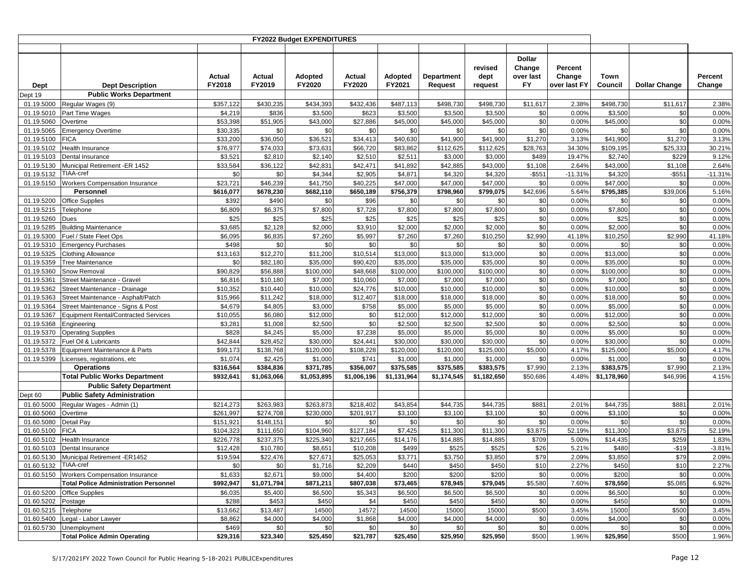| | | | | FY2022 Budget EXPENDITURES | | | | | | | | | |
|---|---|---|---|---|---|---|---|---|---|---|---|---|---|
| **Dept** | **Dept Description** | **Actual FY2018** | **Actual FY2019** | **Adopted FY2020** | **Actual FY2020** | **Adopted FY2021** | **Department Request** | **revised dept request** | **Dollar Change over last FY** | **Percent Change over last FY** | **Town Council** | **Dollar Change** | **Percent Change** |
| Dept 19 | **Public Works Department** | | | | | | | | | | | | |
| 01.19.5000 | Regular Wages (9) | $357,122 | $430,235 | $434,393 | $432,436 | $487,113 | $498,730 | $498,730 | $11,617 | 2.38% | $498,730 | $11,617 | 2.38% |
| 01.19.5010 | Part Time Wages | $4,219 | $836 | $3,500 | $623 | $3,500 | $3,500 | $3,500 | $0 | 0.00% | $3,500 | $0 | 0.00% |
| 01.19.5060 | Overtime | $53,398 | $51,905 | $43,000 | $27,886 | $45,000 | $45,000 | $45,000 | $0 | 0.00% | $45,000 | $0 | 0.00% |
| 01.19.5065 | Emergency Overtime | $30,335 | $0 | $0 | $0 | $0 | $0 | $0 | $0 | 0.00% | $0 | $0 | 0.00% |
| 01.19.5100 | FICA | $33,200 | $36,050 | $36,521 | $34,413 | $40,630 | $41,900 | $41,900 | $1,270 | 3.13% | $41,900 | $1,270 | 3.13% |
| 01.19.5102 | Health Insurance | $76,977 | $74,033 | $73,631 | $66,720 | $83,862 | $112,625 | $112,625 | $28,763 | 34.30% | $109,195 | $25,333 | 30.21% |
| 01.19.5103 | Dental Insurance | $3,521 | $2,810 | $2,140 | $2,510 | $2,511 | $3,000 | $3,000 | $489 | 19.47% | $2,740 | $229 | 9.12% |
| 01.19.5130 | Municipal Retirement -ER 1452 | $33,584 | $36,122 | $42,831 | $42,471 | $41,892 | $42,885 | $43,000 | $1,108 | 2.64% | $43,000 | $1,108 | 2.64% |
| 01.19.5132 | TIAA-cref | $0 | $0 | $4,344 | $2,905 | $4,871 | $4,320 | $4,320 | -$551 | -11.31% | $4,320 | -$551 | -11.31% |
| 01.19.5150 | Workers Compensation Insurance | $23,721 | $46,239 | $41,750 | $40,225 | $47,000 | $47,000 | $47,000 | $0 | 0.00% | $47,000 | $0 | 0.00% |
| | **Personnel** | **$616,077** | **$678,230** | **$682,110** | **$650,189** | **$756,379** | **$798,960** | **$799,075** | $42,696 | 5.64% | **$795,385** | $39,006 | 5.16% |
| 01.19.5200 | Office Supplies | $392 | $490 | $0 | $96 | $0 | $0 | $0 | $0 | 0.00% | $0 | $0 | 0.00% |
| 01.19.5215 | Telephone | $6,809 | $6,375 | $7,800 | $7,728 | $7,800 | $7,800 | $7,800 | $0 | 0.00% | $7,800 | $0 | 0.00% |
| 01.19.5260 | Dues | $25 | $25 | $25 | $25 | $25 | $25 | $25 | $0 | 0.00% | $25 | $0 | 0.00% |
| 01.19.5285 | Building Maintenance | $3,685 | $2,128 | $2,000 | $3,910 | $2,000 | $2,000 | $2,000 | $0 | 0.00% | $2,000 | $0 | 0.00% |
| 01.19.5300 | Fuel / State Fleet Ops | $6,095 | $6,835 | $7,260 | $5,997 | $7,260 | $7,260 | $10,250 | $2,990 | 41.18% | $10,250 | $2,990 | 41.18% |
| 01.19.5310 | Emergency Purchases | $498 | $0 | $0 | $0 | $0 | $0 | $0 | $0 | 0.00% | $0 | $0 | 0.00% |
| 01.19.5325 | Clothing Allowance | $13,163 | $12,270 | $11,200 | $10,514 | $13,000 | $13,000 | $13,000 | $0 | 0.00% | $13,000 | $0 | 0.00% |
| 01.19.5359 | Tree Maintenance | $0 | $82,180 | $35,000 | $90,420 | $35,000 | $35,000 | $35,000 | $0 | 0.00% | $35,000 | $0 | 0.00% |
| 01.19.5360 | Snow Removal | $90,829 | $56,888 | $100,000 | $48,668 | $100,000 | $100,000 | $100,000 | $0 | 0.00% | $100,000 | $0 | 0.00% |
| 01.19.5361 | Street Maintenance - Gravel | $6,816 | $10,180 | $7,000 | $10,060 | $7,000 | $7,000 | $7,000 | $0 | 0.00% | $7,000 | $0 | 0.00% |
| 01.19.5362 | Street Maintenance - Drainage | $10,352 | $10,440 | $10,000 | $24,776 | $10,000 | $10,000 | $10,000 | $0 | 0.00% | $10,000 | $0 | 0.00% |
| 01.19.5363 | Street Maintenance - Asphalt/Patch | $15,966 | $11,242 | $18,000 | $12,407 | $18,000 | $18,000 | $18,000 | $0 | 0.00% | $18,000 | $0 | 0.00% |
| 01.19.5364 | Street Maintenance - Signs & Post | $4,679 | $4,805 | $3,000 | $758 | $5,000 | $5,000 | $5,000 | $0 | 0.00% | $5,000 | $0 | 0.00% |
| 01.19.5367 | Equipment Rental/Contracted Services | $10,055 | $6,080 | $12,000 | $0 | $12,000 | $12,000 | $12,000 | $0 | 0.00% | $12,000 | $0 | 0.00% |
| 01.19.5368 | Engineering | $3,281 | $1,008 | $2,500 | $0 | $2,500 | $2,500 | $2,500 | $0 | 0.00% | $2,500 | $0 | 0.00% |
| 01.19.5370 | Operating Supplies | $828 | $4,245 | $5,000 | $7,238 | $5,000 | $5,000 | $5,000 | $0 | 0.00% | $5,000 | $0 | 0.00% |
| 01.19.5372 | Fuel Oil & Lubricants | $42,844 | $28,452 | $30,000 | $24,441 | $30,000 | $30,000 | $30,000 | $0 | 0.00% | $30,000 | $0 | 0.00% |
| 01.19.5378 | Equipment Maintenance & Parts | $99,173 | $138,768 | $120,000 | $108,228 | $120,000 | $120,000 | $125,000 | $5,000 | 4.17% | $125,000 | $5,000 | 4.17% |
| 01.19.5399 | Licenses, registrations, etc | $1,074 | $2,425 | $1,000 | $741 | $1,000 | $1,000 | $1,000 | $0 | 0.00% | $1,000 | $0 | 0.00% |
| | **Operations** | **$316,564** | **$384,836** | **$371,785** | **$356,007** | **$375,585** | **$375,585** | **$383,575** | $7,990 | 2.13% | **$383,575** | $7,990 | 2.13% |
| | **Total Public Works Department** | **$932,641** | **$1,063,066** | **$1,053,895** | **$1,006,196** | **$1,131,964** | **$1,174,545** | **$1,182,650** | $50,686 | 4.48% | **$1,178,960** | $46,996 | 4.15% |
| | **Public Safety Department** | | | | | | | | | | | | |
| Dept 60 | **Public Safety Administration** | | | | | | | | | | | | |
| 01.60.5000 | Regular Wages - Admin (1) | $214,273 | $263,983 | $263,873 | $218,402 | $43,854 | $44,735 | $44,735 | $881 | 2.01% | $44,735 | $881 | 2.01% |
| 01.60.5060 | Overtime | $261,997 | $274,708 | $230,000 | $201,917 | $3,100 | $3,100 | $3,100 | $0 | 0.00% | $3,100 | $0 | 0.00% |
| 01.60.5080 | Detail Pay | $151,921 | $148,151 | $0 | $0 | $0 | $0 | $0 | $0 | 0.00% | $0 | $0 | 0.00% |
| 01.60.5100 | FICA | $104,323 | $111,650 | $104,960 | $127,184 | $7,425 | $11,300 | $11,300 | $3,875 | 52.19% | $11,300 | $3,875 | 52.19% |
| 01.60.5102 | Health Insurance | $226,778 | $237,375 | $225,340 | $217,665 | $14,176 | $14,885 | $14,885 | $709 | 5.00% | $14,435 | $259 | 1.83% |
| 01.60.5103 | Dental Insurance | $12,428 | $10,780 | $8,651 | $10,208 | $499 | $525 | $525 | $26 | 5.21% | $480 | -$19 | -3.81% |
| 01.60.5130 | Municipal Retirement -ER1452 | $19,594 | $22,476 | $27,671 | $25,053 | $3,771 | $3,750 | $3,850 | $79 | 2.09% | $3,850 | $79 | 2.09% |
| 01.60.5132 | TIAA-cref | $0 | $0 | $1,716 | $2,209 | $440 | $450 | $450 | $10 | 2.27% | $450 | $10 | 2.27% |
| 01.60.5150 | Workers Compensation Insurance | $1,633 | $2,671 | $9,000 | $4,400 | $200 | $200 | $200 | $0 | 0.00% | $200 | $0 | 0.00% |
| | **Total Police Administration Personnel** | **$992,947** | **$1,071,794** | **$871,211** | **$807,038** | **$73,465** | **$78,945** | **$79,045** | $5,580 | 7.60% | **$78,550** | $5,085 | 6.92% |
| 01.60.5200 | Office Supplies | $6,035 | $5,400 | $6,500 | $5,343 | $6,500 | $6,500 | $6,500 | $0 | 0.00% | $6,500 | $0 | 0.00% |
| 01.60.5202 | Postage | $288 | $453 | $450 | $4 | $450 | $450 | $450 | $0 | 0.00% | $450 | $0 | 0.00% |
| 01.60.5215 | Telephone | $13,662 | $13,487 | 14500 | 14572 | 14500 | 15000 | 15000 | $500 | 3.45% | 15000 | $500 | 3.45% |
| 01.60.5400 | Legal - Labor Lawyer | $8,862 | $4,000 | $4,000 | $1,868 | $4,000 | $4,000 | $4,000 | $0 | 0.00% | $4,000 | $0 | 0.00% |
| 01.60.5730 | Unemployment | $469 | $0 | $0 | $0 | $0 | $0 | $0 | $0 | 0.00% | $0 | $0 | 0.00% |
| | **Total Police Admin Operating** | **$29,316** | **$23,340** | **$25,450** | **$21,787** | **$25,450** | **$25,950** | **$25,950** | $500 | 1.96% | **$25,950** | $500 | 1.96% |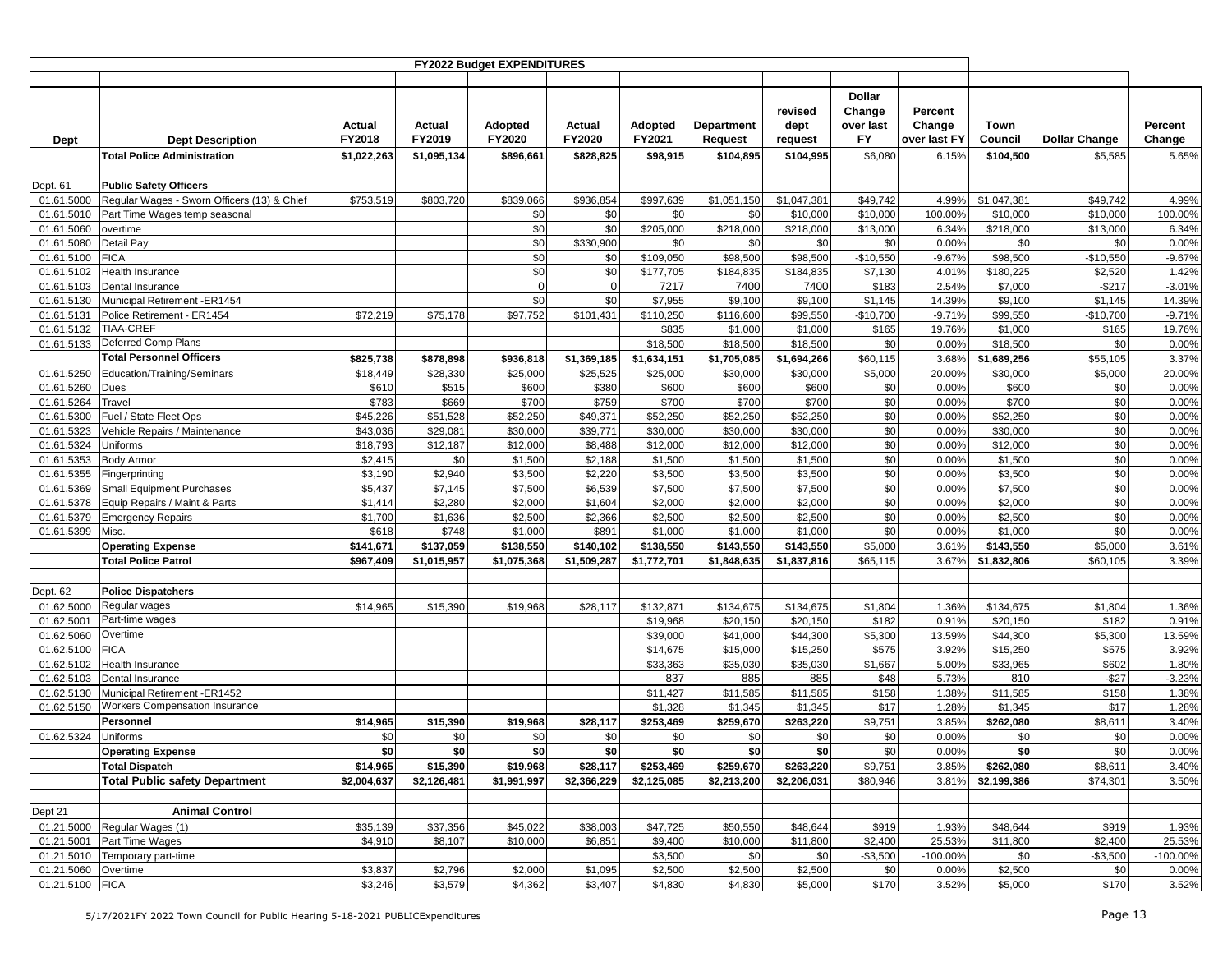| FY2022 Budget EXPENDITURES | | | | | | | | | | | | | |
|---|---|---|---|---|---|---|---|---|---|---|---|---|---|
| Dept | Dept Description | Actual FY2018 | Actual FY2019 | Adopted FY2020 | Actual FY2020 | Adopted FY2021 | Department Request | revised dept request | Dollar Change over last FY | Percent Change over last FY | Town Council | Dollar Change | Percent Change |
| | **Total Police Administration** | **$1,022,263** | **$1,095,134** | **$896,661** | **$828,825** | **$98,915** | **$104,895** | **$104,995** | $6,080 | 6.15% | **$104,500** | $5,585 | 5.65% |
| | | | | | | | | | | | | | |
| Dept. 61 | **Public Safety Officers** | | | | | | | | | | | | |
| 01.61.5000 | Regular Wages - Sworn Officers (13) & Chief | $753,519 | $803,720 | $839,066 | $936,854 | $997,639 | $1,051,150 | $1,047,381 | $49,742 | 4.99% | $1,047,381 | $49,742 | 4.99% |
| 01.61.5010 | Part Time Wages temp seasonal | | | $0 | $0 | $0 | $0 | $10,000 | $10,000 | 100.00% | $10,000 | $10,000 | 100.00% |
| 01.61.5060 | overtime | | | $0 | $0 | $205,000 | $218,000 | $218,000 | $13,000 | 6.34% | $218,000 | $13,000 | 6.34% |
| 01.61.5080 | Detail Pay | | | $0 | $330,900 | $0 | $0 | $0 | $0 | 0.00% | $0 | $0 | 0.00% |
| 01.61.5100 | FICA | | | $0 | $0 | $109,050 | $98,500 | $98,500 | -$10,550 | -9.67% | $98,500 | -$10,550 | -9.67% |
| 01.61.5102 | Health Insurance | | | $0 | $0 | $177,705 | $184,835 | $184,835 | $7,130 | 4.01% | $180,225 | $2,520 | 1.42% |
| 01.61.5103 | Dental Insurance | | | 0 | 0 | 7217 | 7400 | 7400 | $183 | 2.54% | $7,000 | -$217 | -3.01% |
| 01.61.5130 | Municipal Retirement -ER1454 | | | $0 | $0 | $7,955 | $9,100 | $9,100 | $1,145 | 14.39% | $9,100 | $1,145 | 14.39% |
| 01.61.5131 | Police Retirement - ER1454 | $72,219 | $75,178 | $97,752 | $101,431 | $110,250 | $116,600 | $99,550 | -$10,700 | -9.71% | $99,550 | -$10,700 | -9.71% |
| 01.61.5132 | TIAA-CREF | | | | | $835 | $1,000 | $1,000 | $165 | 19.76% | $1,000 | $165 | 19.76% |
| 01.61.5133 | Deferred Comp Plans | | | | | $18,500 | $18,500 | $18,500 | $0 | 0.00% | $18,500 | $0 | 0.00% |
| | **Total Personnel Officers** | **$825,738** | **$878,898** | **$936,818** | **$1,369,185** | **$1,634,151** | **$1,705,085** | **$1,694,266** | $60,115 | 3.68% | **$1,689,256** | $55,105 | 3.37% |
| 01.61.5250 | Education/Training/Seminars | $18,449 | $28,330 | $25,000 | $25,525 | $25,000 | $30,000 | $30,000 | $5,000 | 20.00% | $30,000 | $5,000 | 20.00% |
| 01.61.5260 | Dues | $610 | $515 | $600 | $380 | $600 | $600 | $600 | $0 | 0.00% | $600 | $0 | 0.00% |
| 01.61.5264 | Travel | $783 | $669 | $700 | $759 | $700 | $700 | $700 | $0 | 0.00% | $700 | $0 | 0.00% |
| 01.61.5300 | Fuel / State Fleet Ops | $45,226 | $51,528 | $52,250 | $49,371 | $52,250 | $52,250 | $52,250 | $0 | 0.00% | $52,250 | $0 | 0.00% |
| 01.61.5323 | Vehicle Repairs / Maintenance | $43,036 | $29,081 | $30,000 | $39,771 | $30,000 | $30,000 | $30,000 | $0 | 0.00% | $30,000 | $0 | 0.00% |
| 01.61.5324 | Uniforms | $18,793 | $12,187 | $12,000 | $8,488 | $12,000 | $12,000 | $12,000 | $0 | 0.00% | $12,000 | $0 | 0.00% |
| 01.61.5353 | Body Armor | $2,415 | $0 | $1,500 | $2,188 | $1,500 | $1,500 | $1,500 | $0 | 0.00% | $1,500 | $0 | 0.00% |
| 01.61.5355 | Fingerprinting | $3,190 | $2,940 | $3,500 | $2,220 | $3,500 | $3,500 | $3,500 | $0 | 0.00% | $3,500 | $0 | 0.00% |
| 01.61.5369 | Small Equipment Purchases | $5,437 | $7,145 | $7,500 | $6,539 | $7,500 | $7,500 | $7,500 | $0 | 0.00% | $7,500 | $0 | 0.00% |
| 01.61.5378 | Equip Repairs / Maint & Parts | $1,414 | $2,280 | $2,000 | $1,604 | $2,000 | $2,000 | $2,000 | $0 | 0.00% | $2,000 | $0 | 0.00% |
| 01.61.5379 | Emergency Repairs | $1,700 | $1,636 | $2,500 | $2,366 | $2,500 | $2,500 | $2,500 | $0 | 0.00% | $2,500 | $0 | 0.00% |
| 01.61.5399 | Misc. | $618 | $748 | $1,000 | $891 | $1,000 | $1,000 | $1,000 | $0 | 0.00% | $1,000 | $0 | 0.00% |
| | **Operating Expense** | **$141,671** | **$137,059** | **$138,550** | **$140,102** | **$138,550** | **$143,550** | **$143,550** | $5,000 | 3.61% | **$143,550** | $5,000 | 3.61% |
| | **Total Police Patrol** | **$967,409** | **$1,015,957** | **$1,075,368** | **$1,509,287** | **$1,772,701** | **$1,848,635** | **$1,837,816** | $65,115 | 3.67% | **$1,832,806** | $60,105 | 3.39% |
| | | | | | | | | | | | | | |
| Dept. 62 | **Police Dispatchers** | | | | | | | | | | | | |
| 01.62.5000 | Regular wages | $14,965 | $15,390 | $19,968 | $28,117 | $132,871 | $134,675 | $134,675 | $1,804 | 1.36% | $134,675 | $1,804 | 1.36% |
| 01.62.5001 | Part-time wages | | | | | $19,968 | $20,150 | $20,150 | $182 | 0.91% | $20,150 | $182 | 0.91% |
| 01.62.5060 | Overtime | | | | | $39,000 | $41,000 | $44,300 | $5,300 | 13.59% | $44,300 | $5,300 | 13.59% |
| 01.62.5100 | FICA | | | | | $14,675 | $15,000 | $15,250 | $575 | 3.92% | $15,250 | $575 | 3.92% |
| 01.62.5102 | Health Insurance | | | | | $33,363 | $35,030 | $35,030 | $1,667 | 5.00% | $33,965 | $602 | 1.80% |
| 01.62.5103 | Dental Insurance | | | | | 837 | 885 | 885 | $48 | 5.73% | 810 | -$27 | -3.23% |
| 01.62.5130 | Municipal Retirement -ER1452 | | | | | $11,427 | $11,585 | $11,585 | $158 | 1.38% | $11,585 | $158 | 1.38% |
| 01.62.5150 | Workers Compensation Insurance | | | | | $1,328 | $1,345 | $1,345 | $17 | 1.28% | $1,345 | $17 | 1.28% |
| | **Personnel** | **$14,965** | **$15,390** | **$19,968** | **$28,117** | **$253,469** | **$259,670** | **$263,220** | $9,751 | 3.85% | **$262,080** | $8,611 | 3.40% |
| 01.62.5324 | Uniforms | $0 | $0 | $0 | $0 | $0 | $0 | $0 | $0 | 0.00% | $0 | $0 | 0.00% |
| | **Operating Expense** | **$0** | **$0** | **$0** | **$0** | **$0** | **$0** | **$0** | $0 | 0.00% | **$0** | $0 | 0.00% |
| | **Total Dispatch** | **$14,965** | **$15,390** | **$19,968** | **$28,117** | **$253,469** | **$259,670** | **$263,220** | $9,751 | 3.85% | **$262,080** | $8,611 | 3.40% |
| | **Total Public safety Department** | **$2,004,637** | **$2,126,481** | **$1,991,997** | **$2,366,229** | **$2,125,085** | **$2,213,200** | **$2,206,031** | $80,946 | 3.81% | **$2,199,386** | $74,301 | 3.50% |
| | | | | | | | | | | | | | |
| Dept 21 | **Animal Control** | | | | | | | | | | | | |
| 01.21.5000 | Regular Wages (1) | $35,139 | $37,356 | $45,022 | $38,003 | $47,725 | $50,550 | $48,644 | $919 | 1.93% | $48,644 | $919 | 1.93% |
| 01.21.5001 | Part Time Wages | $4,910 | $8,107 | $10,000 | $6,851 | $9,400 | $10,000 | $11,800 | $2,400 | 25.53% | $11,800 | $2,400 | 25.53% |
| 01.21.5010 | Temporary part-time | | | | | $3,500 | $0 | $0 | -$3,500 | -100.00% | $0 | -$3,500 | -100.00% |
| 01.21.5060 | Overtime | $3,837 | $2,796 | $2,000 | $1,095 | $2,500 | $2,500 | $2,500 | $0 | 0.00% | $2,500 | $0 | 0.00% |
| 01.21.5100 | FICA | $3,246 | $3,579 | $4,362 | $3,407 | $4,830 | $4,830 | $5,000 | $170 | 3.52% | $5,000 | $170 | 3.52% |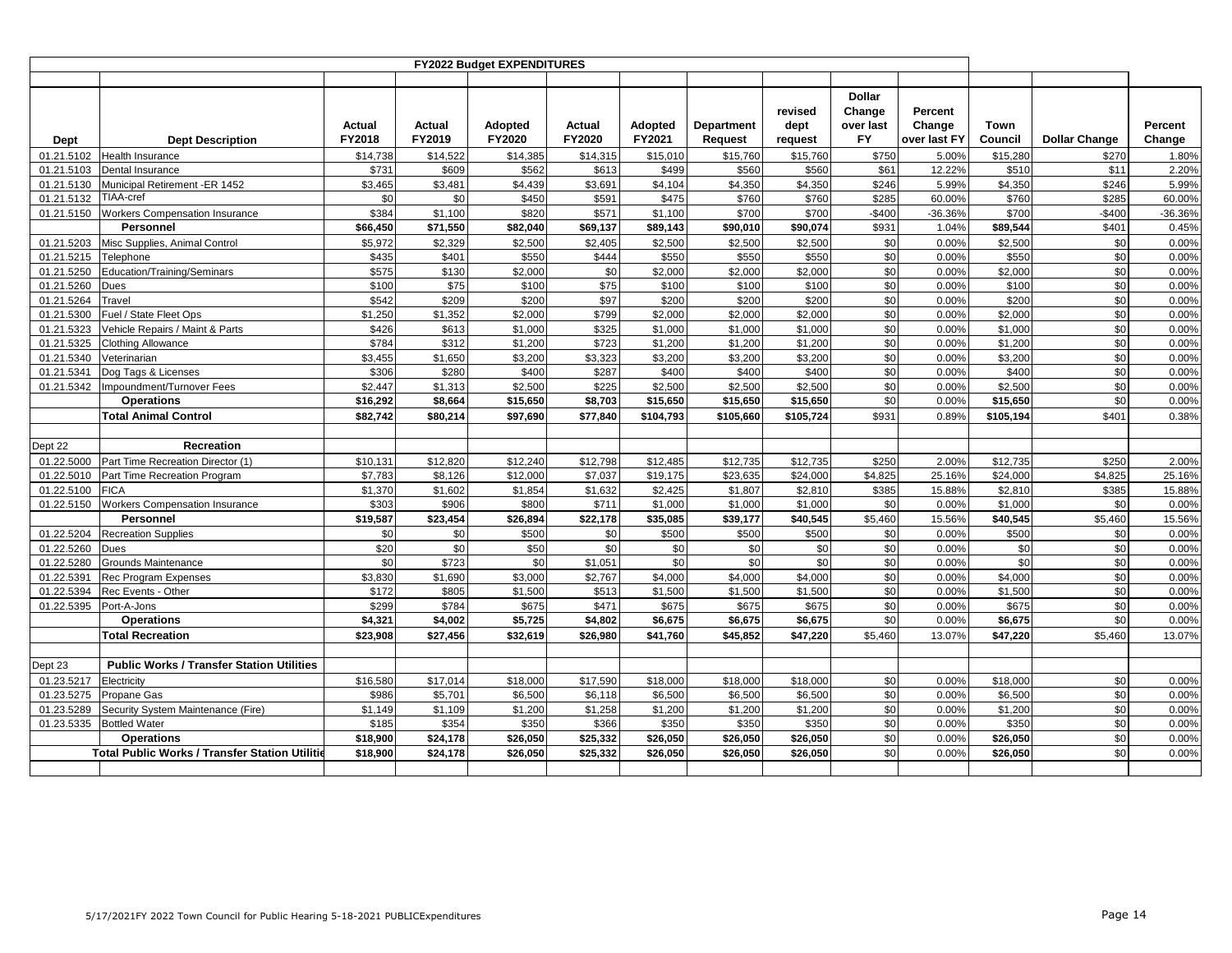| FY2022 Budget EXPENDITURES | | | | | | | | | | | | | | |
|---|---|---|---|---|---|---|---|---|---|---|---|---|---|---|
| Dept | Dept Description | Actual FY2018 | Actual FY2019 | Adopted FY2020 | Actual FY2020 | Adopted FY2021 | Department Request | revised dept request | Dollar Change over last FY | Percent Change over last FY | Town Council | Dollar Change | Percent Change |
| 01.21.5102 | Health Insurance | $14,738 | $14,522 | $14,385 | $14,315 | $15,010 | $15,760 | $15,760 | $750 | 5.00% | $15,280 | $270 | 1.80% |
| 01.21.5103 | Dental Insurance | $731 | $609 | $562 | $613 | $499 | $560 | $560 | $61 | 12.22% | $510 | $11 | 2.20% |
| 01.21.5130 | Municipal Retirement -ER 1452 | $3,465 | $3,481 | $4,439 | $3,691 | $4,104 | $4,350 | $4,350 | $246 | 5.99% | $4,350 | $246 | 5.99% |
| 01.21.5132 | TIAA-cref | $0 | $0 | $450 | $591 | $475 | $760 | $760 | $285 | 60.00% | $760 | $285 | 60.00% |
| 01.21.5150 | Workers Compensation Insurance | $384 | $1,100 | $820 | $571 | $1,100 | $700 | $700 | -$400 | -36.36% | $700 | -$400 | -36.36% |
| | **Personnel** | **$66,450** | **$71,550** | **$82,040** | **$69,137** | **$89,143** | **$90,010** | **$90,074** | $931 | 1.04% | **$89,544** | $401 | 0.45% |
| 01.21.5203 | Misc Supplies, Animal Control | $5,972 | $2,329 | $2,500 | $2,405 | $2,500 | $2,500 | $2,500 | $0 | 0.00% | $2,500 | $0 | 0.00% |
| 01.21.5215 | Telephone | $435 | $401 | $550 | $444 | $550 | $550 | $550 | $0 | 0.00% | $550 | $0 | 0.00% |
| 01.21.5250 | Education/Training/Seminars | $575 | $130 | $2,000 | $0 | $2,000 | $2,000 | $2,000 | $0 | 0.00% | $2,000 | $0 | 0.00% |
| 01.21.5260 | Dues | $100 | $75 | $100 | $75 | $100 | $100 | $100 | $0 | 0.00% | $100 | $0 | 0.00% |
| 01.21.5264 | Travel | $542 | $209 | $200 | $97 | $200 | $200 | $200 | $0 | 0.00% | $200 | $0 | 0.00% |
| 01.21.5300 | Fuel / State Fleet Ops | $1,250 | $1,352 | $2,000 | $799 | $2,000 | $2,000 | $2,000 | $0 | 0.00% | $2,000 | $0 | 0.00% |
| 01.21.5323 | Vehicle Repairs / Maint & Parts | $426 | $613 | $1,000 | $325 | $1,000 | $1,000 | $1,000 | $0 | 0.00% | $1,000 | $0 | 0.00% |
| 01.21.5325 | Clothing Allowance | $784 | $312 | $1,200 | $723 | $1,200 | $1,200 | $1,200 | $0 | 0.00% | $1,200 | $0 | 0.00% |
| 01.21.5340 | Veterinarian | $3,455 | $1,650 | $3,200 | $3,323 | $3,200 | $3,200 | $3,200 | $0 | 0.00% | $3,200 | $0 | 0.00% |
| 01.21.5341 | Dog Tags & Licenses | $306 | $280 | $400 | $287 | $400 | $400 | $400 | $0 | 0.00% | $400 | $0 | 0.00% |
| 01.21.5342 | Impoundment/Turnover Fees | $2,447 | $1,313 | $2,500 | $225 | $2,500 | $2,500 | $2,500 | $0 | 0.00% | $2,500 | $0 | 0.00% |
| | **Operations** | **$16,292** | **$8,664** | **$15,650** | **$8,703** | **$15,650** | **$15,650** | **$15,650** | $0 | 0.00% | **$15,650** | $0 | 0.00% |
| | **Total Animal Control** | **$82,742** | **$80,214** | **$97,690** | **$77,840** | **$104,793** | **$105,660** | **$105,724** | $931 | 0.89% | **$105,194** | $401 | 0.38% |
| | | | | | | | | | | | | | |
| Dept 22 | **Recreation** | | | | | | | | | | | | |
| 01.22.5000 | Part Time Recreation Director (1) | $10,131 | $12,820 | $12,240 | $12,798 | $12,485 | $12,735 | $12,735 | $250 | 2.00% | $12,735 | $250 | 2.00% |
| 01.22.5010 | Part Time Recreation Program | $7,783 | $8,126 | $12,000 | $7,037 | $19,175 | $23,635 | $24,000 | $4,825 | 25.16% | $24,000 | $4,825 | 25.16% |
| 01.22.5100 | FICA | $1,370 | $1,602 | $1,854 | $1,632 | $2,425 | $1,807 | $2,810 | $385 | 15.88% | $2,810 | $385 | 15.88% |
| 01.22.5150 | Workers Compensation Insurance | $303 | $906 | $800 | $711 | $1,000 | $1,000 | $1,000 | $0 | 0.00% | $1,000 | $0 | 0.00% |
| | **Personnel** | **$19,587** | **$23,454** | **$26,894** | **$22,178** | **$35,085** | **$39,177** | **$40,545** | $5,460 | 15.56% | **$40,545** | $5,460 | 15.56% |
| 01.22.5204 | Recreation Supplies | $0 | $0 | $500 | $0 | $500 | $500 | $500 | $0 | 0.00% | $500 | $0 | 0.00% |
| 01.22.5260 | Dues | $20 | $0 | $50 | $0 | $0 | $0 | $0 | $0 | 0.00% | $0 | $0 | 0.00% |
| 01.22.5280 | Grounds Maintenance | $0 | $723 | $0 | $1,051 | $0 | $0 | $0 | $0 | 0.00% | $0 | $0 | 0.00% |
| 01.22.5391 | Rec Program Expenses | $3,830 | $1,690 | $3,000 | $2,767 | $4,000 | $4,000 | $4,000 | $0 | 0.00% | $4,000 | $0 | 0.00% |
| 01.22.5394 | Rec Events - Other | $172 | $805 | $1,500 | $513 | $1,500 | $1,500 | $1,500 | $0 | 0.00% | $1,500 | $0 | 0.00% |
| 01.22.5395 | Port-A-Jons | $299 | $784 | $675 | $471 | $675 | $675 | $675 | $0 | 0.00% | $675 | $0 | 0.00% |
| | **Operations** | **$4,321** | **$4,002** | **$5,725** | **$4,802** | **$6,675** | **$6,675** | **$6,675** | $0 | 0.00% | **$6,675** | $0 | 0.00% |
| | **Total Recreation** | **$23,908** | **$27,456** | **$32,619** | **$26,980** | **$41,760** | **$45,852** | **$47,220** | $5,460 | 13.07% | **$47,220** | $5,460 | 13.07% |
| | | | | | | | | | | | | | |
| Dept 23 | **Public Works / Transfer Station Utilities** | | | | | | | | | | | | |
| 01.23.5217 | Electricity | $16,580 | $17,014 | $18,000 | $17,590 | $18,000 | $18,000 | $18,000 | $0 | 0.00% | $18,000 | $0 | 0.00% |
| 01.23.5275 | Propane Gas | $986 | $5,701 | $6,500 | $6,118 | $6,500 | $6,500 | $6,500 | $0 | 0.00% | $6,500 | $0 | 0.00% |
| 01.23.5289 | Security System Maintenance (Fire) | $1,149 | $1,109 | $1,200 | $1,258 | $1,200 | $1,200 | $1,200 | $0 | 0.00% | $1,200 | $0 | 0.00% |
| 01.23.5335 | Bottled Water | $185 | $354 | $350 | $366 | $350 | $350 | $350 | $0 | 0.00% | $350 | $0 | 0.00% |
| | **Operations** | **$18,900** | **$24,178** | **$26,050** | **$25,332** | **$26,050** | **$26,050** | **$26,050** | $0 | 0.00% | **$26,050** | $0 | 0.00% |
| | **Total Public Works / Transfer Station Utilitie** | **$18,900** | **$24,178** | **$26,050** | **$25,332** | **$26,050** | **$26,050** | **$26,050** | $0 | 0.00% | **$26,050** | $0 | 0.00% |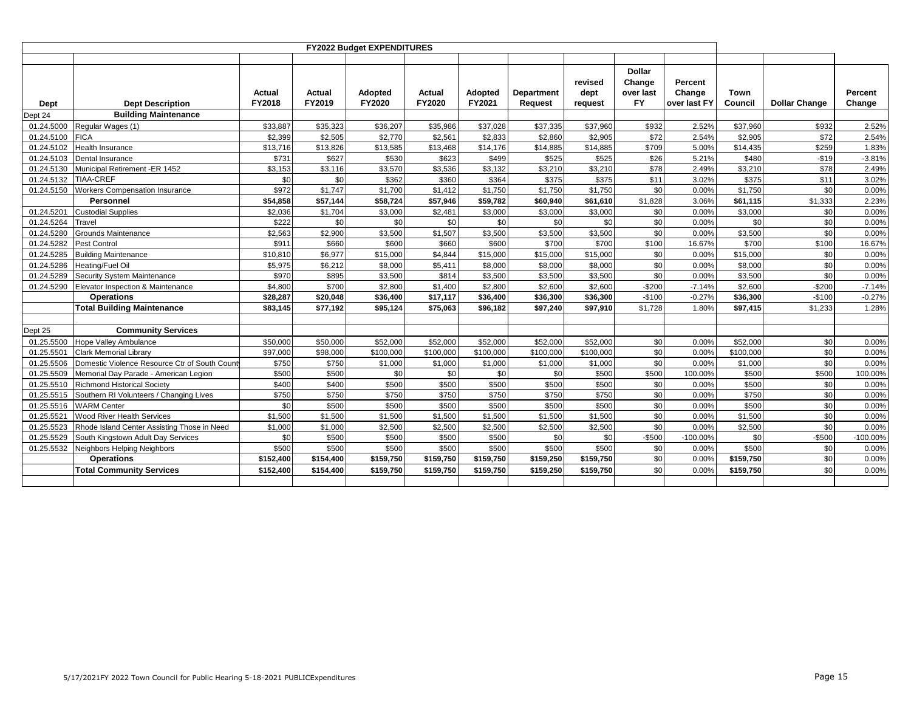## FY2022 Budget EXPENDITURES

| Dept | Dept Description | Actual FY2018 | Actual FY2019 | Adopted FY2020 | Actual FY2020 | Adopted FY2021 | Department Request | revised dept request | Dollar Change over last FY | Percent Change over last FY | Town Council | Dollar Change | Percent Change |
|---|---|---|---|---|---|---|---|---|---|---|---|---|---|
| Dept 24 | **Building Maintenance** | | | | | | | | | | | | |
| 01.24.5000 | Regular Wages (1) | $33,887 | $35,323 | $36,207 | $35,986 | $37,028 | $37,335 | $37,960 | $932 | 2.52% | $37,960 | $932 | 2.52% |
| 01.24.5100 | FICA | $2,399 | $2,505 | $2,770 | $2,561 | $2,833 | $2,860 | $2,905 | $72 | 2.54% | $2,905 | $72 | 2.54% |
| 01.24.5102 | Health Insurance | $13,716 | $13,826 | $13,585 | $13,468 | $14,176 | $14,885 | $14,885 | $709 | 5.00% | $14,435 | $259 | 1.83% |
| 01.24.5103 | Dental Insurance | $731 | $627 | $530 | $623 | $499 | $525 | $525 | $26 | 5.21% | $480 | -$19 | -3.81% |
| 01.24.5130 | Municipal Retirement -ER 1452 | $3,153 | $3,116 | $3,570 | $3,536 | $3,132 | $3,210 | $3,210 | $78 | 2.49% | $3,210 | $78 | 2.49% |
| 01.24.5132 | TIAA-CREF | $0 | $0 | $362 | $360 | $364 | $375 | $375 | $11 | 3.02% | $375 | $11 | 3.02% |
| 01.24.5150 | Workers Compensation Insurance | $972 | $1,747 | $1,700 | $1,412 | $1,750 | $1,750 | $1,750 | $0 | 0.00% | $1,750 | $0 | 0.00% |
| | **Personnel** | **$54,858** | **$57,144** | **$58,724** | **$57,946** | **$59,782** | **$60,940** | **$61,610** | **$1,828** | 3.06% | **$61,115** | $1,333 | 2.23% |
| 01.24.5201 | Custodial Supplies | $2,036 | $1,704 | $3,000 | $2,481 | $3,000 | $3,000 | $3,000 | $0 | 0.00% | $3,000 | $0 | 0.00% |
| 01.24.5264 | Travel | $222 | $0 | $0 | $0 | $0 | $0 | $0 | $0 | 0.00% | $0 | $0 | 0.00% |
| 01.24.5280 | Grounds Maintenance | $2,563 | $2,900 | $3,500 | $1,507 | $3,500 | $3,500 | $3,500 | $0 | 0.00% | $3,500 | $0 | 0.00% |
| 01.24.5282 | Pest Control | $911 | $660 | $600 | $660 | $600 | $700 | $700 | $100 | 16.67% | $700 | $100 | 16.67% |
| 01.24.5285 | Building Maintenance | $10,810 | $6,977 | $15,000 | $4,844 | $15,000 | $15,000 | $15,000 | $0 | 0.00% | $15,000 | $0 | 0.00% |
| 01.24.5286 | Heating/Fuel Oil | $5,975 | $6,212 | $8,000 | $5,411 | $8,000 | $8,000 | $8,000 | $0 | 0.00% | $8,000 | $0 | 0.00% |
| 01.24.5289 | Security System Maintenance | $970 | $895 | $3,500 | $814 | $3,500 | $3,500 | $3,500 | $0 | 0.00% | $3,500 | $0 | 0.00% |
| 01.24.5290 | Elevator Inspection & Maintenance | $4,800 | $700 | $2,800 | $1,400 | $2,800 | $2,600 | $2,600 | -$200 | -7.14% | $2,600 | -$200 | -7.14% |
| | **Operations** | **$28,287** | **$20,048** | **$36,400** | **$17,117** | **$36,400** | **$36,300** | **$36,300** | **-$100** | -0.27% | **$36,300** | -$100 | -0.27% |
| | **Total Building Maintenance** | **$83,145** | **$77,192** | **$95,124** | **$75,063** | **$96,182** | **$97,240** | **$97,910** | **$1,728** | 1.80% | **$97,415** | $1,233 | 1.28% |
| | | | | | | | | | | | | | |
| Dept 25 | **Community Services** | | | | | | | | | | | | |
| 01.25.5500 | Hope Valley Ambulance | $50,000 | $50,000 | $52,000 | $52,000 | $52,000 | $52,000 | $52,000 | $0 | 0.00% | $52,000 | $0 | 0.00% |
| 01.25.5501 | Clark Memorial Library | $97,000 | $98,000 | $100,000 | $100,000 | $100,000 | $100,000 | $100,000 | $0 | 0.00% | $100,000 | $0 | 0.00% |
| 01.25.5506 | Domestic Violence Resource Ctr of South County | $750 | $750 | $1,000 | $1,000 | $1,000 | $1,000 | $1,000 | $0 | 0.00% | $1,000 | $0 | 0.00% |
| 01.25.5509 | Memorial Day Parade - American Legion | $500 | $500 | $0 | $0 | $0 | $0 | $500 | $500 | 100.00% | $500 | $500 | 100.00% |
| 01.25.5510 | Richmond Historical Society | $400 | $400 | $500 | $500 | $500 | $500 | $500 | $0 | 0.00% | $500 | $0 | 0.00% |
| 01.25.5515 | Southern RI Volunteers / Changing Lives | $750 | $750 | $750 | $750 | $750 | $750 | $750 | $0 | 0.00% | $750 | $0 | 0.00% |
| 01.25.5516 | WARM Center | $0 | $500 | $500 | $500 | $500 | $500 | $500 | $0 | 0.00% | $500 | $0 | 0.00% |
| 01.25.5521 | Wood River Health Services | $1,500 | $1,500 | $1,500 | $1,500 | $1,500 | $1,500 | $1,500 | $0 | 0.00% | $1,500 | $0 | 0.00% |
| 01.25.5523 | Rhode Island Center Assisting Those in Need | $1,000 | $1,000 | $2,500 | $2,500 | $2,500 | $2,500 | $2,500 | $0 | 0.00% | $2,500 | $0 | 0.00% |
| 01.25.5529 | South Kingstown Adult Day Services | $0 | $500 | $500 | $500 | $500 | $0 | $0 | -$500 | -100.00% | $0 | -$500 | -100.00% |
| 01.25.5532 | Neighbors Helping Neighbors | $500 | $500 | $500 | $500 | $500 | $500 | $500 | $0 | 0.00% | $500 | $0 | 0.00% |
| | **Operations** | **$152,400** | **$154,400** | **$159,750** | **$159,750** | **$159,750** | **$159,250** | **$159,750** | $0 | 0.00% | **$159,750** | $0 | 0.00% |
| | **Total Community Services** | **$152,400** | **$154,400** | **$159,750** | **$159,750** | **$159,750** | **$159,250** | **$159,750** | $0 | 0.00% | **$159,750** | $0 | 0.00% |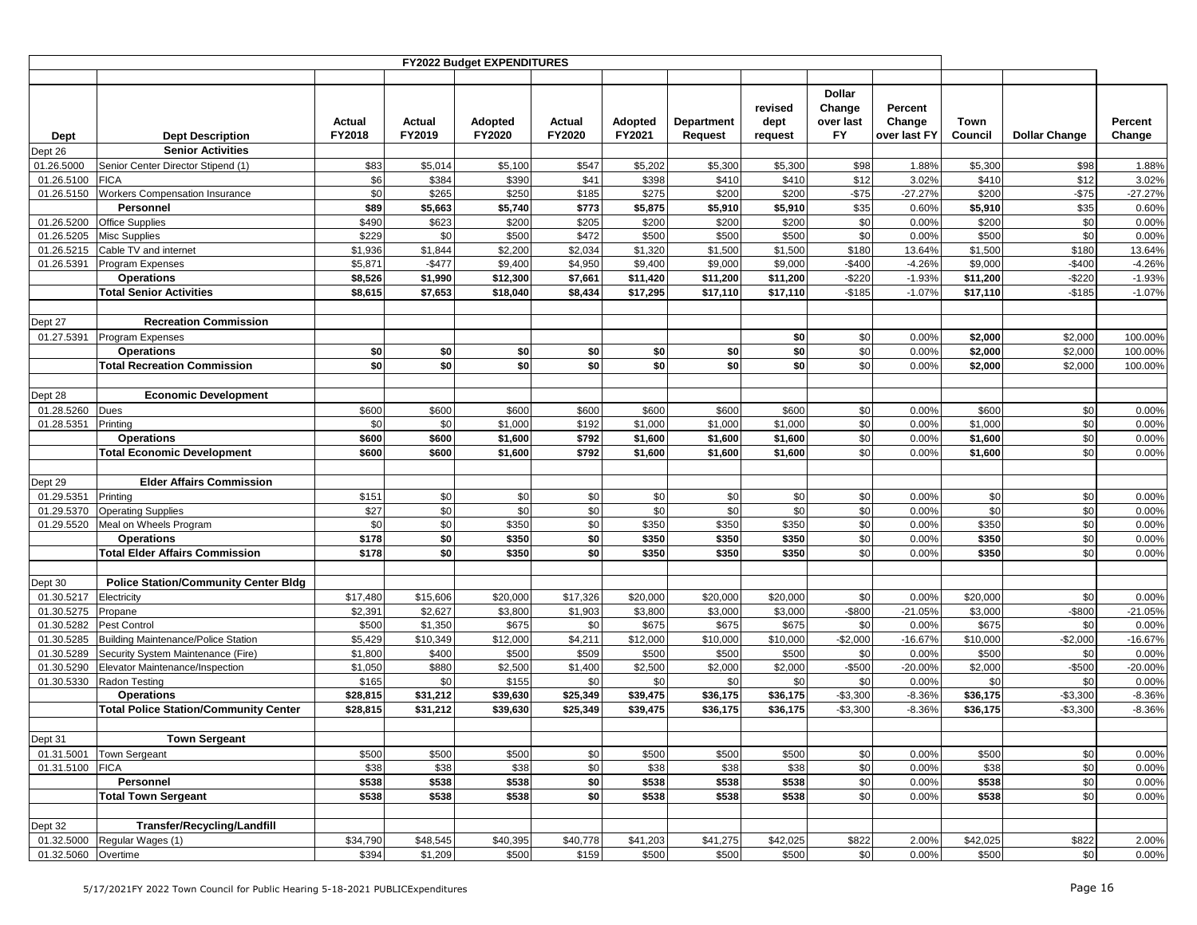| FY2022 Budget EXPENDITURES | | | | | | | | | | | | | |
|---|---|---|---|---|---|---|---|---|---|---|---|---|---|
| Dept | Dept Description | Actual FY2018 | Actual FY2019 | Adopted FY2020 | Actual FY2020 | Adopted FY2021 | Department Request | revised dept request | Dollar Change over last FY | Percent Change over last FY | Town Council | Dollar Change | Percent Change |
| Dept 26 | **Senior Activities** | | | | | | | | | | | | |
| 01.26.5000 | Senior Center Director Stipend (1) | $83 | $5,014 | $5,100 | $547 | $5,202 | $5,300 | $5,300 | $98 | 1.88% | $5,300 | $98 | 1.88% |
| 01.26.5100 | FICA | $6 | $384 | $390 | $41 | $398 | $410 | $410 | $12 | 3.02% | $410 | $12 | 3.02% |
| 01.26.5150 | Workers Compensation Insurance | $0 | $265 | $250 | $185 | $275 | $200 | $200 | -$75 | -27.27% | $200 | -$75 | -27.27% |
| | **Personnel** | **$89** | **$5,663** | **$5,740** | **$773** | **$5,875** | **$5,910** | **$5,910** | $35 | 0.60% | **$5,910** | $35 | 0.60% |
| 01.26.5200 | Office Supplies | $490 | $623 | $200 | $205 | $200 | $200 | $200 | $0 | 0.00% | $200 | $0 | 0.00% |
| 01.26.5205 | Misc Supplies | $229 | $0 | $500 | $472 | $500 | $500 | $500 | $0 | 0.00% | $500 | $0 | 0.00% |
| 01.26.5215 | Cable TV and internet | $1,936 | $1,844 | $2,200 | $2,034 | $1,320 | $1,500 | $1,500 | $180 | 13.64% | $1,500 | $180 | 13.64% |
| 01.26.5391 | Program Expenses | $5,871 | -$477 | $9,400 | $4,950 | $9,400 | $9,000 | $9,000 | -$400 | -4.26% | $9,000 | -$400 | -4.26% |
| | **Operations** | **$8,526** | **$1,990** | **$12,300** | **$7,661** | **$11,420** | **$11,200** | **$11,200** | -$220 | -1.93% | **$11,200** | -$220 | -1.93% |
| | **Total Senior Activities** | **$8,615** | **$7,653** | **$18,040** | **$8,434** | **$17,295** | **$17,110** | **$17,110** | -$185 | -1.07% | **$17,110** | -$185 | -1.07% |
| | | | | | | | | | | | | | |
| Dept 27 | **Recreation Commission** | | | | | | | | | | | | |
| 01.27.5391 | Program Expenses | | | | | | | **$0** | $0 | 0.00% | **$2,000** | $2,000 | 100.00% |
| | **Operations** | **$0** | **$0** | **$0** | **$0** | **$0** | **$0** | **$0** | $0 | 0.00% | **$2,000** | $2,000 | 100.00% |
| | **Total Recreation Commission** | **$0** | **$0** | **$0** | **$0** | **$0** | **$0** | **$0** | $0 | 0.00% | **$2,000** | $2,000 | 100.00% |
| | | | | | | | | | | | | | |
| Dept 28 | **Economic Development** | | | | | | | | | | | | |
| 01.28.5260 | Dues | $600 | $600 | $600 | $600 | $600 | $600 | $600 | $0 | 0.00% | $600 | $0 | 0.00% |
| 01.28.5351 | Printing | $0 | $0 | $1,000 | $192 | $1,000 | $1,000 | $1,000 | $0 | 0.00% | $1,000 | $0 | 0.00% |
| | **Operations** | **$600** | **$600** | **$1,600** | **$792** | **$1,600** | **$1,600** | **$1,600** | $0 | 0.00% | **$1,600** | $0 | 0.00% |
| | **Total Economic Development** | **$600** | **$600** | **$1,600** | **$792** | **$1,600** | **$1,600** | **$1,600** | $0 | 0.00% | **$1,600** | $0 | 0.00% |
| | | | | | | | | | | | | | |
| Dept 29 | **Elder Affairs Commission** | | | | | | | | | | | | |
| 01.29.5351 | Printing | $151 | $0 | $0 | $0 | $0 | $0 | $0 | $0 | 0.00% | $0 | $0 | 0.00% |
| 01.29.5370 | Operating Supplies | $27 | $0 | $0 | $0 | $0 | $0 | $0 | $0 | 0.00% | $0 | $0 | 0.00% |
| 01.29.5520 | Meal on Wheels Program | $0 | $0 | $350 | $0 | $350 | $350 | $350 | $0 | 0.00% | $350 | $0 | 0.00% |
| | **Operations** | **$178** | **$0** | **$350** | **$0** | **$350** | **$350** | **$350** | $0 | 0.00% | **$350** | $0 | 0.00% |
| | **Total Elder Affairs Commission** | **$178** | **$0** | **$350** | **$0** | **$350** | **$350** | **$350** | $0 | 0.00% | **$350** | $0 | 0.00% |
| | | | | | | | | | | | | | |
| Dept 30 | **Police Station/Community Center Bldg** | | | | | | | | | | | | |
| 01.30.5217 | Electricity | $17,480 | $15,606 | $20,000 | $17,326 | $20,000 | $20,000 | $20,000 | $0 | 0.00% | $20,000 | $0 | 0.00% |
| 01.30.5275 | Propane | $2,391 | $2,627 | $3,800 | $1,903 | $3,800 | $3,000 | $3,000 | -$800 | -21.05% | $3,000 | -$800 | -21.05% |
| 01.30.5282 | Pest Control | $500 | $1,350 | $675 | $0 | $675 | $675 | $675 | $0 | 0.00% | $675 | $0 | 0.00% |
| 01.30.5285 | Building Maintenance/Police Station | $5,429 | $10,349 | $12,000 | $4,211 | $12,000 | $10,000 | $10,000 | -$2,000 | -16.67% | $10,000 | -$2,000 | -16.67% |
| 01.30.5289 | Security System Maintenance (Fire) | $1,800 | $400 | $500 | $509 | $500 | $500 | $500 | $0 | 0.00% | $500 | $0 | 0.00% |
| 01.30.5290 | Elevator Maintenance/Inspection | $1,050 | $880 | $2,500 | $1,400 | $2,500 | $2,000 | $2,000 | -$500 | -20.00% | $2,000 | -$500 | -20.00% |
| 01.30.5330 | Radon Testing | $165 | $0 | $155 | $0 | $0 | $0 | $0 | $0 | 0.00% | $0 | $0 | 0.00% |
| | **Operations** | **$28,815** | **$31,212** | **$39,630** | **$25,349** | **$39,475** | **$36,175** | **$36,175** | -$3,300 | -8.36% | **$36,175** | -$3,300 | -8.36% |
| | **Total Police Station/Community Center** | **$28,815** | **$31,212** | **$39,630** | **$25,349** | **$39,475** | **$36,175** | **$36,175** | -$3,300 | -8.36% | **$36,175** | -$3,300 | -8.36% |
| | | | | | | | | | | | | | |
| Dept 31 | **Town Sergeant** | | | | | | | | | | | | |
| 01.31.5001 | Town Sergeant | $500 | $500 | $500 | $0 | $500 | $500 | $500 | $0 | 0.00% | $500 | $0 | 0.00% |
| 01.31.5100 | FICA | $38 | $38 | $38 | $0 | $38 | $38 | $38 | $0 | 0.00% | $38 | $0 | 0.00% |
| | **Personnel** | **$538** | **$538** | **$538** | **$0** | **$538** | **$538** | **$538** | $0 | 0.00% | **$538** | $0 | 0.00% |
| | **Total Town Sergeant** | **$538** | **$538** | **$538** | **$0** | **$538** | **$538** | **$538** | $0 | 0.00% | **$538** | $0 | 0.00% |
| | | | | | | | | | | | | | |
| Dept 32 | **Transfer/Recycling/Landfill** | | | | | | | | | | | | |
| 01.32.5000 | Regular Wages (1) | $34,790 | $48,545 | $40,395 | $40,778 | $41,203 | $41,275 | $42,025 | $822 | 2.00% | $42,025 | $822 | 2.00% |
| 01.32.5060 | Overtime | $394 | $1,209 | $500 | $159 | $500 | $500 | $500 | $0 | 0.00% | $500 | $0 | 0.00% |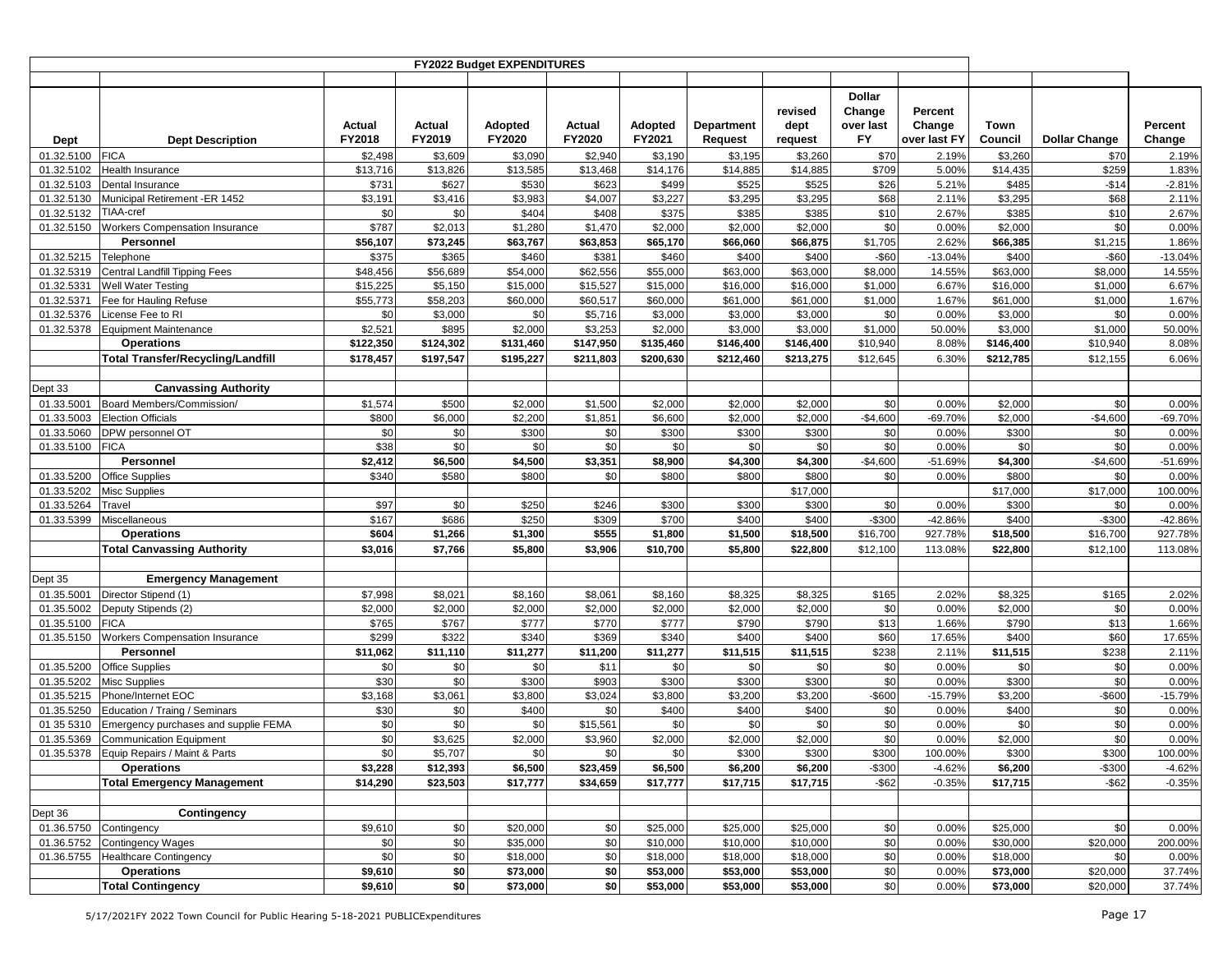| FY2022 Budget EXPENDITURES | | | | | | | | | | | | | | |
|---|---|---|---|---|---|---|---|---|---|---|---|---|---|---|
| Dept | Dept Description | Actual FY2018 | Actual FY2019 | Adopted FY2020 | Actual FY2020 | Adopted FY2021 | Department Request | revised dept request | Dollar Change over last FY | Percent Change over last FY | Town Council | Dollar Change | Percent Change |
| 01.32.5100 | FICA | $2,498 | $3,609 | $3,090 | $2,940 | $3,190 | $3,195 | $3,260 | $70 | 2.19% | $3,260 | $70 | 2.19% |
| 01.32.5102 | Health Insurance | $13,716 | $13,826 | $13,585 | $13,468 | $14,176 | $14,885 | $14,885 | $709 | 5.00% | $14,435 | $259 | 1.83% |
| 01.32.5103 | Dental Insurance | $731 | $627 | $530 | $623 | $499 | $525 | $525 | $26 | 5.21% | $485 | -$14 | -2.81% |
| 01.32.5130 | Municipal Retirement -ER 1452 | $3,191 | $3,416 | $3,983 | $4,007 | $3,227 | $3,295 | $3,295 | $68 | 2.11% | $3,295 | $68 | 2.11% |
| 01.32.5132 | TIAA-cref | $0 | $0 | $404 | $408 | $375 | $385 | $385 | $10 | 2.67% | $385 | $10 | 2.67% |
| 01.32.5150 | Workers Compensation Insurance | $787 | $2,013 | $1,280 | $1,470 | $2,000 | $2,000 | $2,000 | $0 | 0.00% | $2,000 | $0 | 0.00% |
| | **Personnel** | **$56,107** | **$73,245** | **$63,767** | **$63,853** | **$65,170** | **$66,060** | **$66,875** | $1,705 | 2.62% | **$66,385** | $1,215 | 1.86% |
| 01.32.5215 | Telephone | $375 | $365 | $460 | $381 | $460 | $400 | $400 | -$60 | -13.04% | $400 | -$60 | -13.04% |
| 01.32.5319 | Central Landfill Tipping Fees | $48,456 | $56,689 | $54,000 | $62,556 | $55,000 | $63,000 | $63,000 | $8,000 | 14.55% | $63,000 | $8,000 | 14.55% |
| 01.32.5331 | Well Water Testing | $15,225 | $5,150 | $15,000 | $15,527 | $15,000 | $16,000 | $16,000 | $1,000 | 6.67% | $16,000 | $1,000 | 6.67% |
| 01.32.5371 | Fee for Hauling Refuse | $55,773 | $58,203 | $60,000 | $60,517 | $60,000 | $61,000 | $61,000 | $1,000 | 1.67% | $61,000 | $1,000 | 1.67% |
| 01.32.5376 | License Fee to RI | $0 | $3,000 | $0 | $5,716 | $3,000 | $3,000 | $3,000 | $0 | 0.00% | $3,000 | $0 | 0.00% |
| 01.32.5378 | Equipment Maintenance | $2,521 | $895 | $2,000 | $3,253 | $2,000 | $3,000 | $3,000 | $1,000 | 50.00% | $3,000 | $1,000 | 50.00% |
| | **Operations** | **$122,350** | **$124,302** | **$131,460** | **$147,950** | **$135,460** | **$146,400** | **$146,400** | $10,940 | 8.08% | **$146,400** | $10,940 | 8.08% |
| | **Total Transfer/Recycling/Landfill** | **$178,457** | **$197,547** | **$195,227** | **$211,803** | **$200,630** | **$212,460** | **$213,275** | $12,645 | 6.30% | **$212,785** | $12,155 | 6.06% |
| | | | | | | | | | | | | | |
| Dept 33 | **Canvassing Authority** | | | | | | | | | | | | |
| 01.33.5001 | Board Members/Commission/ | $1,574 | $500 | $2,000 | $1,500 | $2,000 | $2,000 | $2,000 | $0 | 0.00% | $2,000 | $0 | 0.00% |
| 01.33.5003 | Election Officials | $800 | $6,000 | $2,200 | $1,851 | $6,600 | $2,000 | $2,000 | -$4,600 | -69.70% | $2,000 | -$4,600 | -69.70% |
| 01.33.5060 | DPW personnel OT | $0 | $0 | $300 | $0 | $300 | $300 | $300 | $0 | 0.00% | $300 | $0 | 0.00% |
| 01.33.5100 | FICA | $38 | $0 | $0 | $0 | $0 | $0 | $0 | $0 | 0.00% | $0 | $0 | 0.00% |
| | **Personnel** | **$2,412** | **$6,500** | **$4,500** | **$3,351** | **$8,900** | **$4,300** | **$4,300** | -$4,600 | -51.69% | **$4,300** | -$4,600 | -51.69% |
| 01.33.5200 | Office Supplies | $340 | $580 | $800 | $0 | $800 | $800 | $800 | $0 | 0.00% | $800 | $0 | 0.00% |
| 01.33.5202 | Misc Supplies | | | | | | | $17,000 | | | $17,000 | $17,000 | 100.00% |
| 01.33.5264 | Travel | $97 | $0 | $250 | $246 | $300 | $300 | $300 | $0 | 0.00% | $300 | $0 | 0.00% |
| 01.33.5399 | Miscellaneous | $167 | $686 | $250 | $309 | $700 | $400 | $400 | -$300 | -42.86% | $400 | -$300 | -42.86% |
| | **Operations** | **$604** | **$1,266** | **$1,300** | **$555** | **$1,800** | **$1,500** | **$18,500** | $16,700 | 927.78% | **$18,500** | $16,700 | 927.78% |
| | **Total Canvassing Authority** | **$3,016** | **$7,766** | **$5,800** | **$3,906** | **$10,700** | **$5,800** | **$22,800** | $12,100 | 113.08% | **$22,800** | $12,100 | 113.08% |
| | | | | | | | | | | | | | |
| Dept 35 | **Emergency Management** | | | | | | | | | | | | |
| 01.35.5001 | Director Stipend (1) | $7,998 | $8,021 | $8,160 | $8,061 | $8,160 | $8,325 | $8,325 | $165 | 2.02% | $8,325 | $165 | 2.02% |
| 01.35.5002 | Deputy Stipends (2) | $2,000 | $2,000 | $2,000 | $2,000 | $2,000 | $2,000 | $2,000 | $0 | 0.00% | $2,000 | $0 | 0.00% |
| 01.35.5100 | FICA | $765 | $767 | $777 | $770 | $777 | $790 | $790 | $13 | 1.66% | $790 | $13 | 1.66% |
| 01.35.5150 | Workers Compensation Insurance | $299 | $322 | $340 | $369 | $340 | $400 | $400 | $60 | 17.65% | $400 | $60 | 17.65% |
| | **Personnel** | **$11,062** | **$11,110** | **$11,277** | **$11,200** | **$11,277** | **$11,515** | **$11,515** | $238 | 2.11% | **$11,515** | $238 | 2.11% |
| 01.35.5200 | Office Supplies | $0 | $0 | $0 | $11 | $0 | $0 | $0 | $0 | 0.00% | $0 | $0 | 0.00% |
| 01.35.5202 | Misc Supplies | $30 | $0 | $300 | $903 | $300 | $300 | $300 | $0 | 0.00% | $300 | $0 | 0.00% |
| 01.35.5215 | Phone/Internet EOC | $3,168 | $3,061 | $3,800 | $3,024 | $3,800 | $3,200 | $3,200 | -$600 | -15.79% | $3,200 | -$600 | -15.79% |
| 01.35.5250 | Education / Traing / Seminars | $30 | $0 | $400 | $0 | $400 | $400 | $400 | $0 | 0.00% | $400 | $0 | 0.00% |
| 01 35 5310 | Emergency purchases and supplie FEMA | $0 | $0 | $0 | $15,561 | $0 | $0 | $0 | $0 | 0.00% | $0 | $0 | 0.00% |
| 01.35.5369 | Communication Equipment | $0 | $3,625 | $2,000 | $3,960 | $2,000 | $2,000 | $2,000 | $0 | 0.00% | $2,000 | $0 | 0.00% |
| 01.35.5378 | Equip Repairs / Maint & Parts | $0 | $5,707 | $0 | $0 | $0 | $300 | $300 | $300 | 100.00% | $300 | $300 | 100.00% |
| | **Operations** | **$3,228** | **$12,393** | **$6,500** | **$23,459** | **$6,500** | **$6,200** | **$6,200** | -$300 | -4.62% | **$6,200** | -$300 | -4.62% |
| | **Total Emergency Management** | **$14,290** | **$23,503** | **$17,777** | **$34,659** | **$17,777** | **$17,715** | **$17,715** | -$62 | -0.35% | **$17,715** | -$62 | -0.35% |
| | | | | | | | | | | | | | |
| Dept 36 | **Contingency** | | | | | | | | | | | | |
| 01.36.5750 | Contingency | $9,610 | $0 | $20,000 | $0 | $25,000 | $25,000 | $25,000 | $0 | 0.00% | $25,000 | $0 | 0.00% |
| 01.36.5752 | Contingency Wages | $0 | $0 | $35,000 | $0 | $10,000 | $10,000 | $10,000 | $0 | 0.00% | $30,000 | $20,000 | 200.00% |
| 01.36.5755 | Healthcare Contingency | $0 | $0 | $18,000 | $0 | $18,000 | $18,000 | $18,000 | $0 | 0.00% | $18,000 | $0 | 0.00% |
| | **Operations** | **$9,610** | **$0** | **$73,000** | **$0** | **$53,000** | **$53,000** | **$53,000** | $0 | 0.00% | **$73,000** | $20,000 | 37.74% |
| | **Total Contingency** | **$9,610** | **$0** | **$73,000** | **$0** | **$53,000** | **$53,000** | **$53,000** | $0 | 0.00% | **$73,000** | $20,000 | 37.74% |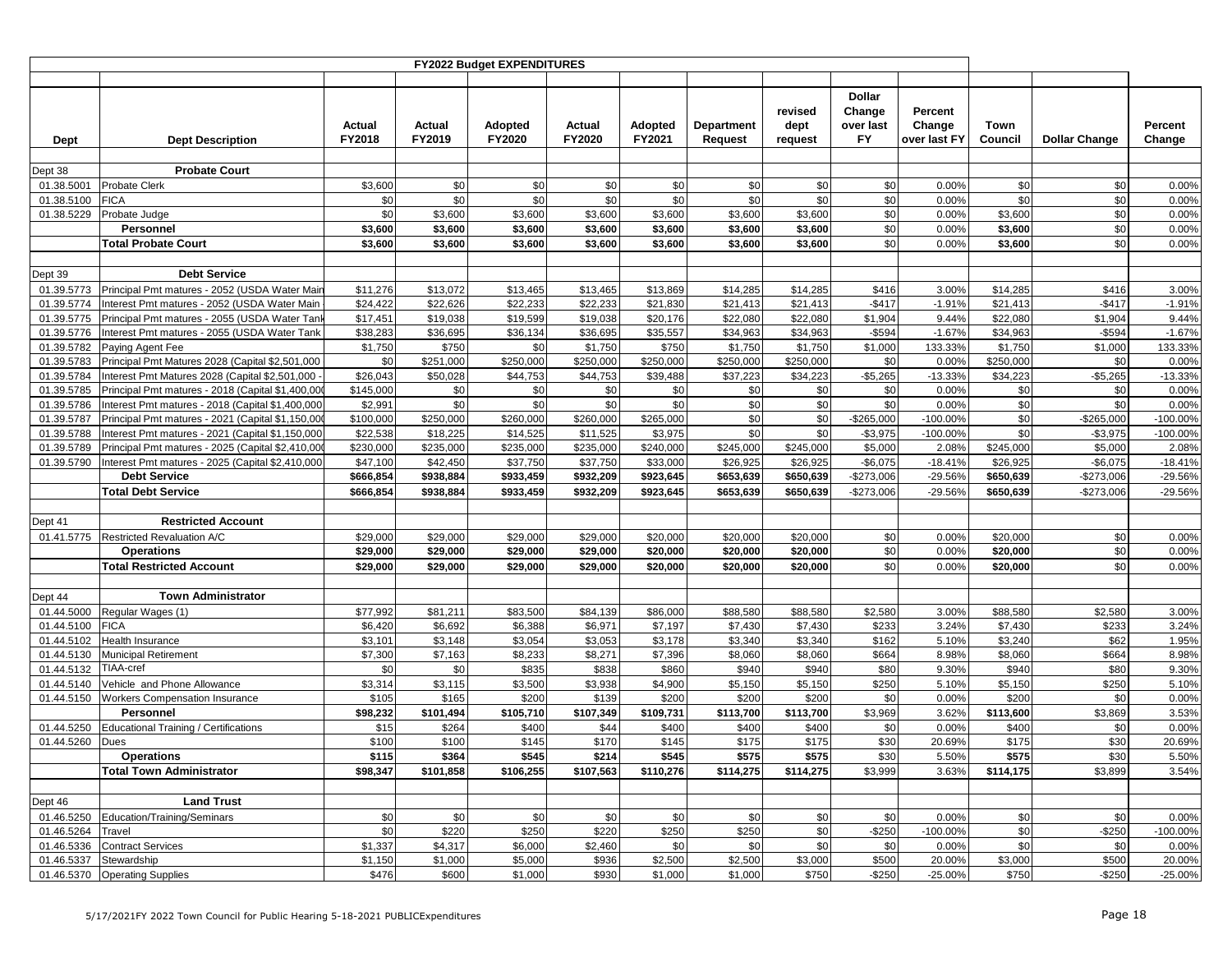## FY2022 Budget EXPENDITURES

| Dept | Dept Description | Actual FY2018 | Actual FY2019 | Adopted FY2020 | Actual FY2020 | Adopted FY2021 | Department Request | revised dept request | Dollar Change over last FY | Percent Change over last FY | Town Council | Dollar Change | Percent Change |
|---|---|---|---|---|---|---|---|---|---|---|---|---|---|
| Dept 38 | **Probate Court** | | | | | | | | | | | | |
| 01.38.5001 | Probate Clerk | $3,600 | $0 | $0 | $0 | $0 | $0 | $0 | $0 | 0.00% | $0 | $0 | 0.00% |
| 01.38.5100 | FICA | $0 | $0 | $0 | $0 | $0 | $0 | $0 | $0 | 0.00% | $0 | $0 | 0.00% |
| 01.38.5229 | Probate Judge | $0 | $3,600 | $3,600 | $3,600 | $3,600 | $3,600 | $3,600 | $0 | 0.00% | $3,600 | $0 | 0.00% |
| | **Personnel** | **$3,600** | **$3,600** | **$3,600** | **$3,600** | **$3,600** | **$3,600** | **$3,600** | $0 | 0.00% | **$3,600** | $0 | 0.00% |
| | **Total Probate Court** | **$3,600** | **$3,600** | **$3,600** | **$3,600** | **$3,600** | **$3,600** | **$3,600** | $0 | 0.00% | **$3,600** | $0 | 0.00% |
| Dept 39 | **Debt Service** | | | | | | | | | | | | |
| 01.39.5773 | Principal Pmt matures - 2052 (USDA Water Main | $11,276 | $13,072 | $13,465 | $13,465 | $13,869 | $14,285 | $14,285 | $416 | 3.00% | $14,285 | $416 | 3.00% |
| 01.39.5774 | Interest Pmt matures - 2052 (USDA Water Main | $24,422 | $22,626 | $22,233 | $22,233 | $21,830 | $21,413 | $21,413 | -$417 | -1.91% | $21,413 | -$417 | -1.91% |
| 01.39.5775 | Principal Pmt matures - 2055 (USDA Water Tank | $17,451 | $19,038 | $19,599 | $19,038 | $20,176 | $22,080 | $22,080 | $1,904 | 9.44% | $22,080 | $1,904 | 9.44% |
| 01.39.5776 | Interest Pmt matures - 2055 (USDA Water Tank | $38,283 | $36,695 | $36,134 | $36,695 | $35,557 | $34,963 | $34,963 | -$594 | -1.67% | $34,963 | -$594 | -1.67% |
| 01.39.5782 | Paying Agent Fee | $1,750 | $750 | $0 | $1,750 | $750 | $1,750 | $1,750 | $1,000 | 133.33% | $1,750 | $1,000 | 133.33% |
| 01.39.5783 | Principal Pmt Matures 2028 (Capital $2,501,000 | $0 | $251,000 | $250,000 | $250,000 | $250,000 | $250,000 | $250,000 | $0 | 0.00% | $250,000 | $0 | 0.00% |
| 01.39.5784 | Interest Pmt Matures 2028 (Capital $2,501,000 - | $26,043 | $50,028 | $44,753 | $44,753 | $39,488 | $37,223 | $34,223 | -$5,265 | -13.33% | $34,223 | -$5,265 | -13.33% |
| 01.39.5785 | Principal Pmt matures - 2018 (Capital $1,400,000 | $145,000 | $0 | $0 | $0 | $0 | $0 | $0 | $0 | 0.00% | $0 | $0 | 0.00% |
| 01.39.5786 | Interest Pmt matures - 2018 (Capital $1,400,000 | $2,991 | $0 | $0 | $0 | $0 | $0 | $0 | $0 | 0.00% | $0 | $0 | 0.00% |
| 01.39.5787 | Principal Pmt matures - 2021 (Capital $1,150,000 | $100,000 | $250,000 | $260,000 | $260,000 | $265,000 | $0 | $0 | -$265,000 | -100.00% | $0 | -$265,000 | -100.00% |
| 01.39.5788 | Interest Pmt matures - 2021 (Capital $1,150,000 | $22,538 | $18,225 | $14,525 | $11,525 | $3,975 | $0 | $0 | -$3,975 | -100.00% | $0 | -$3,975 | -100.00% |
| 01.39.5789 | Principal Pmt matures - 2025 (Capital $2,410,000 | $230,000 | $235,000 | $235,000 | $235,000 | $240,000 | $245,000 | $245,000 | $5,000 | 2.08% | $245,000 | $5,000 | 2.08% |
| 01.39.5790 | Interest Pmt matures - 2025 (Capital $2,410,000 | $47,100 | $42,450 | $37,750 | $37,750 | $33,000 | $26,925 | $26,925 | -$6,075 | -18.41% | $26,925 | -$6,075 | -18.41% |
| | **Debt Service** | **$666,854** | **$938,884** | **$933,459** | **$932,209** | **$923,645** | **$653,639** | **$650,639** | -$273,006 | -29.56% | **$650,639** | -$273,006 | -29.56% |
| | **Total Debt Service** | **$666,854** | **$938,884** | **$933,459** | **$932,209** | **$923,645** | **$653,639** | **$650,639** | -$273,006 | -29.56% | **$650,639** | -$273,006 | -29.56% |
| Dept 41 | **Restricted Account** | | | | | | | | | | | | |
| 01.41.5775 | Restricted Revaluation A/C | $29,000 | $29,000 | $29,000 | $29,000 | $20,000 | $20,000 | $20,000 | $0 | 0.00% | $20,000 | $0 | 0.00% |
| | **Operations** | **$29,000** | **$29,000** | **$29,000** | **$29,000** | **$20,000** | **$20,000** | **$20,000** | $0 | 0.00% | **$20,000** | $0 | 0.00% |
| | **Total Restricted Account** | **$29,000** | **$29,000** | **$29,000** | **$29,000** | **$20,000** | **$20,000** | **$20,000** | $0 | 0.00% | **$20,000** | $0 | 0.00% |
| Dept 44 | **Town Administrator** | | | | | | | | | | | | |
| 01.44.5000 | Regular Wages (1) | $77,992 | $81,211 | $83,500 | $84,139 | $86,000 | $88,580 | $88,580 | $2,580 | 3.00% | $88,580 | $2,580 | 3.00% |
| 01.44.5100 | FICA | $6,420 | $6,692 | $6,388 | $6,971 | $7,197 | $7,430 | $7,430 | $233 | 3.24% | $7,430 | $233 | 3.24% |
| 01.44.5102 | Health Insurance | $3,101 | $3,148 | $3,054 | $3,053 | $3,178 | $3,340 | $3,340 | $162 | 5.10% | $3,240 | $62 | 1.95% |
| 01.44.5130 | Municipal Retirement | $7,300 | $7,163 | $8,233 | $8,271 | $7,396 | $8,060 | $8,060 | $664 | 8.98% | $8,060 | $664 | 8.98% |
| 01.44.5132 | TIAA-cref | $0 | $0 | $835 | $838 | $860 | $940 | $940 | $80 | 9.30% | $940 | $80 | 9.30% |
| 01.44.5140 | Vehicle and Phone Allowance | $3,314 | $3,115 | $3,500 | $3,938 | $4,900 | $5,150 | $5,150 | $250 | 5.10% | $5,150 | $250 | 5.10% |
| 01.44.5150 | Workers Compensation Insurance | $105 | $165 | $200 | $139 | $200 | $200 | $200 | $0 | 0.00% | $200 | $0 | 0.00% |
| | **Personnel** | **$98,232** | **$101,494** | **$105,710** | **$107,349** | **$109,731** | **$113,700** | **$113,700** | $3,969 | 3.62% | **$113,600** | $3,869 | 3.53% |
| 01.44.5250 | Educational Training / Certifications | $15 | $264 | $400 | $44 | $400 | $400 | $400 | $0 | 0.00% | $400 | $0 | 0.00% |
| 01.44.5260 | Dues | $100 | $100 | $145 | $170 | $145 | $175 | $175 | $30 | 20.69% | $175 | $30 | 20.69% |
| | **Operations** | **$115** | **$364** | **$545** | **$214** | **$545** | **$575** | **$575** | $30 | 5.50% | **$575** | $30 | 5.50% |
| | **Total Town Administrator** | **$98,347** | **$101,858** | **$106,255** | **$107,563** | **$110,276** | **$114,275** | **$114,275** | $3,999 | 3.63% | **$114,175** | $3,899 | 3.54% |
| Dept 46 | **Land Trust** | | | | | | | | | | | | |
| 01.46.5250 | Education/Training/Seminars | $0 | $0 | $0 | $0 | $0 | $0 | $0 | $0 | 0.00% | $0 | $0 | 0.00% |
| 01.46.5264 | Travel | $0 | $220 | $250 | $220 | $250 | $250 | $0 | -$250 | -100.00% | $0 | -$250 | -100.00% |
| 01.46.5336 | Contract Services | $1,337 | $4,317 | $6,000 | $2,460 | $0 | $0 | $0 | $0 | 0.00% | $0 | $0 | 0.00% |
| 01.46.5337 | Stewardship | $1,150 | $1,000 | $5,000 | $936 | $2,500 | $2,500 | $3,000 | $500 | 20.00% | $3,000 | $500 | 20.00% |
| 01.46.5370 | Operating Supplies | $476 | $600 | $1,000 | $930 | $1,000 | $1,000 | $750 | -$250 | -25.00% | $750 | -$250 | -25.00% |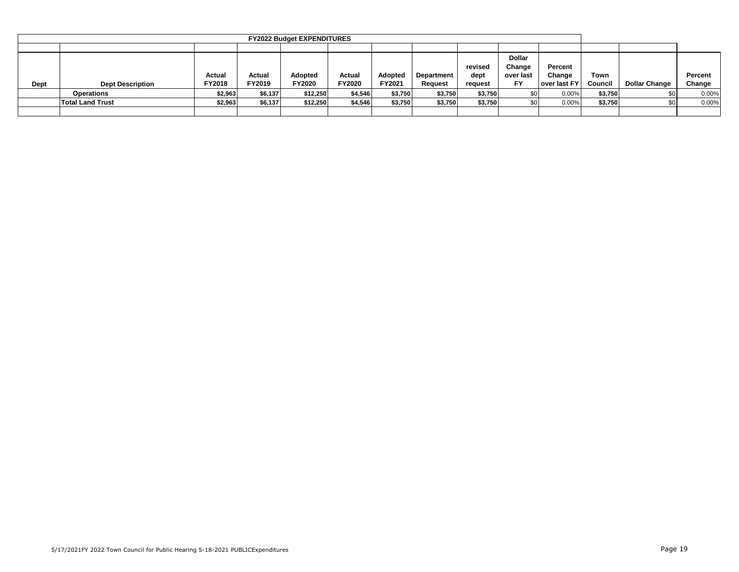| | | | | | FY2022 Budget EXPENDITURES | | | | | | | | |
|---|---|---|---|---|---|---|---|---|---|---|---|---|---|
| Dept | Dept Description | Actual FY2018 | Actual FY2019 | Adopted FY2020 | Actual FY2020 | Adopted FY2021 | Department Request | revised dept request | Dollar Change over last FY | Percent Change over last FY | Town Council | Dollar Change | Percent Change |
| | **Operations** | **$2,963** | **$6,137** | **$12,250** | **$4,546** | **$3,750** | **$3,750** | **$3,750** | $0 | 0.00% | **$3,750** | $0 | 0.00% |
| | **Total Land Trust** | **$2,963** | **$6,137** | **$12,250** | **$4,546** | **$3,750** | **$3,750** | **$3,750** | $0 | 0.00% | **$3,750** | $0 | 0.00% |

5/17/2021FY 2022 Town Council for Public Hearing 5-18-2021 PUBLICExpenditures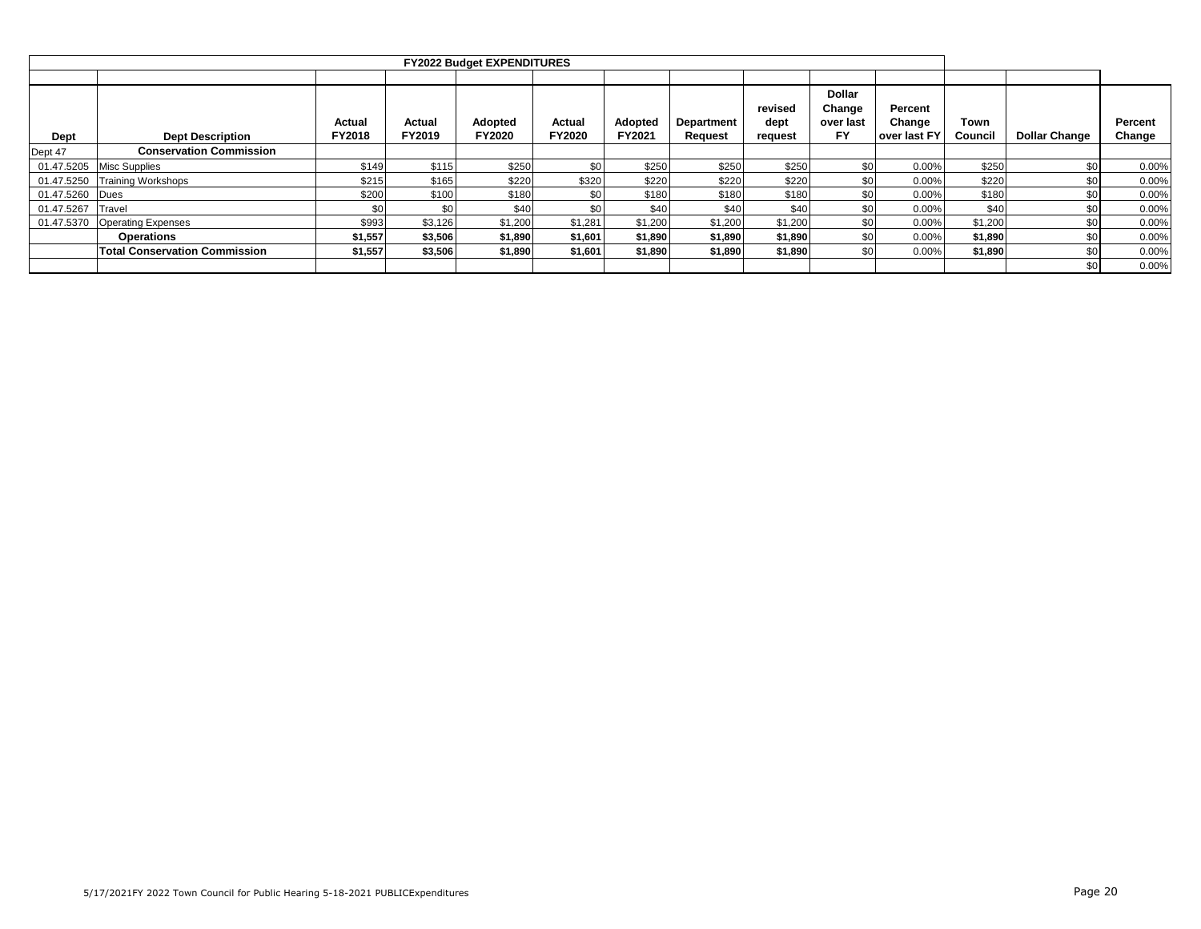| FY2022 Budget EXPENDITURES | | | | | | | | | | | | | |
|---|---|---|---|---|---|---|---|---|---|---|---|---|---|
| **Dept** | **Dept Description** | **Actual FY2018** | **Actual FY2019** | **Adopted FY2020** | **Actual FY2020** | **Adopted FY2021** | **Department Request** | **revised dept request** | **Dollar Change over last FY** | **Percent Change over last FY** | **Town Council** | **Dollar Change** | **Percent Change** |
| Dept 47 | **Conservation Commission** | | | | | | | | | | | | |
| 01.47.5205 | Misc Supplies | $149 | $115 | $250 | $0 | $250 | $250 | $250 | $0 | 0.00% | $250 | $0 | 0.00% |
| 01.47.5250 | Training Workshops | $215 | $165 | $220 | $320 | $220 | $220 | $220 | $0 | 0.00% | $220 | $0 | 0.00% |
| 01.47.5260 | Dues | $200 | $100 | $180 | $0 | $180 | $180 | $180 | $0 | 0.00% | $180 | $0 | 0.00% |
| 01.47.5267 | Travel | $0 | $0 | $40 | $0 | $40 | $40 | $40 | $0 | 0.00% | $40 | $0 | 0.00% |
| 01.47.5370 | Operating Expenses | $993 | $3,126 | $1,200 | $1,281 | $1,200 | $1,200 | $1,200 | $0 | 0.00% | $1,200 | $0 | 0.00% |
| | **Operations** | **$1,557** | **$3,506** | **$1,890** | **$1,601** | **$1,890** | **$1,890** | **$1,890** | $0 | 0.00% | **$1,890** | $0 | 0.00% |
| | **Total Conservation Commission** | **$1,557** | **$3,506** | **$1,890** | **$1,601** | **$1,890** | **$1,890** | **$1,890** | $0 | 0.00% | **$1,890** | $0 | 0.00% |
| | | | | | | | | | | | | $0 | 0.00% |

5/17/2021FY 2022 Town Council for Public Hearing 5-18-2021 PUBLICExpenditures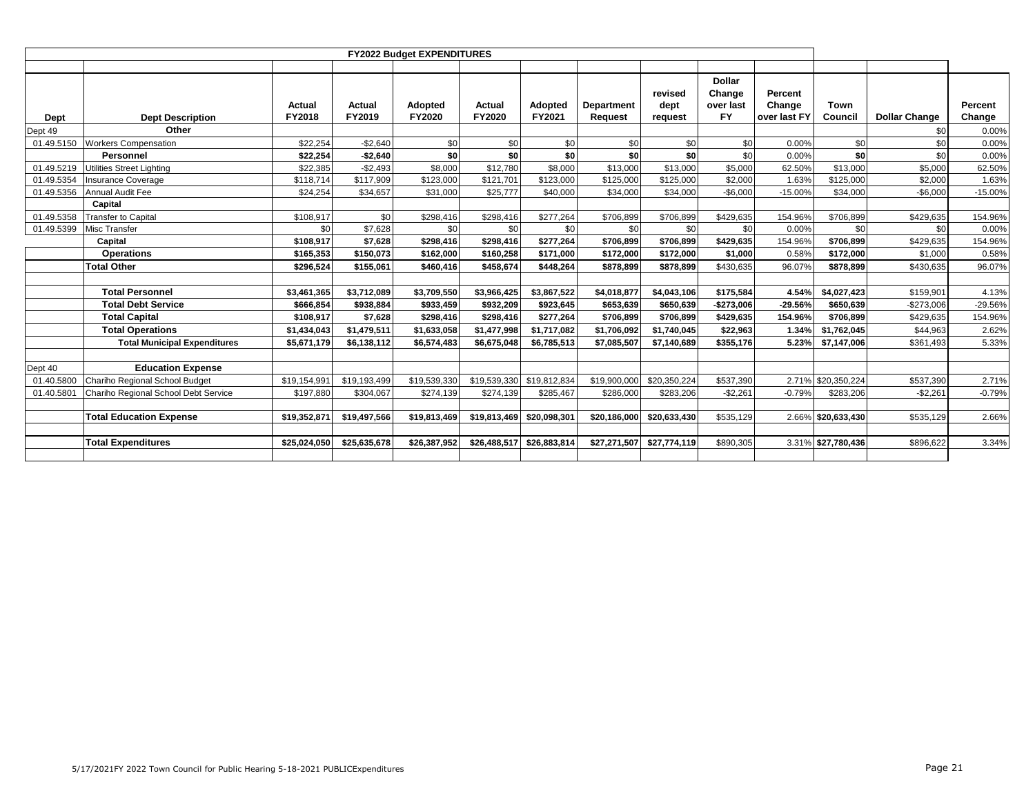| FY2022 Budget EXPENDITURES | | | | | | | | | | | | | |
|---|---|---|---|---|---|---|---|---|---|---|---|---|---|
| Dept | Dept Description | Actual FY2018 | Actual FY2019 | Adopted FY2020 | Actual FY2020 | Adopted FY2021 | Department Request | revised dept request | Dollar Change over last FY | Percent Change over last FY | Town Council | Dollar Change | Percent Change |
| Dept 49 | **Other** | | | | | | | | | | | $0 | 0.00% |
| 01.49.5150 | Workers Compensation | $22,254 | -$2,640 | $0 | $0 | $0 | $0 | $0 | $0 | 0.00% | $0 | $0 | 0.00% |
| | **Personnel** | **$22,254** | **-$2,640** | **$0** | **$0** | **$0** | **$0** | **$0** | $0 | 0.00% | **$0** | $0 | 0.00% |
| 01.49.5219 | Utilities Street Lighting | $22,385 | -$2,493 | $8,000 | $12,780 | $8,000 | $13,000 | $13,000 | $5,000 | 62.50% | $13,000 | $5,000 | 62.50% |
| 01.49.5354 | Insurance Coverage | $118,714 | $117,909 | $123,000 | $121,701 | $123,000 | $125,000 | $125,000 | $2,000 | 1.63% | $125,000 | $2,000 | 1.63% |
| 01.49.5356 | Annual Audit Fee | $24,254 | $34,657 | $31,000 | $25,777 | $40,000 | $34,000 | $34,000 | -$6,000 | -15.00% | $34,000 | -$6,000 | -15.00% |
| | **Capital** | | | | | | | | | | | | |
| 01.49.5358 | Transfer to Capital | $108,917 | $0 | $298,416 | $298,416 | $277,264 | $706,899 | $706,899 | $429,635 | 154.96% | $706,899 | $429,635 | 154.96% |
| 01.49.5399 | Misc Transfer | $0 | $7,628 | $0 | $0 | $0 | $0 | $0 | $0 | 0.00% | $0 | $0 | 0.00% |
| | **Capital** | **$108,917** | **$7,628** | **$298,416** | **$298,416** | **$277,264** | **$706,899** | **$706,899** | **$429,635** | 154.96% | **$706,899** | $429,635 | 154.96% |
| | **Operations** | **$165,353** | **$150,073** | **$162,000** | **$160,258** | **$171,000** | **$172,000** | **$172,000** | **$1,000** | 0.58% | **$172,000** | $1,000 | 0.58% |
| | **Total Other** | **$296,524** | **$155,061** | **$460,416** | **$458,674** | **$448,264** | **$878,899** | **$878,899** | **$430,635** | 96.07% | **$878,899** | $430,635 | 96.07% |
| | | | | | | | | | | | | | |
| | **Total Personnel** | **$3,461,365** | **$3,712,089** | **$3,709,550** | **$3,966,425** | **$3,867,522** | **$4,018,877** | **$4,043,106** | **$175,584** | **4.54%** | **$4,027,423** | $159,901 | 4.13% |
| | **Total Debt Service** | **$666,854** | **$938,884** | **$933,459** | **$932,209** | **$923,645** | **$653,639** | **$650,639** | **-$273,006** | **-29.56%** | **$650,639** | -$273,006 | -29.56% |
| | **Total Capital** | **$108,917** | **$7,628** | **$298,416** | **$298,416** | **$277,264** | **$706,899** | **$706,899** | **$429,635** | **154.96%** | **$706,899** | $429,635 | 154.96% |
| | **Total Operations** | **$1,434,043** | **$1,479,511** | **$1,633,058** | **$1,477,998** | **$1,717,082** | **$1,706,092** | **$1,740,045** | **$22,963** | **1.34%** | **$1,762,045** | $44,963 | 2.62% |
| | **Total Municipal Expenditures** | **$5,671,179** | **$6,138,112** | **$6,574,483** | **$6,675,048** | **$6,785,513** | **$7,085,507** | **$7,140,689** | **$355,176** | **5.23%** | **$7,147,006** | $361,493 | 5.33% |
| | | | | | | | | | | | | | |
| Dept 40 | **Education Expense** | | | | | | | | | | | | |
| 01.40.5800 | Chariho Regional School Budget | $19,154,991 | $19,193,499 | $19,539,330 | $19,539,330 | $19,812,834 | $19,900,000 | $20,350,224 | $537,390 | 2.71% | $20,350,224 | $537,390 | 2.71% |
| 01.40.5801 | Chariho Regional School Debt Service | $197,880 | $304,067 | $274,139 | $274,139 | $285,467 | $286,000 | $283,206 | -$2,261 | -0.79% | $283,206 | -$2,261 | -0.79% |
| | | | | | | | | | | | | | |
| | **Total Education Expense** | **$19,352,871** | **$19,497,566** | **$19,813,469** | **$19,813,469** | **$20,098,301** | **$20,186,000** | **$20,633,430** | $535,129 | 2.66% | **$20,633,430** | $535,129 | 2.66% |
| | | | | | | | | | | | | | |
| | **Total Expenditures** | **$25,024,050** | **$25,635,678** | **$26,387,952** | **$26,488,517** | **$26,883,814** | **$27,271,507** | **$27,774,119** | $890,305 | 3.31% | **$27,780,436** | $896,622 | 3.34% |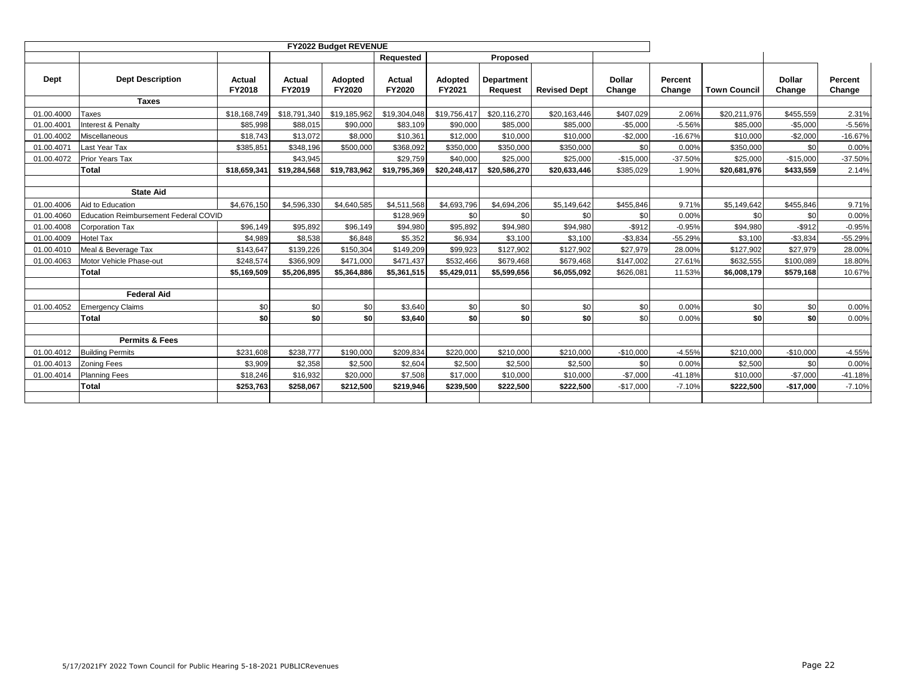## FY2022 Budget REVENUE

| Dept | Dept Description | Actual FY2018 | Actual FY2019 | Adopted FY2020 | Requested Actual FY2020 | Adopted FY2021 | Proposed Department Request | Revised Dept | Dollar Change | Percent Change | Town Council | Dollar Change | Percent Change |
|---|---|---|---|---|---|---|---|---|---|---|---|---|---|
| | **Taxes** | | | | | | | | | | | | |
| 01.00.4000 | Taxes | $18,168,749 | $18,791,340 | $19,185,962 | $19,304,048 | $19,756,417 | $20,116,270 | $20,163,446 | $407,029 | 2.06% | $20,211,976 | $455,559 | 2.31% |
| 01.00.4001 | Interest & Penalty | $85,998 | $88,015 | $90,000 | $83,109 | $90,000 | $85,000 | $85,000 | -$5,000 | -5.56% | $85,000 | -$5,000 | -5.56% |
| 01.00.4002 | Miscellaneous | $18,743 | $13,072 | $8,000 | $10,361 | $12,000 | $10,000 | $10,000 | -$2,000 | -16.67% | $10,000 | -$2,000 | -16.67% |
| 01.00.4071 | Last Year Tax | $385,851 | $348,196 | $500,000 | $368,092 | $350,000 | $350,000 | $350,000 | $0 | 0.00% | $350,000 | $0 | 0.00% |
| 01.00.4072 | Prior Years Tax | | $43,945 | | $29,759 | $40,000 | $25,000 | $25,000 | -$15,000 | -37.50% | $25,000 | -$15,000 | -37.50% |
| | **Total** | **$18,659,341** | **$19,284,568** | **$19,783,962** | **$19,795,369** | **$20,248,417** | **$20,586,270** | **$20,633,446** | $385,029 | 1.90% | **$20,681,976** | **$433,559** | 2.14% |
| | | | | | | | | | | | | | |
| | **State Aid** | | | | | | | | | | | | |
| 01.00.4006 | Aid to Education | $4,676,150 | $4,596,330 | $4,640,585 | $4,511,568 | $4,693,796 | $4,694,206 | $5,149,642 | $455,846 | 9.71% | $5,149,642 | $455,846 | 9.71% |
| 01.00.4060 | Education Reimbursement Federal COVID | | | | $128,969 | $0 | $0 | $0 | $0 | 0.00% | $0 | $0 | 0.00% |
| 01.00.4008 | Corporation Tax | $96,149 | $95,892 | $96,149 | $94,980 | $95,892 | $94,980 | $94,980 | -$912 | -0.95% | $94,980 | -$912 | -0.95% |
| 01.00.4009 | Hotel Tax | $4,989 | $8,538 | $6,848 | $5,352 | $6,934 | $3,100 | $3,100 | -$3,834 | -55.29% | $3,100 | -$3,834 | -55.29% |
| 01.00.4010 | Meal & Beverage Tax | $143,647 | $139,226 | $150,304 | $149,209 | $99,923 | $127,902 | $127,902 | $27,979 | 28.00% | $127,902 | $27,979 | 28.00% |
| 01.00.4063 | Motor Vehicle Phase-out | $248,574 | $366,909 | $471,000 | $471,437 | $532,466 | $679,468 | $679,468 | $147,002 | 27.61% | $632,555 | $100,089 | 18.80% |
| | **Total** | **$5,169,509** | **$5,206,895** | **$5,364,886** | **$5,361,515** | **$5,429,011** | **$5,599,656** | **$6,055,092** | $626,081 | 11.53% | **$6,008,179** | **$579,168** | 10.67% |
| | | | | | | | | | | | | | |
| | **Federal Aid** | | | | | | | | | | | | |
| 01.00.4052 | Emergency Claims | $0 | $0 | $0 | $3,640 | $0 | $0 | $0 | $0 | 0.00% | $0 | $0 | 0.00% |
| | **Total** | **$0** | **$0** | **$0** | **$3,640** | **$0** | **$0** | **$0** | $0 | 0.00% | **$0** | **$0** | 0.00% |
| | | | | | | | | | | | | | |
| | **Permits & Fees** | | | | | | | | | | | | |
| 01.00.4012 | Building Permits | $231,608 | $238,777 | $190,000 | $209,834 | $220,000 | $210,000 | $210,000 | -$10,000 | -4.55% | $210,000 | -$10,000 | -4.55% |
| 01.00.4013 | Zoning Fees | $3,909 | $2,358 | $2,500 | $2,604 | $2,500 | $2,500 | $2,500 | $0 | 0.00% | $2,500 | $0 | 0.00% |
| 01.00.4014 | Planning Fees | $18,246 | $16,932 | $20,000 | $7,508 | $17,000 | $10,000 | $10,000 | -$7,000 | -41.18% | $10,000 | -$7,000 | -41.18% |
| | **Total** | **$253,763** | **$258,067** | **$212,500** | **$219,946** | **$239,500** | **$222,500** | **$222,500** | -$17,000 | -7.10% | **$222,500** | **-$17,000** | -7.10% |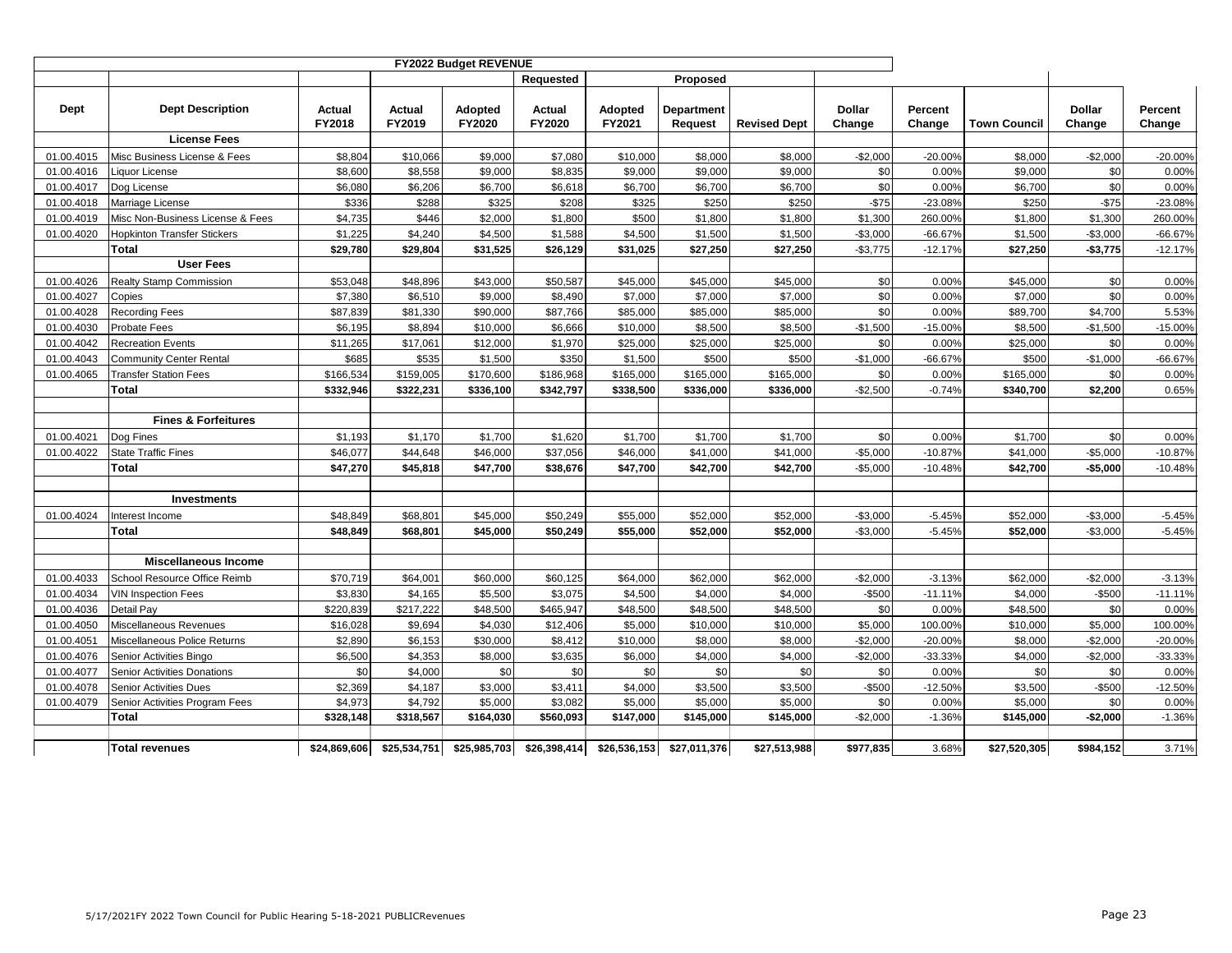| FY2022 Budget REVENUE | | | | | | | | | | | | | |
|---|---|---|---|---|---|---|---|---|---|---|---|---|---|
| | | | | | Requested | | Proposed | | | | | | |
| Dept | Dept Description | Actual FY2018 | Actual FY2019 | Adopted FY2020 | Actual FY2020 | Adopted FY2021 | Department Request | Revised Dept | Dollar Change | Percent Change | Town Council | Dollar Change | Percent Change |
| | **License Fees** | | | | | | | | | | | | |
| 01.00.4015 | Misc Business License & Fees | $8,804 | $10,066 | $9,000 | $7,080 | $10,000 | $8,000 | $8,000 | -$2,000 | -20.00% | $8,000 | -$2,000 | -20.00% |
| 01.00.4016 | Liquor License | $8,600 | $8,558 | $9,000 | $8,835 | $9,000 | $9,000 | $9,000 | $0 | 0.00% | $9,000 | $0 | 0.00% |
| 01.00.4017 | Dog License | $6,080 | $6,206 | $6,700 | $6,618 | $6,700 | $6,700 | $6,700 | $0 | 0.00% | $6,700 | $0 | 0.00% |
| 01.00.4018 | Marriage License | $336 | $288 | $325 | $208 | $325 | $250 | $250 | -$75 | -23.08% | $250 | -$75 | -23.08% |
| 01.00.4019 | Misc Non-Business License & Fees | $4,735 | $446 | $2,000 | $1,800 | $500 | $1,800 | $1,800 | $1,300 | 260.00% | $1,800 | $1,300 | 260.00% |
| 01.00.4020 | Hopkinton Transfer Stickers | $1,225 | $4,240 | $4,500 | $1,588 | $4,500 | $1,500 | $1,500 | -$3,000 | -66.67% | $1,500 | -$3,000 | -66.67% |
| | **Total** | **$29,780** | **$29,804** | **$31,525** | **$26,129** | **$31,025** | **$27,250** | **$27,250** | -$3,775 | -12.17% | **$27,250** | **-$3,775** | -12.17% |
| | **User Fees** | | | | | | | | | | | | |
| 01.00.4026 | Realty Stamp Commission | $53,048 | $48,896 | $43,000 | $50,587 | $45,000 | $45,000 | $45,000 | $0 | 0.00% | $45,000 | $0 | 0.00% |
| 01.00.4027 | Copies | $7,380 | $6,510 | $9,000 | $8,490 | $7,000 | $7,000 | $7,000 | $0 | 0.00% | $7,000 | $0 | 0.00% |
| 01.00.4028 | Recording Fees | $87,839 | $81,330 | $90,000 | $87,766 | $85,000 | $85,000 | $85,000 | $0 | 0.00% | $89,700 | $4,700 | 5.53% |
| 01.00.4030 | Probate Fees | $6,195 | $8,894 | $10,000 | $6,666 | $10,000 | $8,500 | $8,500 | -$1,500 | -15.00% | $8,500 | -$1,500 | -15.00% |
| 01.00.4042 | Recreation Events | $11,265 | $17,061 | $12,000 | $1,970 | $25,000 | $25,000 | $25,000 | $0 | 0.00% | $25,000 | $0 | 0.00% |
| 01.00.4043 | Community Center Rental | $685 | $535 | $1,500 | $350 | $1,500 | $500 | $500 | -$1,000 | -66.67% | $500 | -$1,000 | -66.67% |
| 01.00.4065 | Transfer Station Fees | $166,534 | $159,005 | $170,600 | $186,968 | $165,000 | $165,000 | $165,000 | $0 | 0.00% | $165,000 | $0 | 0.00% |
| | **Total** | **$332,946** | **$322,231** | **$336,100** | **$342,797** | **$338,500** | **$336,000** | **$336,000** | -$2,500 | -0.74% | **$340,700** | **$2,200** | 0.65% |
| | | | | | | | | | | | | | |
| | **Fines & Forfeitures** | | | | | | | | | | | | |
| 01.00.4021 | Dog Fines | $1,193 | $1,170 | $1,700 | $1,620 | $1,700 | $1,700 | $1,700 | $0 | 0.00% | $1,700 | $0 | 0.00% |
| 01.00.4022 | State Traffic Fines | $46,077 | $44,648 | $46,000 | $37,056 | $46,000 | $41,000 | $41,000 | -$5,000 | -10.87% | $41,000 | -$5,000 | -10.87% |
| | **Total** | **$47,270** | **$45,818** | **$47,700** | **$38,676** | **$47,700** | **$42,700** | **$42,700** | -$5,000 | -10.48% | **$42,700** | **-$5,000** | -10.48% |
| | | | | | | | | | | | | | |
| | **Investments** | | | | | | | | | | | | |
| 01.00.4024 | Interest Income | $48,849 | $68,801 | $45,000 | $50,249 | $55,000 | $52,000 | $52,000 | -$3,000 | -5.45% | $52,000 | -$3,000 | -5.45% |
| | **Total** | **$48,849** | **$68,801** | **$45,000** | **$50,249** | **$55,000** | **$52,000** | **$52,000** | -$3,000 | -5.45% | **$52,000** | -$3,000 | -5.45% |
| | | | | | | | | | | | | | |
| | **Miscellaneous Income** | | | | | | | | | | | | |
| 01.00.4033 | School Resource Office Reimb | $70,719 | $64,001 | $60,000 | $60,125 | $64,000 | $62,000 | $62,000 | -$2,000 | -3.13% | $62,000 | -$2,000 | -3.13% |
| 01.00.4034 | VIN Inspection Fees | $3,830 | $4,165 | $5,500 | $3,075 | $4,500 | $4,000 | $4,000 | -$500 | -11.11% | $4,000 | -$500 | -11.11% |
| 01.00.4036 | Detail Pay | $220,839 | $217,222 | $48,500 | $465,947 | $48,500 | $48,500 | $48,500 | $0 | 0.00% | $48,500 | $0 | 0.00% |
| 01.00.4050 | Miscellaneous Revenues | $16,028 | $9,694 | $4,030 | $12,406 | $5,000 | $10,000 | $10,000 | $5,000 | 100.00% | $10,000 | $5,000 | 100.00% |
| 01.00.4051 | Miscellaneous Police Returns | $2,890 | $6,153 | $30,000 | $8,412 | $10,000 | $8,000 | $8,000 | -$2,000 | -20.00% | $8,000 | -$2,000 | -20.00% |
| 01.00.4076 | Senior Activities Bingo | $6,500 | $4,353 | $8,000 | $3,635 | $6,000 | $4,000 | $4,000 | -$2,000 | -33.33% | $4,000 | -$2,000 | -33.33% |
| 01.00.4077 | Senior Activities Donations | $0 | $4,000 | $0 | $0 | $0 | $0 | $0 | $0 | 0.00% | $0 | $0 | 0.00% |
| 01.00.4078 | Senior Activities Dues | $2,369 | $4,187 | $3,000 | $3,411 | $4,000 | $3,500 | $3,500 | -$500 | -12.50% | $3,500 | -$500 | -12.50% |
| 01.00.4079 | Senior Activities Program Fees | $4,973 | $4,792 | $5,000 | $3,082 | $5,000 | $5,000 | $5,000 | $0 | 0.00% | $5,000 | $0 | 0.00% |
| | **Total** | **$328,148** | **$318,567** | **$164,030** | **$560,093** | **$147,000** | **$145,000** | **$145,000** | -$2,000 | -1.36% | **$145,000** | **-$2,000** | -1.36% |
| | | | | | | | | | | | | | |
| | **Total revenues** | **$24,869,606** | **$25,534,751** | **$25,985,703** | **$26,398,414** | **$26,536,153** | **$27,011,376** | **$27,513,988** | **$977,835** | 3.68% | **$27,520,305** | **$984,152** | 3.71% |

5/17/2021FY 2022 Town Council for Public Hearing 5-18-2021 PUBLICRevenues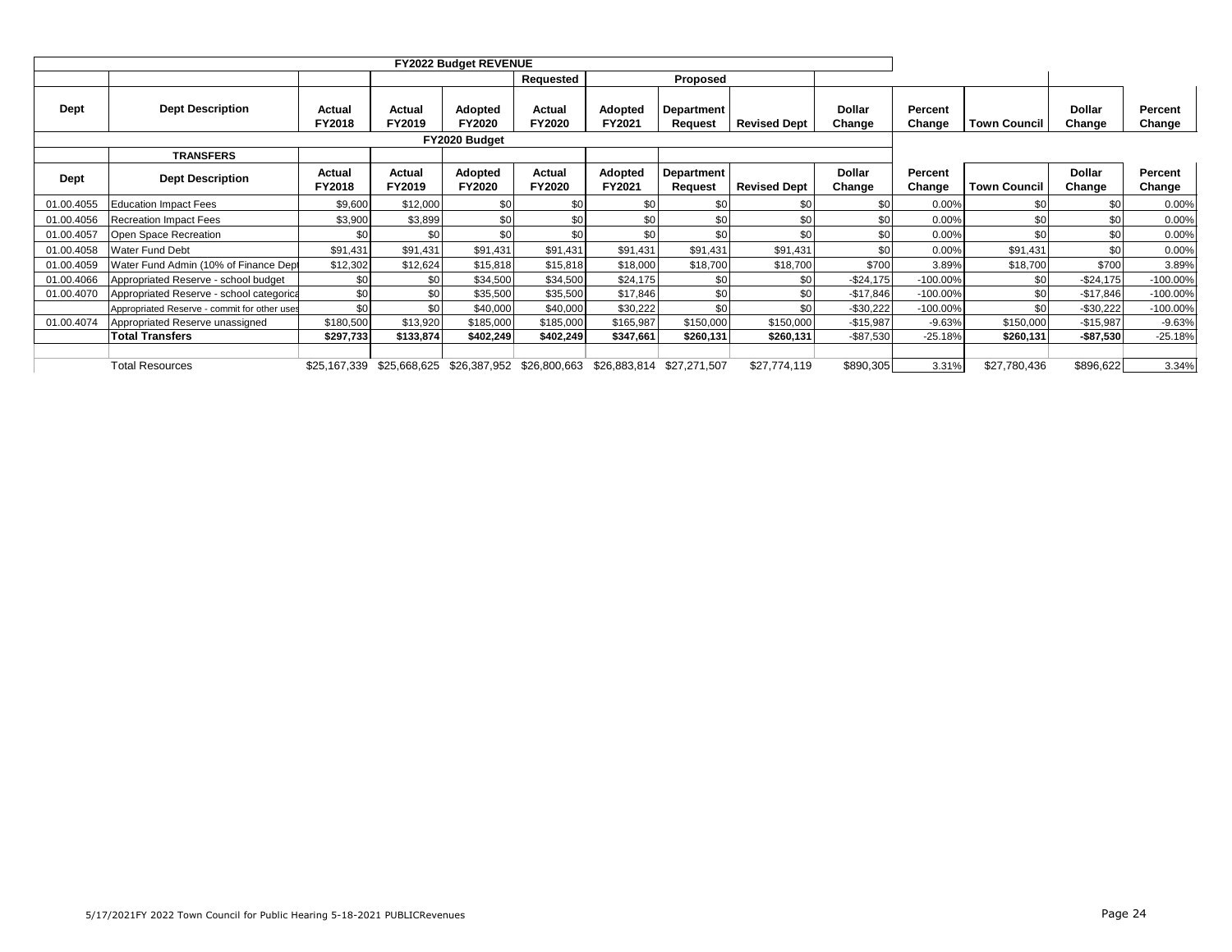| | | | | FY2022 Budget REVENUE | | | | | | | | | |
|---|---|---|---|---|---|---|---|---|---|---|---|---|---|
| | | | | | Requested | | Proposed | | | | | | |
| Dept | Dept Description | Actual FY2018 | Actual FY2019 | Adopted FY2020 | Actual FY2020 | Adopted FY2021 | Department Request | Revised Dept | Dollar Change | Percent Change | Town Council | Dollar Change | Percent Change |
| | | | | FY2020 Budget | | | | | | | | | |
| | TRANSFERS | | | | | | | | | | | | |
| Dept | Dept Description | Actual FY2018 | Actual FY2019 | Adopted FY2020 | Actual FY2020 | Adopted FY2021 | Department Request | Revised Dept | Dollar Change | Percent Change | Town Council | Dollar Change | Percent Change |
| 01.00.4055 | Education Impact Fees | $9,600 | $12,000 | $0 | $0 | $0 | $0 | $0 | $0 | 0.00% | $0 | $0 | 0.00% |
| 01.00.4056 | Recreation Impact Fees | $3,900 | $3,899 | $0 | $0 | $0 | $0 | $0 | $0 | 0.00% | $0 | $0 | 0.00% |
| 01.00.4057 | Open Space Recreation | $0 | $0 | $0 | $0 | $0 | $0 | $0 | $0 | 0.00% | $0 | $0 | 0.00% |
| 01.00.4058 | Water Fund Debt | $91,431 | $91,431 | $91,431 | $91,431 | $91,431 | $91,431 | $91,431 | $0 | 0.00% | $91,431 | $0 | 0.00% |
| 01.00.4059 | Water Fund Admin (10% of Finance Dept | $12,302 | $12,624 | $15,818 | $15,818 | $18,000 | $18,700 | $18,700 | $700 | 3.89% | $18,700 | $700 | 3.89% |
| 01.00.4066 | Appropriated Reserve - school budget | $0 | $0 | $34,500 | $34,500 | $24,175 | $0 | $0 | -$24,175 | -100.00% | $0 | -$24,175 | -100.00% |
| 01.00.4070 | Appropriated Reserve - school categorica | $0 | $0 | $35,500 | $35,500 | $17,846 | $0 | $0 | -$17,846 | -100.00% | $0 | -$17,846 | -100.00% |
| | Appropriated Reserve - commit for other uses | $0 | $0 | $40,000 | $40,000 | $30,222 | $0 | $0 | -$30,222 | -100.00% | $0 | -$30,222 | -100.00% |
| 01.00.4074 | Appropriated Reserve unassigned | $180,500 | $13,920 | $185,000 | $185,000 | $165,987 | $150,000 | $150,000 | -$15,987 | -9.63% | $150,000 | -$15,987 | -9.63% |
| | **Total Transfers** | **$297,733** | **$133,874** | **$402,249** | **$402,249** | **$347,661** | **$260,131** | **$260,131** | -$87,530 | -25.18% | **$260,131** | **-$87,530** | -25.18% |
| | | | | | | | | | | | | | |
| | Total Resources | $25,167,339 | $25,668,625 | $26,387,952 | $26,800,663 | $26,883,814 | $27,271,507 | $27,774,119 | $890,305 | 3.31% | $27,780,436 | $896,622 | 3.34% |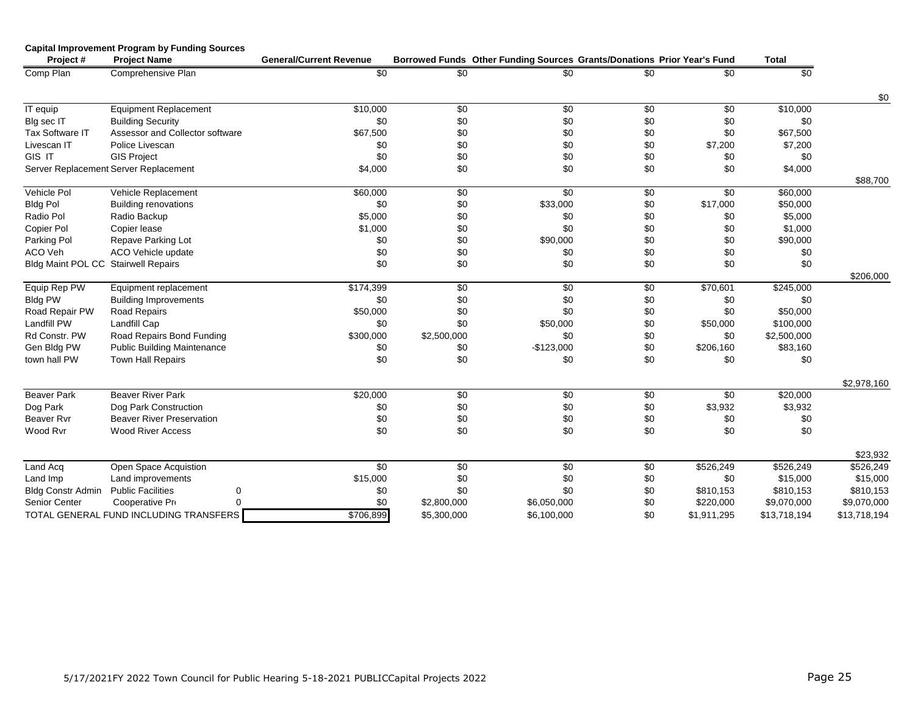**Capital Improvement Program by Funding Sources**

| Project # | Project Name | | General/Current Revenue | Borrowed Funds | Other Funding Sources | Grants/Donations | Prior Year's Fund | Total | |
|---|---|---|---|---|---|---|---|---|---|
| Comp Plan | Comprehensive Plan | | $0 | $0 | $0 | $0 | $0 | $0 | |
| | | | | | | | | | $0 |
| IT equip | Equipment Replacement | | $10,000 | $0 | $0 | $0 | $0 | $10,000 | |
| Blg sec IT | Building Security | | $0 | $0 | $0 | $0 | $0 | $0 | |
| Tax Software IT | Assessor and Collector software | | $67,500 | $0 | $0 | $0 | $0 | $67,500 | |
| Livescan IT | Police Livescan | | $0 | $0 | $0 | $0 | $7,200 | $7,200 | |
| GIS IT | GIS Project | | $0 | $0 | $0 | $0 | $0 | $0 | |
| Server Replacement | Server Replacement | | $4,000 | $0 | $0 | $0 | $0 | $4,000 | |
| | | | | | | | | | $88,700 |
| Vehicle Pol | Vehicle Replacement | | $60,000 | $0 | $0 | $0 | $0 | $60,000 | |
| Bldg Pol | Building renovations | | $0 | $0 | $33,000 | $0 | $17,000 | $50,000 | |
| Radio Pol | Radio Backup | | $5,000 | $0 | $0 | $0 | $0 | $5,000 | |
| Copier Pol | Copier lease | | $1,000 | $0 | $0 | $0 | $0 | $1,000 | |
| Parking Pol | Repave Parking Lot | | $0 | $0 | $90,000 | $0 | $0 | $90,000 | |
| ACO Veh | ACO Vehicle update | | $0 | $0 | $0 | $0 | $0 | $0 | |
| Bldg Maint POL CC | Stairwell Repairs | | $0 | $0 | $0 | $0 | $0 | $0 | |
| | | | | | | | | | $206,000 |
| Equip Rep PW | Equipment replacement | | $174,399 | $0 | $0 | $0 | $70,601 | $245,000 | |
| Bldg PW | Building Improvements | | $0 | $0 | $0 | $0 | $0 | $0 | |
| Road Repair PW | Road Repairs | | $50,000 | $0 | $0 | $0 | $0 | $50,000 | |
| Landfill PW | Landfill Cap | | $0 | $0 | $50,000 | $0 | $50,000 | $100,000 | |
| Rd Constr. PW | Road Repairs Bond Funding | | $300,000 | $2,500,000 | $0 | $0 | $0 | $2,500,000 | |
| Gen Bldg PW | Public Building Maintenance | | $0 | $0 | -$123,000 | $0 | $206,160 | $83,160 | |
| town hall PW | Town Hall Repairs | | $0 | $0 | $0 | $0 | $0 | $0 | |
| | | | | | | | | | $2,978,160 |
| Beaver Park | Beaver River Park | | $20,000 | $0 | $0 | $0 | $0 | $20,000 | |
| Dog Park | Dog Park Construction | | $0 | $0 | $0 | $0 | $3,932 | $3,932 | |
| Beaver Rvr | Beaver River Preservation | | $0 | $0 | $0 | $0 | $0 | $0 | |
| Wood Rvr | Wood River Access | | $0 | $0 | $0 | $0 | $0 | $0 | |
| | | | | | | | | | $23,932 |
| Land Acq | Open Space Acquistion | | $0 | $0 | $0 | $0 | $526,249 | $526,249 | $526,249 |
| Land Imp | Land improvements | | $15,000 | $0 | $0 | $0 | $0 | $15,000 | $15,000 |
| Bldg Constr Admin | Public Facilities | 0 | $0 | $0 | $0 | $0 | $810,153 | $810,153 | $810,153 |
| Senior Center | Cooperative Pr | 0 | $0 | $2,800,000 | $6,050,000 | $0 | $220,000 | $9,070,000 | $9,070,000 |
| TOTAL GENERAL FUND INCLUDING TRANSFERS | | | $706,899 | $5,300,000 | $6,100,000 | $0 | $1,911,295 | $13,718,194 | $13,718,194 |

5/17/2021FY 2022 Town Council for Public Hearing 5-18-2021 PUBLICCapital Projects 2022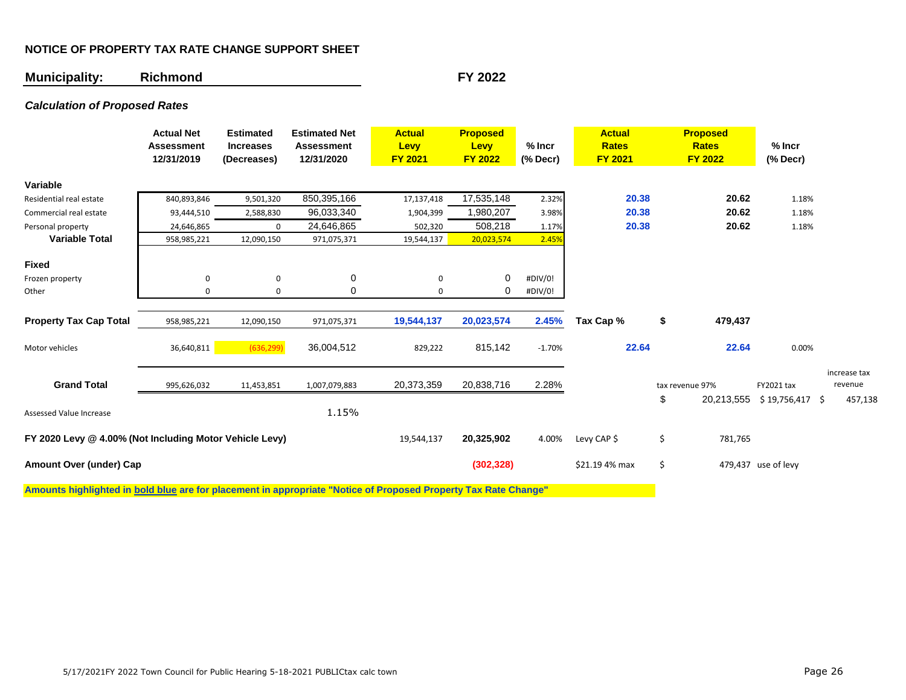**NOTICE OF PROPERTY TAX RATE CHANGE SUPPORT SHEET**

**Municipality: Richmond** **FY 2022**

***Calculation of Proposed Rates***

| | Actual Net Assessment 12/31/2019 | Estimated Increases (Decreases) | Estimated Net Assessment 12/31/2020 | Actual Levy FY 2021 | Proposed Levy FY 2022 | % Incr (% Decr) | Actual Rates FY 2021 | | Proposed Rates FY 2022 | % Incr (% Decr) | |
|---|---|---|---|---|---|---|---|---|---|---|---|
| **Variable** | | | | | | | | | | | |
| Residential real estate | 840,893,846 | 9,501,320 | 850,395,166 | 17,137,418 | 17,535,148 | 2.32% | **20.38** | | **20.62** | 1.18% | |
| Commercial real estate | 93,444,510 | 2,588,830 | 96,033,340 | 1,904,399 | 1,980,207 | 3.98% | **20.38** | | **20.62** | 1.18% | |
| Personal property | 24,646,865 | 0 | 24,646,865 | 502,320 | 508,218 | 1.17% | **20.38** | | **20.62** | 1.18% | |
| **Variable Total** | 958,985,221 | 12,090,150 | 971,075,371 | 19,544,137 | 20,023,574 | 2.45% | | | | | |
| **Fixed** | | | | | | | | | | | |
| Frozen property | 0 | 0 | 0 | 0 | 0 | #DIV/0! | | | | | |
| Other | 0 | 0 | 0 | 0 | 0 | #DIV/0! | | | | | |
| **Property Tax Cap Total** | 958,985,221 | 12,090,150 | 971,075,371 | **19,544,137** | **20,023,574** | **2.45%** | **Tax Cap %** | **$** | **479,437** | | |
| Motor vehicles | 36,640,811 | (636,299) | 36,004,512 | 829,222 | 815,142 | -1.70% | **22.64** | | **22.64** | 0.00% | |
| **Grand Total** | 995,626,032 | 11,453,851 | 1,007,079,883 | 20,373,359 | 20,838,716 | 2.28% | | tax revenue 97% | | FY2021 tax | increase tax revenue |
| | | | | | | | | $ | 20,213,555 | $ 19,756,417 | $ 457,138 |
| Assessed Value Increase | | | 1.15% | | | | | | | | |
| **FY 2020 Levy @ 4.00% (Not Including Motor Vehicle Levy)** | | | | 19,544,137 | **20,325,902** | 4.00% | Levy CAP $ | $ | 781,765 | | |
| **Amount Over (under) Cap** | | | | | **(302,328)** | | $21.19 4% max | $ | 479,437 | use of levy | |

**Amounts highlighted in bold blue are for placement in appropriate "Notice of Proposed Property Tax Rate Change"**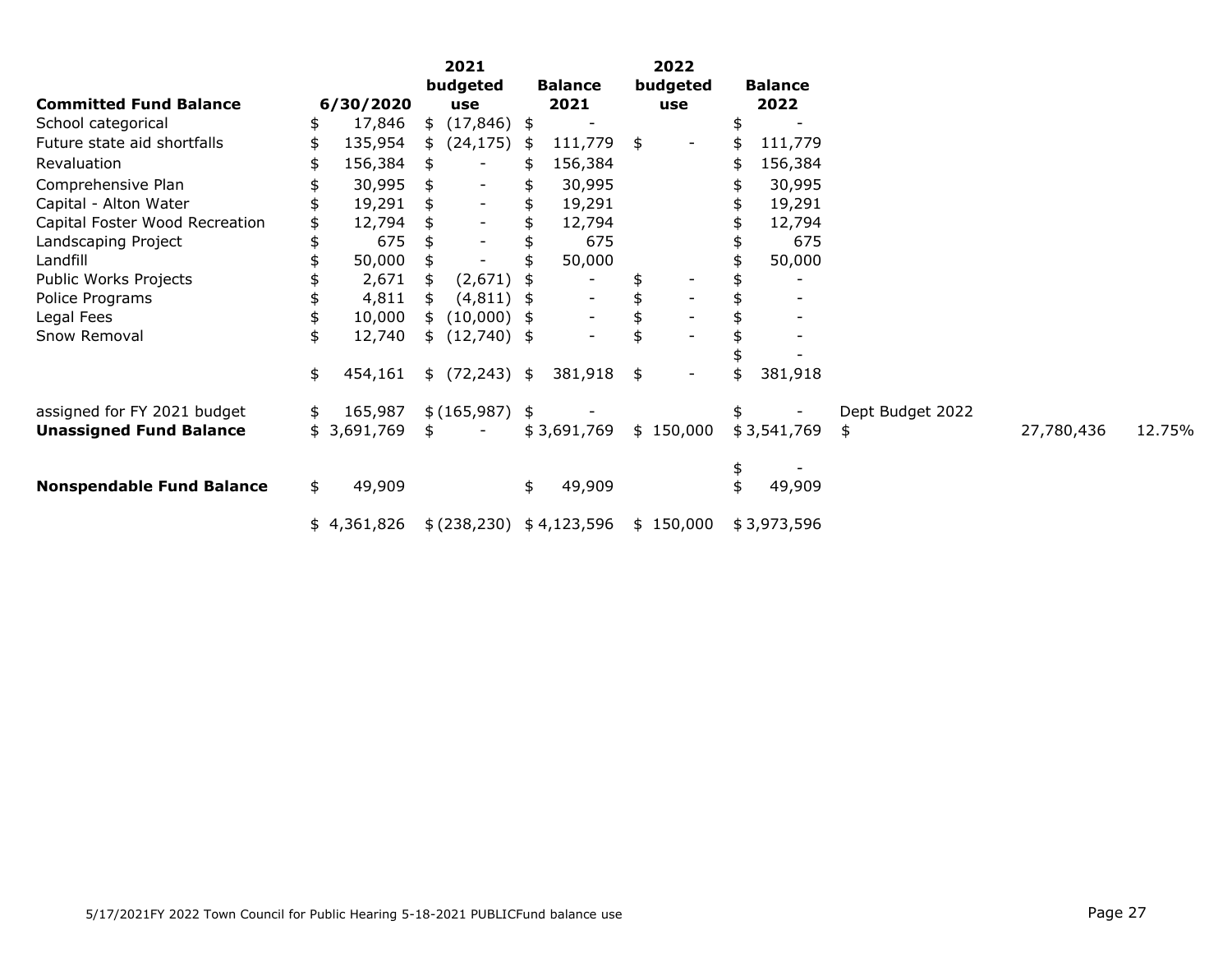| Committed Fund Balance | 6/30/2020 | 2021 budgeted use | Balance 2021 | 2022 budgeted use | Balance 2022 | | | |
|---|---|---|---|---|---|---|---|---|
| School categorical | $ 17,846 | $ (17,846) | $ - | | $ - | | | |
| Future state aid shortfalls | $ 135,954 | $ (24,175) | $ 111,779 | $ - | $ 111,779 | | | |
| Revaluation | $ 156,384 | $ - | $ 156,384 | | $ 156,384 | | | |
| Comprehensive Plan | $ 30,995 | $ - | $ 30,995 | | $ 30,995 | | | |
| Capital - Alton Water | $ 19,291 | $ - | $ 19,291 | | $ 19,291 | | | |
| Capital Foster Wood Recreation | $ 12,794 | $ - | $ 12,794 | | $ 12,794 | | | |
| Landscaping Project | $ 675 | $ - | $ 675 | | $ 675 | | | |
| Landfill | $ 50,000 | $ - | $ 50,000 | | $ 50,000 | | | |
| Public Works Projects | $ 2,671 | $ (2,671) | $ - | $ - | $ - | | | |
| Police Programs | $ 4,811 | $ (4,811) | $ - | $ - | $ - | | | |
| Legal Fees | $ 10,000 | $ (10,000) | $ - | $ - | $ - | | | |
| Snow Removal | $ 12,740 | $ (12,740) | $ - | $ - | $ - | | | |
| | | | | | $ - | | | |
| | $ 454,161 | $ (72,243) | $ 381,918 | $ - | $ 381,918 | | | |
| assigned for FY 2021 budget | $ 165,987 | $ (165,987) | $ - | | $ - | Dept Budget 2022 | | |
| **Unassigned Fund Balance** | $ 3,691,769 | $ - | $ 3,691,769 | $ 150,000 | $ 3,541,769 | $ | 27,780,436 | 12.75% |
| | | | | | $ - | | | |
| **Nonspendable Fund Balance** | $ 49,909 | | $ 49,909 | | $ 49,909 | | | |
| | $ 4,361,826 | $ (238,230) | $ 4,123,596 | $ 150,000 | $ 3,973,596 | | | |

5/17/2021FY 2022 Town Council for Public Hearing 5-18-2021 PUBLICFund balance use